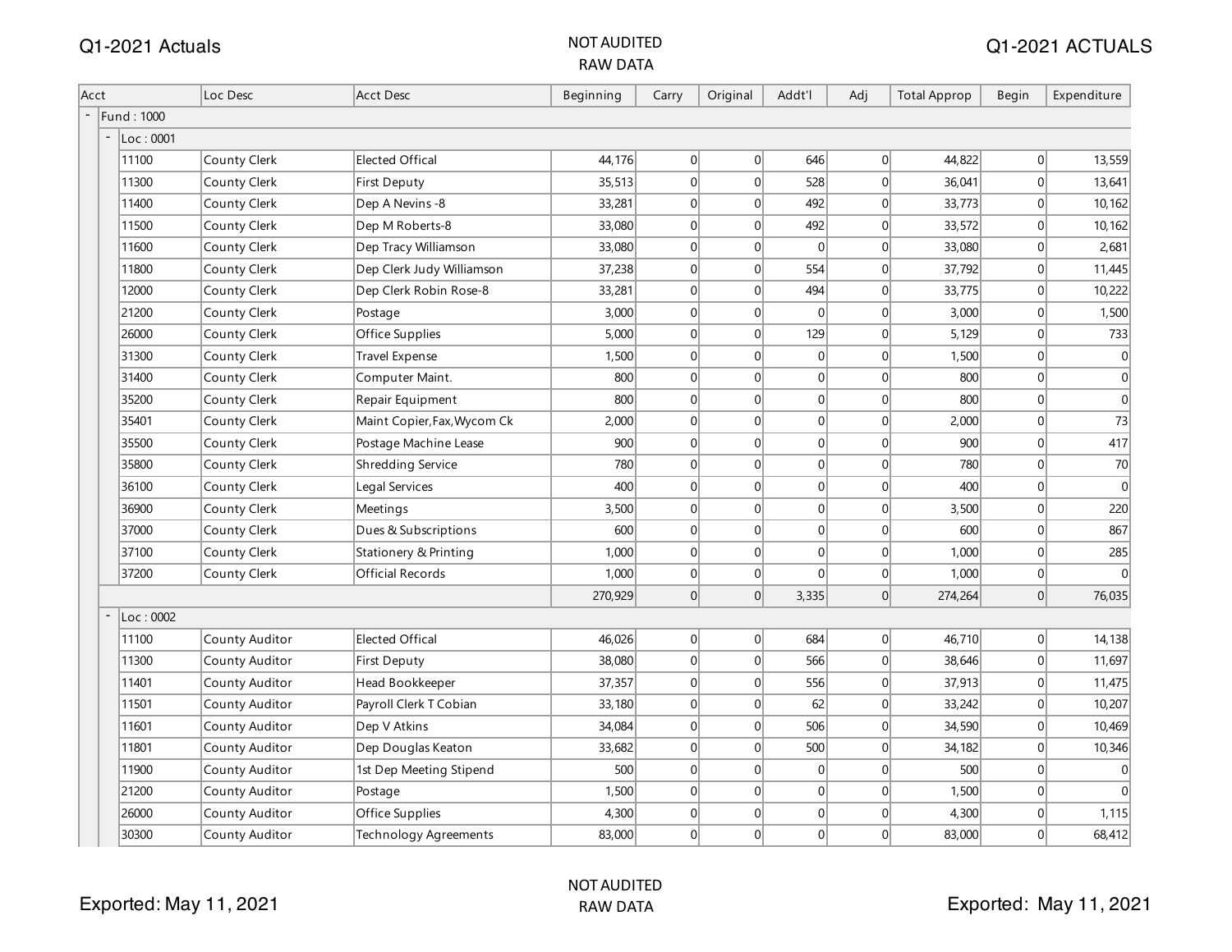# Q1-2021 Actuals

NOT AUDITED
RAW DATA

| Acct | Loc Desc | Acct Desc | Beginning | Carry | Original | Addt'l | Adj | Total Approp | Begin | Expenditure |
|---|---|---|---|---|---|---|---|---|---|---|
| Fund : 1000 | | | | | | | | | | |
| Loc : 0001 | | | | | | | | | | |
| 11100 | County Clerk | Elected Offical | 44,176 | 0 | 0 | 646 | 0 | 44,822 | 0 | 13,559 |
| 11300 | County Clerk | First Deputy | 35,513 | 0 | 0 | 528 | 0 | 36,041 | 0 | 13,641 |
| 11400 | County Clerk | Dep A Nevins -8 | 33,281 | 0 | 0 | 492 | 0 | 33,773 | 0 | 10,162 |
| 11500 | County Clerk | Dep M Roberts-8 | 33,080 | 0 | 0 | 492 | 0 | 33,572 | 0 | 10,162 |
| 11600 | County Clerk | Dep Tracy Williamson | 33,080 | 0 | 0 | 0 | 0 | 33,080 | 0 | 2,681 |
| 11800 | County Clerk | Dep Clerk Judy Williamson | 37,238 | 0 | 0 | 554 | 0 | 37,792 | 0 | 11,445 |
| 12000 | County Clerk | Dep Clerk Robin Rose-8 | 33,281 | 0 | 0 | 494 | 0 | 33,775 | 0 | 10,222 |
| 21200 | County Clerk | Postage | 3,000 | 0 | 0 | 0 | 0 | 3,000 | 0 | 1,500 |
| 26000 | County Clerk | Office Supplies | 5,000 | 0 | 0 | 129 | 0 | 5,129 | 0 | 733 |
| 31300 | County Clerk | Travel Expense | 1,500 | 0 | 0 | 0 | 0 | 1,500 | 0 | 0 |
| 31400 | County Clerk | Computer Maint. | 800 | 0 | 0 | 0 | 0 | 800 | 0 | 0 |
| 35200 | County Clerk | Repair Equipment | 800 | 0 | 0 | 0 | 0 | 800 | 0 | 0 |
| 35401 | County Clerk | Maint Copier,Fax,Wycom Ck | 2,000 | 0 | 0 | 0 | 0 | 2,000 | 0 | 73 |
| 35500 | County Clerk | Postage Machine Lease | 900 | 0 | 0 | 0 | 0 | 900 | 0 | 417 |
| 35800 | County Clerk | Shredding Service | 780 | 0 | 0 | 0 | 0 | 780 | 0 | 70 |
| 36100 | County Clerk | Legal Services | 400 | 0 | 0 | 0 | 0 | 400 | 0 | 0 |
| 36900 | County Clerk | Meetings | 3,500 | 0 | 0 | 0 | 0 | 3,500 | 0 | 220 |
| 37000 | County Clerk | Dues & Subscriptions | 600 | 0 | 0 | 0 | 0 | 600 | 0 | 867 |
| 37100 | County Clerk | Stationery & Printing | 1,000 | 0 | 0 | 0 | 0 | 1,000 | 0 | 285 |
| 37200 | County Clerk | Official Records | 1,000 | 0 | 0 | 0 | 0 | 1,000 | 0 | 0 |
| | | | 270,929 | 0 | 0 | 3,335 | 0 | 274,264 | 0 | 76,035 |
| Loc : 0002 | | | | | | | | | | |
| 11100 | County Auditor | Elected Offical | 46,026 | 0 | 0 | 684 | 0 | 46,710 | 0 | 14,138 |
| 11300 | County Auditor | First Deputy | 38,080 | 0 | 0 | 566 | 0 | 38,646 | 0 | 11,697 |
| 11401 | County Auditor | Head Bookkeeper | 37,357 | 0 | 0 | 556 | 0 | 37,913 | 0 | 11,475 |
| 11501 | County Auditor | Payroll Clerk T Cobian | 33,180 | 0 | 0 | 62 | 0 | 33,242 | 0 | 10,207 |
| 11601 | County Auditor | Dep V Atkins | 34,084 | 0 | 0 | 506 | 0 | 34,590 | 0 | 10,469 |
| 11801 | County Auditor | Dep Douglas Keaton | 33,682 | 0 | 0 | 500 | 0 | 34,182 | 0 | 10,346 |
| 11900 | County Auditor | 1st Dep Meeting Stipend | 500 | 0 | 0 | 0 | 0 | 500 | 0 | 0 |
| 21200 | County Auditor | Postage | 1,500 | 0 | 0 | 0 | 0 | 1,500 | 0 | 0 |
| 26000 | County Auditor | Office Supplies | 4,300 | 0 | 0 | 0 | 0 | 4,300 | 0 | 1,115 |
| 30300 | County Auditor | Technology Agreements | 83,000 | 0 | 0 | 0 | 0 | 83,000 | 0 | 68,412 |

NOT AUDITED
RAW DATA

Exported: May 11, 2021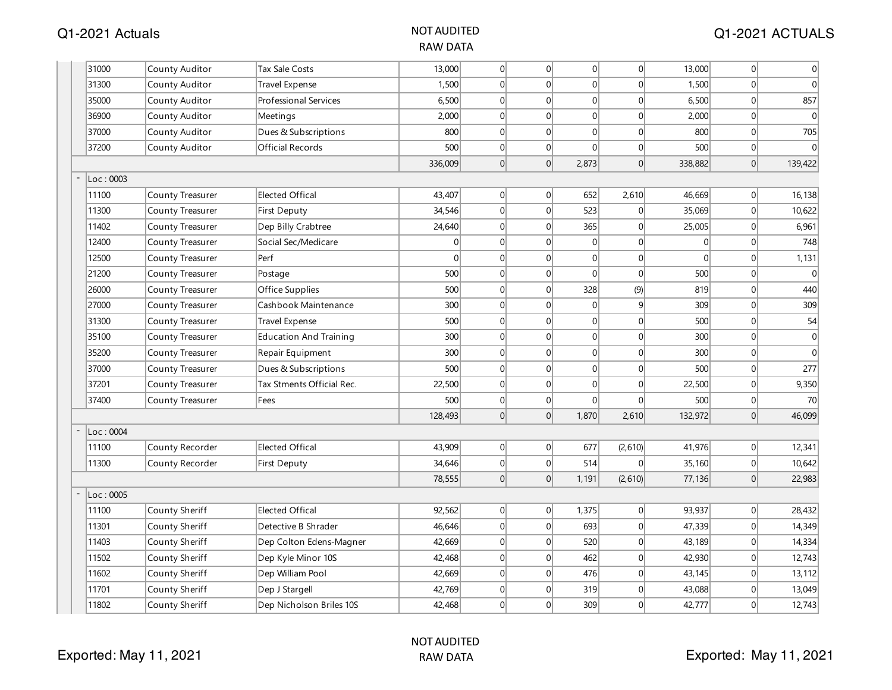| | | | | | | | | | | |
|---|---|---|---|---|---|---|---|---|---|---|
| 31000 | County Auditor | Tax Sale Costs | 13,000 | 0 | 0 | 0 | 0 | 13,000 | 0 | 0 |
| 31300 | County Auditor | Travel Expense | 1,500 | 0 | 0 | 0 | 0 | 1,500 | 0 | 0 |
| 35000 | County Auditor | Professional Services | 6,500 | 0 | 0 | 0 | 0 | 6,500 | 0 | 857 |
| 36900 | County Auditor | Meetings | 2,000 | 0 | 0 | 0 | 0 | 2,000 | 0 | 0 |
| 37000 | County Auditor | Dues & Subscriptions | 800 | 0 | 0 | 0 | 0 | 800 | 0 | 705 |
| 37200 | County Auditor | Official Records | 500 | 0 | 0 | 0 | 0 | 500 | 0 | 0 |
| | | | 336,009 | 0 | 0 | 2,873 | 0 | 338,882 | 0 | 139,422 |
| Loc : 0003 | | | | | | | | | | |
| 11100 | County Treasurer | Elected Offical | 43,407 | 0 | 0 | 652 | 2,610 | 46,669 | 0 | 16,138 |
| 11300 | County Treasurer | First Deputy | 34,546 | 0 | 0 | 523 | 0 | 35,069 | 0 | 10,622 |
| 11402 | County Treasurer | Dep Billy Crabtree | 24,640 | 0 | 0 | 365 | 0 | 25,005 | 0 | 6,961 |
| 12400 | County Treasurer | Social Sec/Medicare | 0 | 0 | 0 | 0 | 0 | 0 | 0 | 748 |
| 12500 | County Treasurer | Perf | 0 | 0 | 0 | 0 | 0 | 0 | 0 | 1,131 |
| 21200 | County Treasurer | Postage | 500 | 0 | 0 | 0 | 0 | 500 | 0 | 0 |
| 26000 | County Treasurer | Office Supplies | 500 | 0 | 0 | 328 | (9) | 819 | 0 | 440 |
| 27000 | County Treasurer | Cashbook Maintenance | 300 | 0 | 0 | 0 | 9 | 309 | 0 | 309 |
| 31300 | County Treasurer | Travel Expense | 500 | 0 | 0 | 0 | 0 | 500 | 0 | 54 |
| 35100 | County Treasurer | Education And Training | 300 | 0 | 0 | 0 | 0 | 300 | 0 | 0 |
| 35200 | County Treasurer | Repair Equipment | 300 | 0 | 0 | 0 | 0 | 300 | 0 | 0 |
| 37000 | County Treasurer | Dues & Subscriptions | 500 | 0 | 0 | 0 | 0 | 500 | 0 | 277 |
| 37201 | County Treasurer | Tax Stments Official Rec. | 22,500 | 0 | 0 | 0 | 0 | 22,500 | 0 | 9,350 |
| 37400 | County Treasurer | Fees | 500 | 0 | 0 | 0 | 0 | 500 | 0 | 70 |
| | | | 128,493 | 0 | 0 | 1,870 | 2,610 | 132,972 | 0 | 46,099 |
| Loc : 0004 | | | | | | | | | | |
| 11100 | County Recorder | Elected Offical | 43,909 | 0 | 0 | 677 | (2,610) | 41,976 | 0 | 12,341 |
| 11300 | County Recorder | First Deputy | 34,646 | 0 | 0 | 514 | 0 | 35,160 | 0 | 10,642 |
| | | | 78,555 | 0 | 0 | 1,191 | (2,610) | 77,136 | 0 | 22,983 |
| Loc : 0005 | | | | | | | | | | |
| 11100 | County Sheriff | Elected Offical | 92,562 | 0 | 0 | 1,375 | 0 | 93,937 | 0 | 28,432 |
| 11301 | County Sheriff | Detective B Shrader | 46,646 | 0 | 0 | 693 | 0 | 47,339 | 0 | 14,349 |
| 11403 | County Sheriff | Dep Colton Edens-Magner | 42,669 | 0 | 0 | 520 | 0 | 43,189 | 0 | 14,334 |
| 11502 | County Sheriff | Dep Kyle Minor 10S | 42,468 | 0 | 0 | 462 | 0 | 42,930 | 0 | 12,743 |
| 11602 | County Sheriff | Dep William Pool | 42,669 | 0 | 0 | 476 | 0 | 43,145 | 0 | 13,112 |
| 11701 | County Sheriff | Dep J Stargell | 42,769 | 0 | 0 | 319 | 0 | 43,088 | 0 | 13,049 |
| 11802 | County Sheriff | Dep Nicholson Briles 10S | 42,468 | 0 | 0 | 309 | 0 | 42,777 | 0 | 12,743 |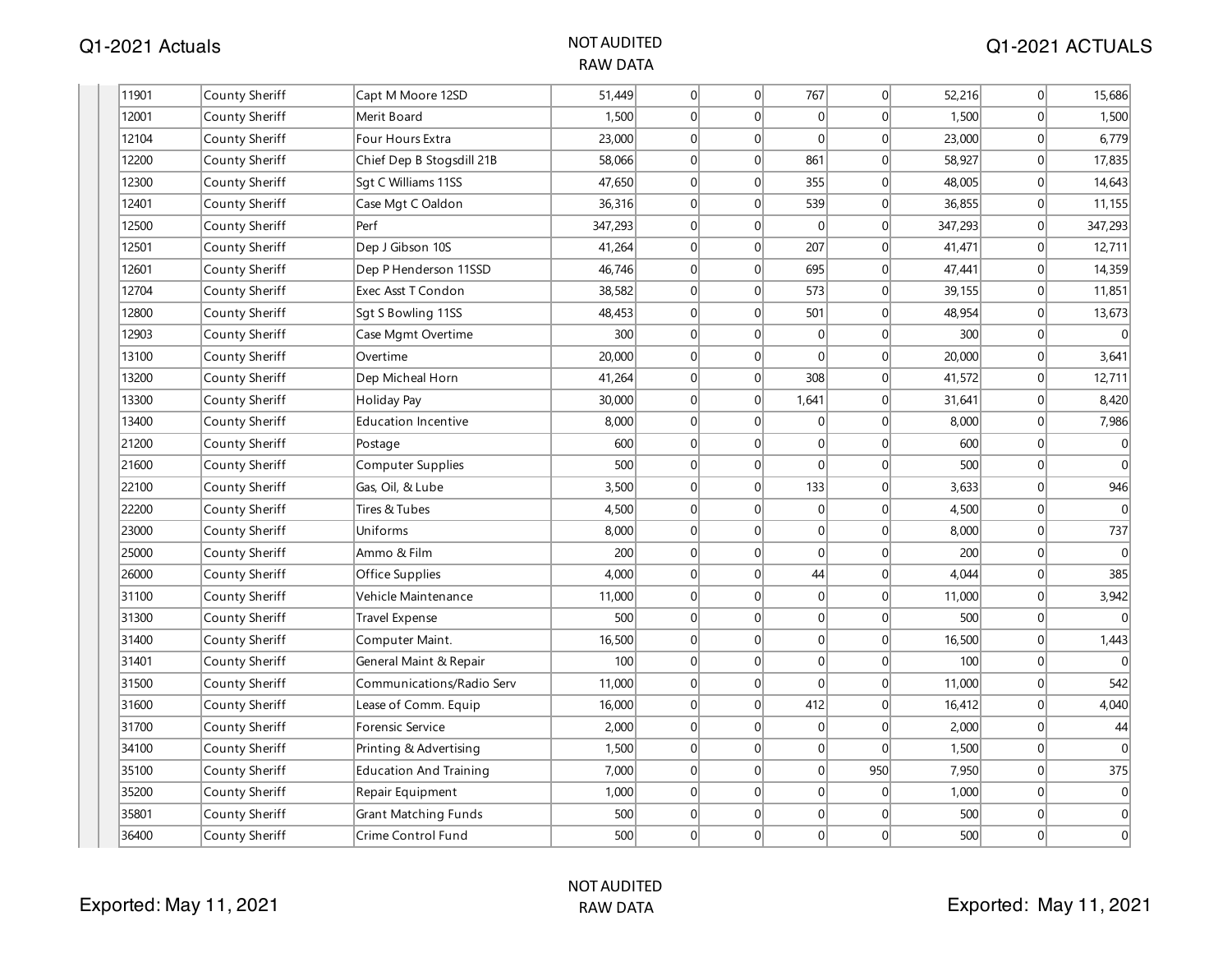| | | | | | | | | | |
|---|---|---|---|---|---|---|---|---|---|
| 11901 | County Sheriff | Capt M Moore 12SD | 51,449 | 0 | 0 | 767 | 0 | 52,216 | 0 | 15,686 |
| 12001 | County Sheriff | Merit Board | 1,500 | 0 | 0 | 0 | 0 | 1,500 | 0 | 1,500 |
| 12104 | County Sheriff | Four Hours Extra | 23,000 | 0 | 0 | 0 | 0 | 23,000 | 0 | 6,779 |
| 12200 | County Sheriff | Chief Dep B Stogsdill 21B | 58,066 | 0 | 0 | 861 | 0 | 58,927 | 0 | 17,835 |
| 12300 | County Sheriff | Sgt C Williams 11SS | 47,650 | 0 | 0 | 355 | 0 | 48,005 | 0 | 14,643 |
| 12401 | County Sheriff | Case Mgt C Oaldon | 36,316 | 0 | 0 | 539 | 0 | 36,855 | 0 | 11,155 |
| 12500 | County Sheriff | Perf | 347,293 | 0 | 0 | 0 | 0 | 347,293 | 0 | 347,293 |
| 12501 | County Sheriff | Dep J Gibson 10S | 41,264 | 0 | 0 | 207 | 0 | 41,471 | 0 | 12,711 |
| 12601 | County Sheriff | Dep P Henderson 11SSD | 46,746 | 0 | 0 | 695 | 0 | 47,441 | 0 | 14,359 |
| 12704 | County Sheriff | Exec Asst T Condon | 38,582 | 0 | 0 | 573 | 0 | 39,155 | 0 | 11,851 |
| 12800 | County Sheriff | Sgt S Bowling 11SS | 48,453 | 0 | 0 | 501 | 0 | 48,954 | 0 | 13,673 |
| 12903 | County Sheriff | Case Mgmt Overtime | 300 | 0 | 0 | 0 | 0 | 300 | 0 | 0 |
| 13100 | County Sheriff | Overtime | 20,000 | 0 | 0 | 0 | 0 | 20,000 | 0 | 3,641 |
| 13200 | County Sheriff | Dep Micheal Horn | 41,264 | 0 | 0 | 308 | 0 | 41,572 | 0 | 12,711 |
| 13300 | County Sheriff | Holiday Pay | 30,000 | 0 | 0 | 1,641 | 0 | 31,641 | 0 | 8,420 |
| 13400 | County Sheriff | Education Incentive | 8,000 | 0 | 0 | 0 | 0 | 8,000 | 0 | 7,986 |
| 21200 | County Sheriff | Postage | 600 | 0 | 0 | 0 | 0 | 600 | 0 | 0 |
| 21600 | County Sheriff | Computer Supplies | 500 | 0 | 0 | 0 | 0 | 500 | 0 | 0 |
| 22100 | County Sheriff | Gas, Oil, & Lube | 3,500 | 0 | 0 | 133 | 0 | 3,633 | 0 | 946 |
| 22200 | County Sheriff | Tires & Tubes | 4,500 | 0 | 0 | 0 | 0 | 4,500 | 0 | 0 |
| 23000 | County Sheriff | Uniforms | 8,000 | 0 | 0 | 0 | 0 | 8,000 | 0 | 737 |
| 25000 | County Sheriff | Ammo & Film | 200 | 0 | 0 | 0 | 0 | 200 | 0 | 0 |
| 26000 | County Sheriff | Office Supplies | 4,000 | 0 | 0 | 44 | 0 | 4,044 | 0 | 385 |
| 31100 | County Sheriff | Vehicle Maintenance | 11,000 | 0 | 0 | 0 | 0 | 11,000 | 0 | 3,942 |
| 31300 | County Sheriff | Travel Expense | 500 | 0 | 0 | 0 | 0 | 500 | 0 | 0 |
| 31400 | County Sheriff | Computer Maint. | 16,500 | 0 | 0 | 0 | 0 | 16,500 | 0 | 1,443 |
| 31401 | County Sheriff | General Maint & Repair | 100 | 0 | 0 | 0 | 0 | 100 | 0 | 0 |
| 31500 | County Sheriff | Communications/Radio Serv | 11,000 | 0 | 0 | 0 | 0 | 11,000 | 0 | 542 |
| 31600 | County Sheriff | Lease of Comm. Equip | 16,000 | 0 | 0 | 412 | 0 | 16,412 | 0 | 4,040 |
| 31700 | County Sheriff | Forensic Service | 2,000 | 0 | 0 | 0 | 0 | 2,000 | 0 | 44 |
| 34100 | County Sheriff | Printing & Advertising | 1,500 | 0 | 0 | 0 | 0 | 1,500 | 0 | 0 |
| 35100 | County Sheriff | Education And Training | 7,000 | 0 | 0 | 0 | 950 | 7,950 | 0 | 375 |
| 35200 | County Sheriff | Repair Equipment | 1,000 | 0 | 0 | 0 | 0 | 1,000 | 0 | 0 |
| 35801 | County Sheriff | Grant Matching Funds | 500 | 0 | 0 | 0 | 0 | 500 | 0 | 0 |
| 36400 | County Sheriff | Crime Control Fund | 500 | 0 | 0 | 0 | 0 | 500 | 0 | 0 |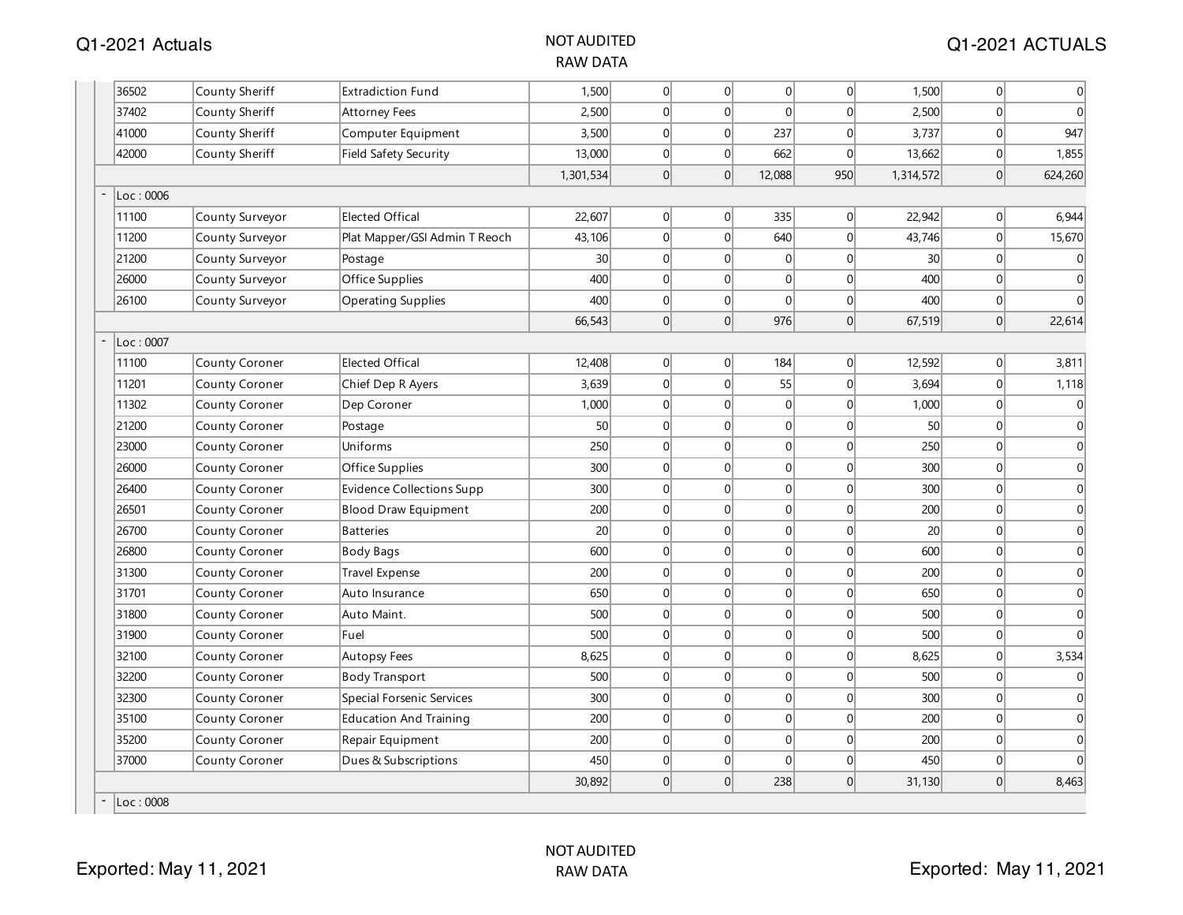NOT AUDITED
RAW DATA

| | Account | Department | Description | | | | | | | | |
|---|---|---|---|---|---|---|---|---|---|---|---|
| | 36502 | County Sheriff | Extradiction Fund | 1,500 | 0 | 0 | 0 | 0 | 1,500 | 0 | 0 |
| | 37402 | County Sheriff | Attorney Fees | 2,500 | 0 | 0 | 0 | 0 | 2,500 | 0 | 0 |
| | 41000 | County Sheriff | Computer Equipment | 3,500 | 0 | 0 | 237 | 0 | 3,737 | 0 | 947 |
| | 42000 | County Sheriff | Field Safety Security | 13,000 | 0 | 0 | 662 | 0 | 13,662 | 0 | 1,855 |
| | | | | 1,301,534 | 0 | 0 | 12,088 | 950 | 1,314,572 | 0 | 624,260 |
| - | Loc : 0006 | | | | | | | | | | |
| | 11100 | County Surveyor | Elected Offical | 22,607 | 0 | 0 | 335 | 0 | 22,942 | 0 | 6,944 |
| | 11200 | County Surveyor | Plat Mapper/GSI Admin T Reoch | 43,106 | 0 | 0 | 640 | 0 | 43,746 | 0 | 15,670 |
| | 21200 | County Surveyor | Postage | 30 | 0 | 0 | 0 | 0 | 30 | 0 | 0 |
| | 26000 | County Surveyor | Office Supplies | 400 | 0 | 0 | 0 | 0 | 400 | 0 | 0 |
| | 26100 | County Surveyor | Operating Supplies | 400 | 0 | 0 | 0 | 0 | 400 | 0 | 0 |
| | | | | 66,543 | 0 | 0 | 976 | 0 | 67,519 | 0 | 22,614 |
| - | Loc : 0007 | | | | | | | | | | |
| | 11100 | County Coroner | Elected Offical | 12,408 | 0 | 0 | 184 | 0 | 12,592 | 0 | 3,811 |
| | 11201 | County Coroner | Chief Dep R Ayers | 3,639 | 0 | 0 | 55 | 0 | 3,694 | 0 | 1,118 |
| | 11302 | County Coroner | Dep Coroner | 1,000 | 0 | 0 | 0 | 0 | 1,000 | 0 | 0 |
| | 21200 | County Coroner | Postage | 50 | 0 | 0 | 0 | 0 | 50 | 0 | 0 |
| | 23000 | County Coroner | Uniforms | 250 | 0 | 0 | 0 | 0 | 250 | 0 | 0 |
| | 26000 | County Coroner | Office Supplies | 300 | 0 | 0 | 0 | 0 | 300 | 0 | 0 |
| | 26400 | County Coroner | Evidence Collections Supp | 300 | 0 | 0 | 0 | 0 | 300 | 0 | 0 |
| | 26501 | County Coroner | Blood Draw Equipment | 200 | 0 | 0 | 0 | 0 | 200 | 0 | 0 |
| | 26700 | County Coroner | Batteries | 20 | 0 | 0 | 0 | 0 | 20 | 0 | 0 |
| | 26800 | County Coroner | Body Bags | 600 | 0 | 0 | 0 | 0 | 600 | 0 | 0 |
| | 31300 | County Coroner | Travel Expense | 200 | 0 | 0 | 0 | 0 | 200 | 0 | 0 |
| | 31701 | County Coroner | Auto Insurance | 650 | 0 | 0 | 0 | 0 | 650 | 0 | 0 |
| | 31800 | County Coroner | Auto Maint. | 500 | 0 | 0 | 0 | 0 | 500 | 0 | 0 |
| | 31900 | County Coroner | Fuel | 500 | 0 | 0 | 0 | 0 | 500 | 0 | 0 |
| | 32100 | County Coroner | Autopsy Fees | 8,625 | 0 | 0 | 0 | 0 | 8,625 | 0 | 3,534 |
| | 32200 | County Coroner | Body Transport | 500 | 0 | 0 | 0 | 0 | 500 | 0 | 0 |
| | 32300 | County Coroner | Special Forsenic Services | 300 | 0 | 0 | 0 | 0 | 300 | 0 | 0 |
| | 35100 | County Coroner | Education And Training | 200 | 0 | 0 | 0 | 0 | 200 | 0 | 0 |
| | 35200 | County Coroner | Repair Equipment | 200 | 0 | 0 | 0 | 0 | 200 | 0 | 0 |
| | 37000 | County Coroner | Dues & Subscriptions | 450 | 0 | 0 | 0 | 0 | 450 | 0 | 0 |
| | | | | 30,892 | 0 | 0 | 238 | 0 | 31,130 | 0 | 8,463 |
| - | Loc : 0008 | | | | | | | | | | |

NOT AUDITED
RAW DATA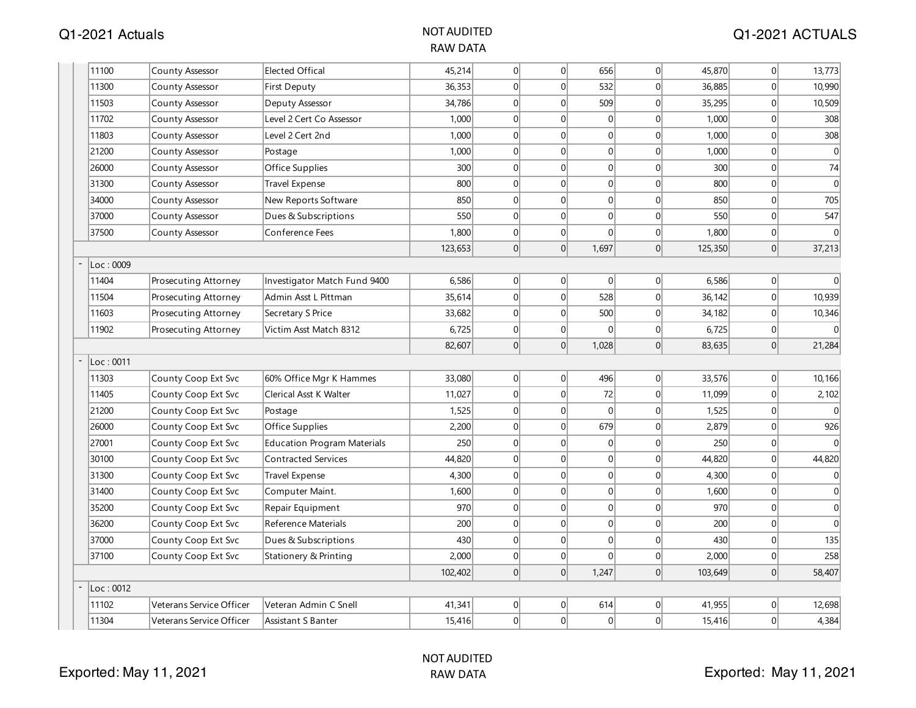| | | | | | | | | | |
|---|---|---|---|---|---|---|---|---|---|
| 11100 | County Assessor | Elected Offical | 45,214 | 0 | 0 | 656 | 0 | 45,870 | 0 | 13,773 |
| 11300 | County Assessor | First Deputy | 36,353 | 0 | 0 | 532 | 0 | 36,885 | 0 | 10,990 |
| 11503 | County Assessor | Deputy Assessor | 34,786 | 0 | 0 | 509 | 0 | 35,295 | 0 | 10,509 |
| 11702 | County Assessor | Level 2 Cert Co Assessor | 1,000 | 0 | 0 | 0 | 0 | 1,000 | 0 | 308 |
| 11803 | County Assessor | Level 2 Cert 2nd | 1,000 | 0 | 0 | 0 | 0 | 1,000 | 0 | 308 |
| 21200 | County Assessor | Postage | 1,000 | 0 | 0 | 0 | 0 | 1,000 | 0 | 0 |
| 26000 | County Assessor | Office Supplies | 300 | 0 | 0 | 0 | 0 | 300 | 0 | 74 |
| 31300 | County Assessor | Travel Expense | 800 | 0 | 0 | 0 | 0 | 800 | 0 | 0 |
| 34000 | County Assessor | New Reports Software | 850 | 0 | 0 | 0 | 0 | 850 | 0 | 705 |
| 37000 | County Assessor | Dues & Subscriptions | 550 | 0 | 0 | 0 | 0 | 550 | 0 | 547 |
| 37500 | County Assessor | Conference Fees | 1,800 | 0 | 0 | 0 | 0 | 1,800 | 0 | 0 |
| | | | 123,653 | 0 | 0 | 1,697 | 0 | 125,350 | 0 | 37,213 |
| Loc : 0009 | | | | | | | | | | |
| 11404 | Prosecuting Attorney | Investigator Match Fund 9400 | 6,586 | 0 | 0 | 0 | 0 | 6,586 | 0 | 0 |
| 11504 | Prosecuting Attorney | Admin Asst L Pittman | 35,614 | 0 | 0 | 528 | 0 | 36,142 | 0 | 10,939 |
| 11603 | Prosecuting Attorney | Secretary S Price | 33,682 | 0 | 0 | 500 | 0 | 34,182 | 0 | 10,346 |
| 11902 | Prosecuting Attorney | Victim Asst Match 8312 | 6,725 | 0 | 0 | 0 | 0 | 6,725 | 0 | 0 |
| | | | 82,607 | 0 | 0 | 1,028 | 0 | 83,635 | 0 | 21,284 |
| Loc : 0011 | | | | | | | | | | |
| 11303 | County Coop Ext Svc | 60% Office Mgr K Hammes | 33,080 | 0 | 0 | 496 | 0 | 33,576 | 0 | 10,166 |
| 11405 | County Coop Ext Svc | Clerical Asst K Walter | 11,027 | 0 | 0 | 72 | 0 | 11,099 | 0 | 2,102 |
| 21200 | County Coop Ext Svc | Postage | 1,525 | 0 | 0 | 0 | 0 | 1,525 | 0 | 0 |
| 26000 | County Coop Ext Svc | Office Supplies | 2,200 | 0 | 0 | 679 | 0 | 2,879 | 0 | 926 |
| 27001 | County Coop Ext Svc | Education Program Materials | 250 | 0 | 0 | 0 | 0 | 250 | 0 | 0 |
| 30100 | County Coop Ext Svc | Contracted Services | 44,820 | 0 | 0 | 0 | 0 | 44,820 | 0 | 44,820 |
| 31300 | County Coop Ext Svc | Travel Expense | 4,300 | 0 | 0 | 0 | 0 | 4,300 | 0 | 0 |
| 31400 | County Coop Ext Svc | Computer Maint. | 1,600 | 0 | 0 | 0 | 0 | 1,600 | 0 | 0 |
| 35200 | County Coop Ext Svc | Repair Equipment | 970 | 0 | 0 | 0 | 0 | 970 | 0 | 0 |
| 36200 | County Coop Ext Svc | Reference Materials | 200 | 0 | 0 | 0 | 0 | 200 | 0 | 0 |
| 37000 | County Coop Ext Svc | Dues & Subscriptions | 430 | 0 | 0 | 0 | 0 | 430 | 0 | 135 |
| 37100 | County Coop Ext Svc | Stationery & Printing | 2,000 | 0 | 0 | 0 | 0 | 2,000 | 0 | 258 |
| | | | 102,402 | 0 | 0 | 1,247 | 0 | 103,649 | 0 | 58,407 |
| Loc : 0012 | | | | | | | | | | |
| 11102 | Veterans Service Officer | Veteran Admin C Snell | 41,341 | 0 | 0 | 614 | 0 | 41,955 | 0 | 12,698 |
| 11304 | Veterans Service Officer | Assistant S Banter | 15,416 | 0 | 0 | 0 | 0 | 15,416 | 0 | 4,384 |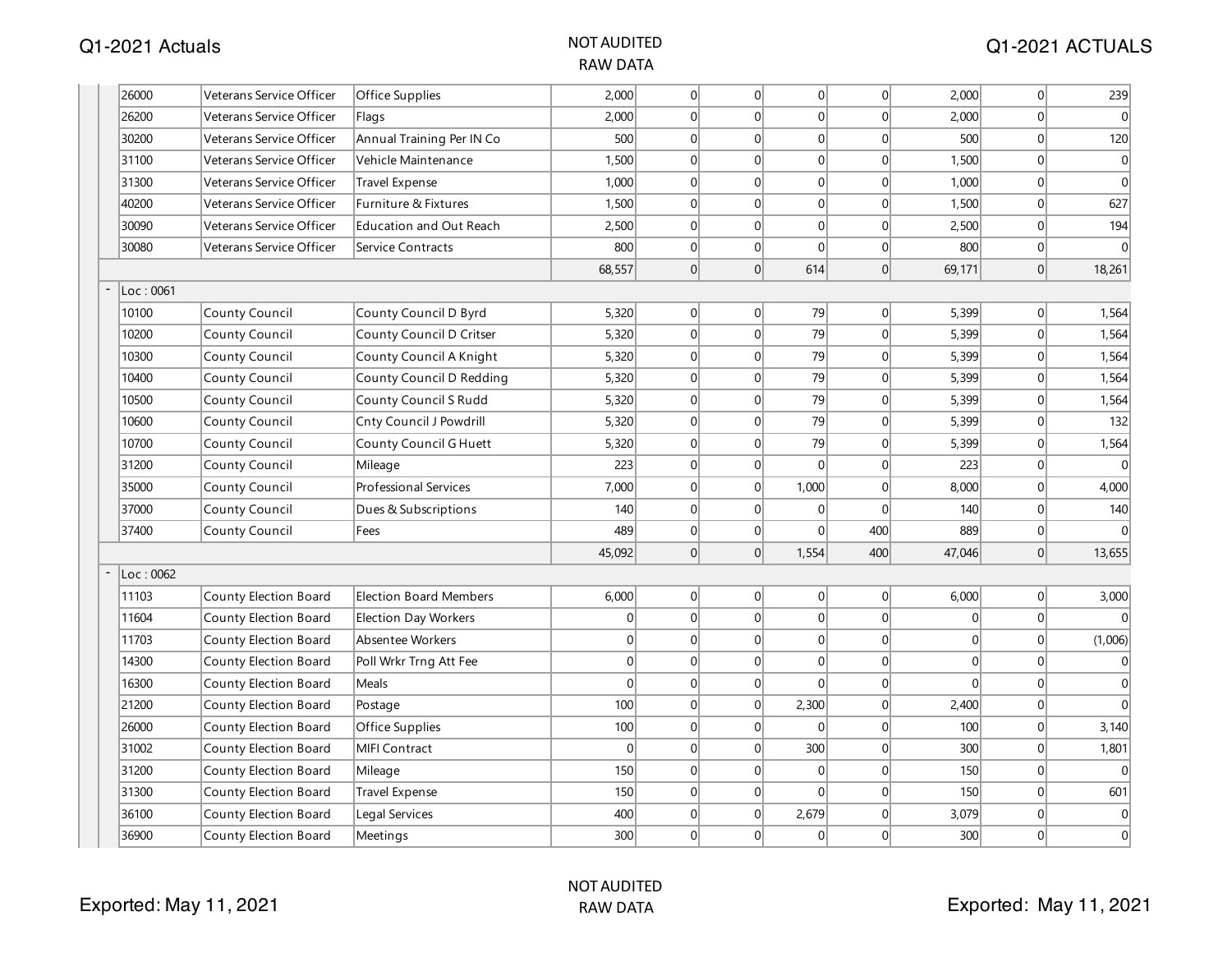| | | | | | | | | | | |
|---|---|---|---|---|---|---|---|---|---|---|
| 26000 | Veterans Service Officer | Office Supplies | 2,000 | 0 | 0 | 0 | 0 | 2,000 | 0 | 239 |
| 26200 | Veterans Service Officer | Flags | 2,000 | 0 | 0 | 0 | 0 | 2,000 | 0 | 0 |
| 30200 | Veterans Service Officer | Annual Training Per IN Co | 500 | 0 | 0 | 0 | 0 | 500 | 0 | 120 |
| 31100 | Veterans Service Officer | Vehicle Maintenance | 1,500 | 0 | 0 | 0 | 0 | 1,500 | 0 | 0 |
| 31300 | Veterans Service Officer | Travel Expense | 1,000 | 0 | 0 | 0 | 0 | 1,000 | 0 | 0 |
| 40200 | Veterans Service Officer | Furniture & Fixtures | 1,500 | 0 | 0 | 0 | 0 | 1,500 | 0 | 627 |
| 30090 | Veterans Service Officer | Education and Out Reach | 2,500 | 0 | 0 | 0 | 0 | 2,500 | 0 | 194 |
| 30080 | Veterans Service Officer | Service Contracts | 800 | 0 | 0 | 0 | 0 | 800 | 0 | 0 |
| | | | 68,557 | 0 | 0 | 614 | 0 | 69,171 | 0 | 18,261 |
| Loc : 0061 | | | | | | | | | | |
| 10100 | County Council | County Council D Byrd | 5,320 | 0 | 0 | 79 | 0 | 5,399 | 0 | 1,564 |
| 10200 | County Council | County Council D Critser | 5,320 | 0 | 0 | 79 | 0 | 5,399 | 0 | 1,564 |
| 10300 | County Council | County Council A Knight | 5,320 | 0 | 0 | 79 | 0 | 5,399 | 0 | 1,564 |
| 10400 | County Council | County Council D Redding | 5,320 | 0 | 0 | 79 | 0 | 5,399 | 0 | 1,564 |
| 10500 | County Council | County Council S Rudd | 5,320 | 0 | 0 | 79 | 0 | 5,399 | 0 | 1,564 |
| 10600 | County Council | Cnty Council J Powdrill | 5,320 | 0 | 0 | 79 | 0 | 5,399 | 0 | 132 |
| 10700 | County Council | County Council G Huett | 5,320 | 0 | 0 | 79 | 0 | 5,399 | 0 | 1,564 |
| 31200 | County Council | Mileage | 223 | 0 | 0 | 0 | 0 | 223 | 0 | 0 |
| 35000 | County Council | Professional Services | 7,000 | 0 | 0 | 1,000 | 0 | 8,000 | 0 | 4,000 |
| 37000 | County Council | Dues & Subscriptions | 140 | 0 | 0 | 0 | 0 | 140 | 0 | 140 |
| 37400 | County Council | Fees | 489 | 0 | 0 | 0 | 400 | 889 | 0 | 0 |
| | | | 45,092 | 0 | 0 | 1,554 | 400 | 47,046 | 0 | 13,655 |
| Loc : 0062 | | | | | | | | | | |
| 11103 | County Election Board | Election Board Members | 6,000 | 0 | 0 | 0 | 0 | 6,000 | 0 | 3,000 |
| 11604 | County Election Board | Election Day Workers | 0 | 0 | 0 | 0 | 0 | 0 | 0 | 0 |
| 11703 | County Election Board | Absentee Workers | 0 | 0 | 0 | 0 | 0 | 0 | 0 | (1,006) |
| 14300 | County Election Board | Poll Wrkr Trng Att Fee | 0 | 0 | 0 | 0 | 0 | 0 | 0 | 0 |
| 16300 | County Election Board | Meals | 0 | 0 | 0 | 0 | 0 | 0 | 0 | 0 |
| 21200 | County Election Board | Postage | 100 | 0 | 0 | 2,300 | 0 | 2,400 | 0 | 0 |
| 26000 | County Election Board | Office Supplies | 100 | 0 | 0 | 0 | 0 | 100 | 0 | 3,140 |
| 31002 | County Election Board | MIFI Contract | 0 | 0 | 0 | 300 | 0 | 300 | 0 | 1,801 |
| 31200 | County Election Board | Mileage | 150 | 0 | 0 | 0 | 0 | 150 | 0 | 0 |
| 31300 | County Election Board | Travel Expense | 150 | 0 | 0 | 0 | 0 | 150 | 0 | 601 |
| 36100 | County Election Board | Legal Services | 400 | 0 | 0 | 2,679 | 0 | 3,079 | 0 | 0 |
| 36900 | County Election Board | Meetings | 300 | 0 | 0 | 0 | 0 | 300 | 0 | 0 |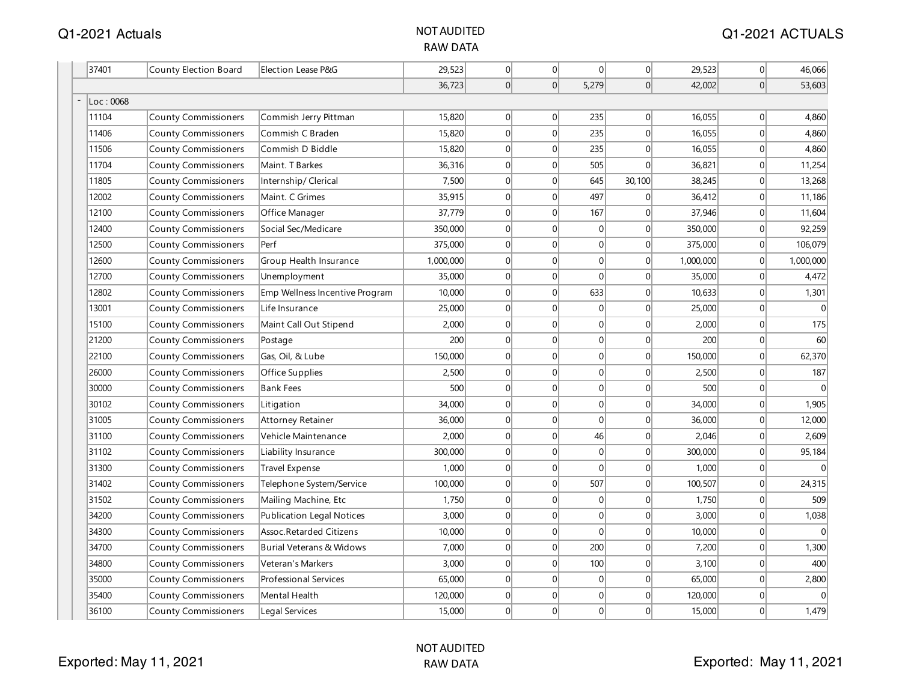| | | | | | | | | | |
|---|---|---|---|---|---|---|---|---|---|
| 37401 | County Election Board | Election Lease P&G | 29,523 | 0 | 0 | 0 | 0 | 29,523 | 0 | 46,066 |
| | | | 36,723 | 0 | 0 | 5,279 | 0 | 42,002 | 0 | 53,603 |
| Loc : 0068 | | | | | | | | | | |
| 11104 | County Commissioners | Commish Jerry Pittman | 15,820 | 0 | 0 | 235 | 0 | 16,055 | 0 | 4,860 |
| 11406 | County Commissioners | Commish C Braden | 15,820 | 0 | 0 | 235 | 0 | 16,055 | 0 | 4,860 |
| 11506 | County Commissioners | Commish D Biddle | 15,820 | 0 | 0 | 235 | 0 | 16,055 | 0 | 4,860 |
| 11704 | County Commissioners | Maint. T Barkes | 36,316 | 0 | 0 | 505 | 0 | 36,821 | 0 | 11,254 |
| 11805 | County Commissioners | Internship/ Clerical | 7,500 | 0 | 0 | 645 | 30,100 | 38,245 | 0 | 13,268 |
| 12002 | County Commissioners | Maint. C Grimes | 35,915 | 0 | 0 | 497 | 0 | 36,412 | 0 | 11,186 |
| 12100 | County Commissioners | Office Manager | 37,779 | 0 | 0 | 167 | 0 | 37,946 | 0 | 11,604 |
| 12400 | County Commissioners | Social Sec/Medicare | 350,000 | 0 | 0 | 0 | 0 | 350,000 | 0 | 92,259 |
| 12500 | County Commissioners | Perf | 375,000 | 0 | 0 | 0 | 0 | 375,000 | 0 | 106,079 |
| 12600 | County Commissioners | Group Health Insurance | 1,000,000 | 0 | 0 | 0 | 0 | 1,000,000 | 0 | 1,000,000 |
| 12700 | County Commissioners | Unemployment | 35,000 | 0 | 0 | 0 | 0 | 35,000 | 0 | 4,472 |
| 12802 | County Commissioners | Emp Wellness Incentive Program | 10,000 | 0 | 0 | 633 | 0 | 10,633 | 0 | 1,301 |
| 13001 | County Commissioners | Life Insurance | 25,000 | 0 | 0 | 0 | 0 | 25,000 | 0 | 0 |
| 15100 | County Commissioners | Maint Call Out Stipend | 2,000 | 0 | 0 | 0 | 0 | 2,000 | 0 | 175 |
| 21200 | County Commissioners | Postage | 200 | 0 | 0 | 0 | 0 | 200 | 0 | 60 |
| 22100 | County Commissioners | Gas, Oil, & Lube | 150,000 | 0 | 0 | 0 | 0 | 150,000 | 0 | 62,370 |
| 26000 | County Commissioners | Office Supplies | 2,500 | 0 | 0 | 0 | 0 | 2,500 | 0 | 187 |
| 30000 | County Commissioners | Bank Fees | 500 | 0 | 0 | 0 | 0 | 500 | 0 | 0 |
| 30102 | County Commissioners | Litigation | 34,000 | 0 | 0 | 0 | 0 | 34,000 | 0 | 1,905 |
| 31005 | County Commissioners | Attorney Retainer | 36,000 | 0 | 0 | 0 | 0 | 36,000 | 0 | 12,000 |
| 31100 | County Commissioners | Vehicle Maintenance | 2,000 | 0 | 0 | 46 | 0 | 2,046 | 0 | 2,609 |
| 31102 | County Commissioners | Liability Insurance | 300,000 | 0 | 0 | 0 | 0 | 300,000 | 0 | 95,184 |
| 31300 | County Commissioners | Travel Expense | 1,000 | 0 | 0 | 0 | 0 | 1,000 | 0 | 0 |
| 31402 | County Commissioners | Telephone System/Service | 100,000 | 0 | 0 | 507 | 0 | 100,507 | 0 | 24,315 |
| 31502 | County Commissioners | Mailing Machine, Etc | 1,750 | 0 | 0 | 0 | 0 | 1,750 | 0 | 509 |
| 34200 | County Commissioners | Publication Legal Notices | 3,000 | 0 | 0 | 0 | 0 | 3,000 | 0 | 1,038 |
| 34300 | County Commissioners | Assoc.Retarded Citizens | 10,000 | 0 | 0 | 0 | 0 | 10,000 | 0 | 0 |
| 34700 | County Commissioners | Burial Veterans & Widows | 7,000 | 0 | 0 | 200 | 0 | 7,200 | 0 | 1,300 |
| 34800 | County Commissioners | Veteran's Markers | 3,000 | 0 | 0 | 100 | 0 | 3,100 | 0 | 400 |
| 35000 | County Commissioners | Professional Services | 65,000 | 0 | 0 | 0 | 0 | 65,000 | 0 | 2,800 |
| 35400 | County Commissioners | Mental Health | 120,000 | 0 | 0 | 0 | 0 | 120,000 | 0 | 0 |
| 36100 | County Commissioners | Legal Services | 15,000 | 0 | 0 | 0 | 0 | 15,000 | 0 | 1,479 |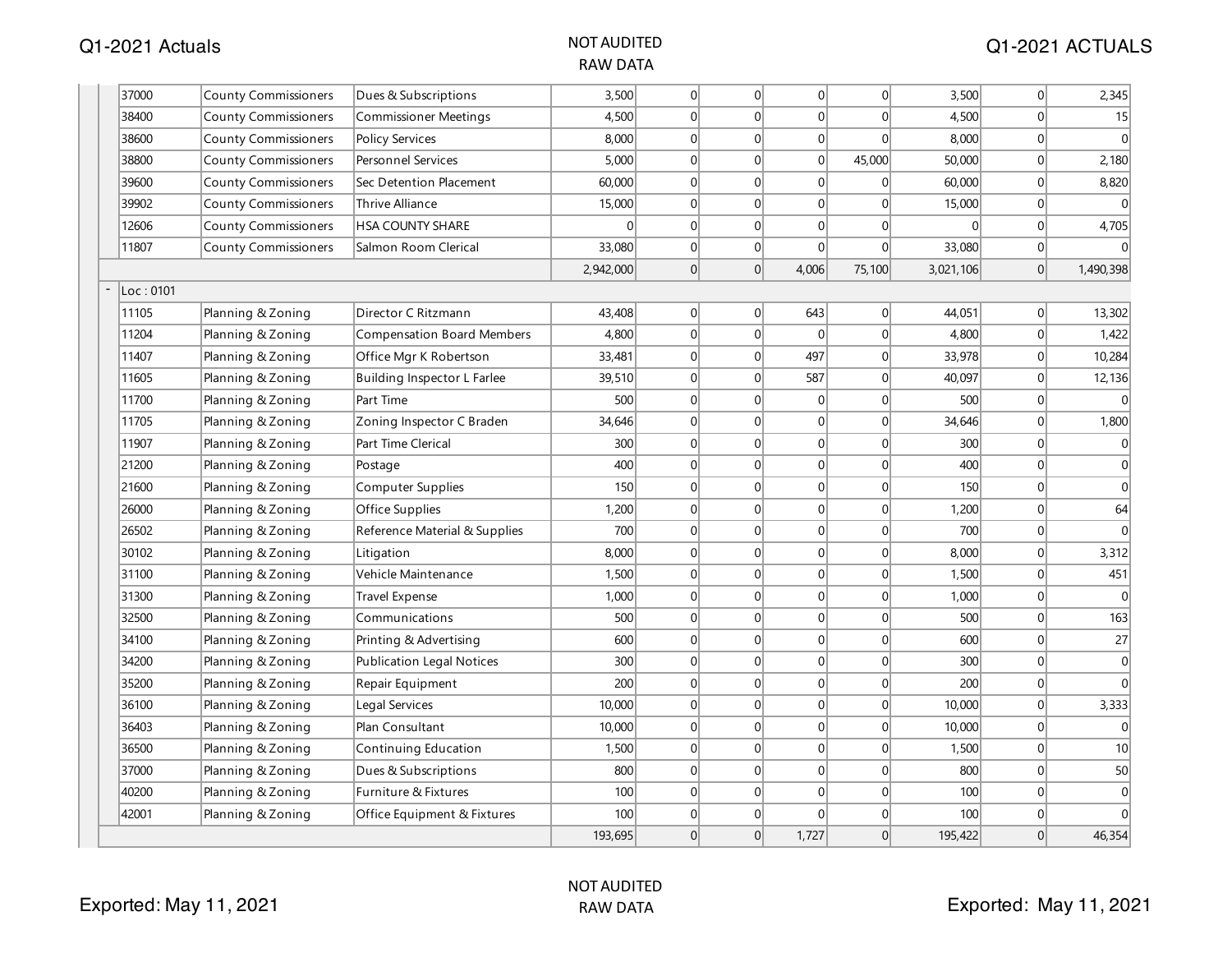| | | | | | | | | | | |
|---|---|---|---|---|---|---|---|---|---|---|
| 37000 | County Commissioners | Dues & Subscriptions | 3,500 | 0 | 0 | 0 | 0 | 3,500 | 0 | 2,345 |
| 38400 | County Commissioners | Commissioner Meetings | 4,500 | 0 | 0 | 0 | 0 | 4,500 | 0 | 15 |
| 38600 | County Commissioners | Policy Services | 8,000 | 0 | 0 | 0 | 0 | 8,000 | 0 | 0 |
| 38800 | County Commissioners | Personnel Services | 5,000 | 0 | 0 | 0 | 45,000 | 50,000 | 0 | 2,180 |
| 39600 | County Commissioners | Sec Detention Placement | 60,000 | 0 | 0 | 0 | 0 | 60,000 | 0 | 8,820 |
| 39902 | County Commissioners | Thrive Alliance | 15,000 | 0 | 0 | 0 | 0 | 15,000 | 0 | 0 |
| 12606 | County Commissioners | HSA COUNTY SHARE | 0 | 0 | 0 | 0 | 0 | 0 | 0 | 4,705 |
| 11807 | County Commissioners | Salmon Room Clerical | 33,080 | 0 | 0 | 0 | 0 | 33,080 | 0 | 0 |
| | | | 2,942,000 | 0 | 0 | 4,006 | 75,100 | 3,021,106 | 0 | 1,490,398 |
| Loc : 0101 | | | | | | | | | | |
| 11105 | Planning & Zoning | Director C Ritzmann | 43,408 | 0 | 0 | 643 | 0 | 44,051 | 0 | 13,302 |
| 11204 | Planning & Zoning | Compensation Board Members | 4,800 | 0 | 0 | 0 | 0 | 4,800 | 0 | 1,422 |
| 11407 | Planning & Zoning | Office Mgr K Robertson | 33,481 | 0 | 0 | 497 | 0 | 33,978 | 0 | 10,284 |
| 11605 | Planning & Zoning | Building Inspector L Farlee | 39,510 | 0 | 0 | 587 | 0 | 40,097 | 0 | 12,136 |
| 11700 | Planning & Zoning | Part Time | 500 | 0 | 0 | 0 | 0 | 500 | 0 | 0 |
| 11705 | Planning & Zoning | Zoning Inspector C Braden | 34,646 | 0 | 0 | 0 | 0 | 34,646 | 0 | 1,800 |
| 11907 | Planning & Zoning | Part Time Clerical | 300 | 0 | 0 | 0 | 0 | 300 | 0 | 0 |
| 21200 | Planning & Zoning | Postage | 400 | 0 | 0 | 0 | 0 | 400 | 0 | 0 |
| 21600 | Planning & Zoning | Computer Supplies | 150 | 0 | 0 | 0 | 0 | 150 | 0 | 0 |
| 26000 | Planning & Zoning | Office Supplies | 1,200 | 0 | 0 | 0 | 0 | 1,200 | 0 | 64 |
| 26502 | Planning & Zoning | Reference Material & Supplies | 700 | 0 | 0 | 0 | 0 | 700 | 0 | 0 |
| 30102 | Planning & Zoning | Litigation | 8,000 | 0 | 0 | 0 | 0 | 8,000 | 0 | 3,312 |
| 31100 | Planning & Zoning | Vehicle Maintenance | 1,500 | 0 | 0 | 0 | 0 | 1,500 | 0 | 451 |
| 31300 | Planning & Zoning | Travel Expense | 1,000 | 0 | 0 | 0 | 0 | 1,000 | 0 | 0 |
| 32500 | Planning & Zoning | Communications | 500 | 0 | 0 | 0 | 0 | 500 | 0 | 163 |
| 34100 | Planning & Zoning | Printing & Advertising | 600 | 0 | 0 | 0 | 0 | 600 | 0 | 27 |
| 34200 | Planning & Zoning | Publication Legal Notices | 300 | 0 | 0 | 0 | 0 | 300 | 0 | 0 |
| 35200 | Planning & Zoning | Repair Equipment | 200 | 0 | 0 | 0 | 0 | 200 | 0 | 0 |
| 36100 | Planning & Zoning | Legal Services | 10,000 | 0 | 0 | 0 | 0 | 10,000 | 0 | 3,333 |
| 36403 | Planning & Zoning | Plan Consultant | 10,000 | 0 | 0 | 0 | 0 | 10,000 | 0 | 0 |
| 36500 | Planning & Zoning | Continuing Education | 1,500 | 0 | 0 | 0 | 0 | 1,500 | 0 | 10 |
| 37000 | Planning & Zoning | Dues & Subscriptions | 800 | 0 | 0 | 0 | 0 | 800 | 0 | 50 |
| 40200 | Planning & Zoning | Furniture & Fixtures | 100 | 0 | 0 | 0 | 0 | 100 | 0 | 0 |
| 42001 | Planning & Zoning | Office Equipment & Fixtures | 100 | 0 | 0 | 0 | 0 | 100 | 0 | 0 |
| | | | 193,695 | 0 | 0 | 1,727 | 0 | 195,422 | 0 | 46,354 |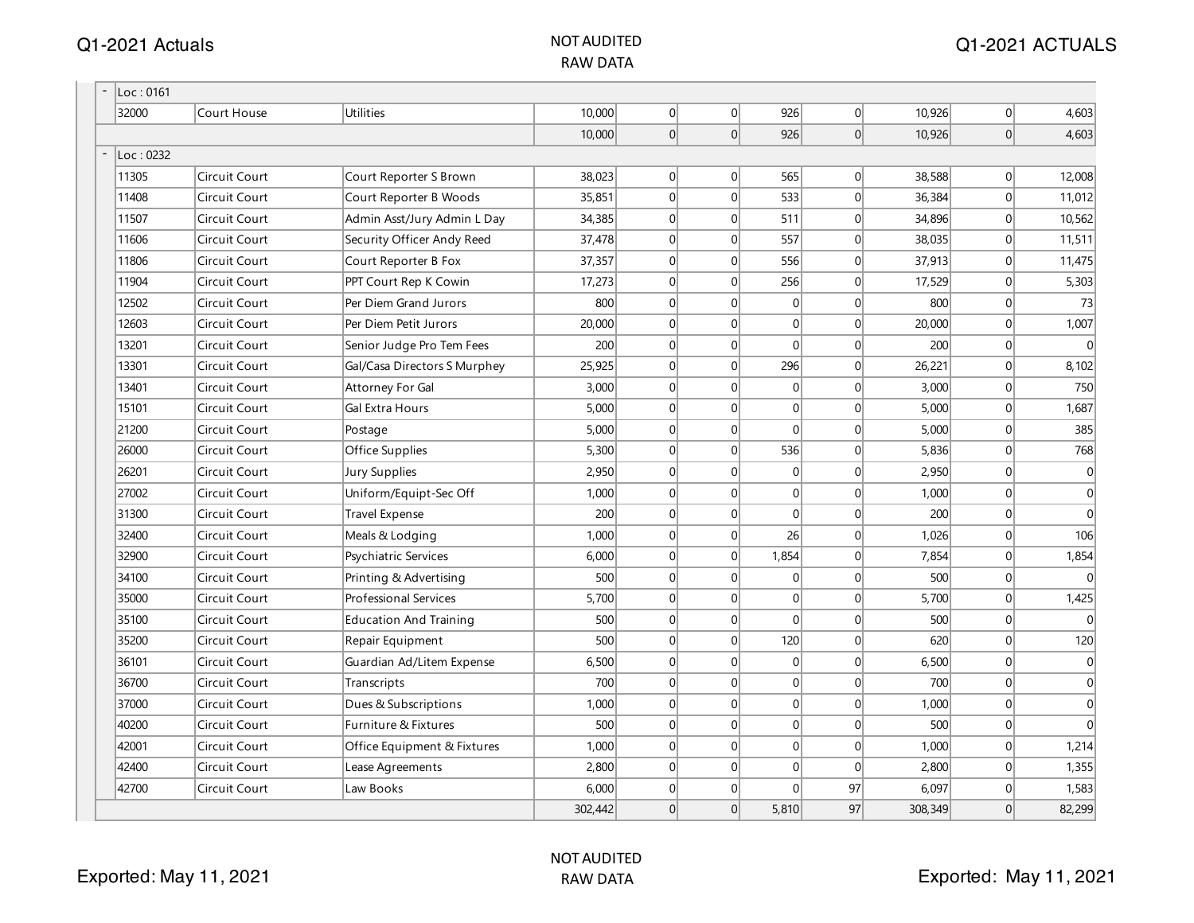| | | | | | | | | | |
|---|---|---|---|---|---|---|---|---|---|
| Loc : 0161 | | | | | | | | | |
| 32000 | Court House | Utilities | 10,000 | 0 | 0 | 926 | 0 | 10,926 | 0 | 4,603 |
| | | | 10,000 | 0 | 0 | 926 | 0 | 10,926 | 0 | 4,603 |
| Loc : 0232 | | | | | | | | | |
| 11305 | Circuit Court | Court Reporter S Brown | 38,023 | 0 | 0 | 565 | 0 | 38,588 | 0 | 12,008 |
| 11408 | Circuit Court | Court Reporter B Woods | 35,851 | 0 | 0 | 533 | 0 | 36,384 | 0 | 11,012 |
| 11507 | Circuit Court | Admin Asst/Jury Admin L Day | 34,385 | 0 | 0 | 511 | 0 | 34,896 | 0 | 10,562 |
| 11606 | Circuit Court | Security Officer Andy Reed | 37,478 | 0 | 0 | 557 | 0 | 38,035 | 0 | 11,511 |
| 11806 | Circuit Court | Court Reporter B Fox | 37,357 | 0 | 0 | 556 | 0 | 37,913 | 0 | 11,475 |
| 11904 | Circuit Court | PPT Court Rep K Cowin | 17,273 | 0 | 0 | 256 | 0 | 17,529 | 0 | 5,303 |
| 12502 | Circuit Court | Per Diem Grand Jurors | 800 | 0 | 0 | 0 | 0 | 800 | 0 | 73 |
| 12603 | Circuit Court | Per Diem Petit Jurors | 20,000 | 0 | 0 | 0 | 0 | 20,000 | 0 | 1,007 |
| 13201 | Circuit Court | Senior Judge Pro Tem Fees | 200 | 0 | 0 | 0 | 0 | 200 | 0 | 0 |
| 13301 | Circuit Court | Gal/Casa Directors S Murphey | 25,925 | 0 | 0 | 296 | 0 | 26,221 | 0 | 8,102 |
| 13401 | Circuit Court | Attorney For Gal | 3,000 | 0 | 0 | 0 | 0 | 3,000 | 0 | 750 |
| 15101 | Circuit Court | Gal Extra Hours | 5,000 | 0 | 0 | 0 | 0 | 5,000 | 0 | 1,687 |
| 21200 | Circuit Court | Postage | 5,000 | 0 | 0 | 0 | 0 | 5,000 | 0 | 385 |
| 26000 | Circuit Court | Office Supplies | 5,300 | 0 | 0 | 536 | 0 | 5,836 | 0 | 768 |
| 26201 | Circuit Court | Jury Supplies | 2,950 | 0 | 0 | 0 | 0 | 2,950 | 0 | 0 |
| 27002 | Circuit Court | Uniform/Equipt-Sec Off | 1,000 | 0 | 0 | 0 | 0 | 1,000 | 0 | 0 |
| 31300 | Circuit Court | Travel Expense | 200 | 0 | 0 | 0 | 0 | 200 | 0 | 0 |
| 32400 | Circuit Court | Meals & Lodging | 1,000 | 0 | 0 | 26 | 0 | 1,026 | 0 | 106 |
| 32900 | Circuit Court | Psychiatric Services | 6,000 | 0 | 0 | 1,854 | 0 | 7,854 | 0 | 1,854 |
| 34100 | Circuit Court | Printing & Advertising | 500 | 0 | 0 | 0 | 0 | 500 | 0 | 0 |
| 35000 | Circuit Court | Professional Services | 5,700 | 0 | 0 | 0 | 0 | 5,700 | 0 | 1,425 |
| 35100 | Circuit Court | Education And Training | 500 | 0 | 0 | 0 | 0 | 500 | 0 | 0 |
| 35200 | Circuit Court | Repair Equipment | 500 | 0 | 0 | 120 | 0 | 620 | 0 | 120 |
| 36101 | Circuit Court | Guardian Ad/Litem Expense | 6,500 | 0 | 0 | 0 | 0 | 6,500 | 0 | 0 |
| 36700 | Circuit Court | Transcripts | 700 | 0 | 0 | 0 | 0 | 700 | 0 | 0 |
| 37000 | Circuit Court | Dues & Subscriptions | 1,000 | 0 | 0 | 0 | 0 | 1,000 | 0 | 0 |
| 40200 | Circuit Court | Furniture & Fixtures | 500 | 0 | 0 | 0 | 0 | 500 | 0 | 0 |
| 42001 | Circuit Court | Office Equipment & Fixtures | 1,000 | 0 | 0 | 0 | 0 | 1,000 | 0 | 1,214 |
| 42400 | Circuit Court | Lease Agreements | 2,800 | 0 | 0 | 0 | 0 | 2,800 | 0 | 1,355 |
| 42700 | Circuit Court | Law Books | 6,000 | 0 | 0 | 0 | 97 | 6,097 | 0 | 1,583 |
| | | | 302,442 | 0 | 0 | 5,810 | 97 | 308,349 | 0 | 82,299 |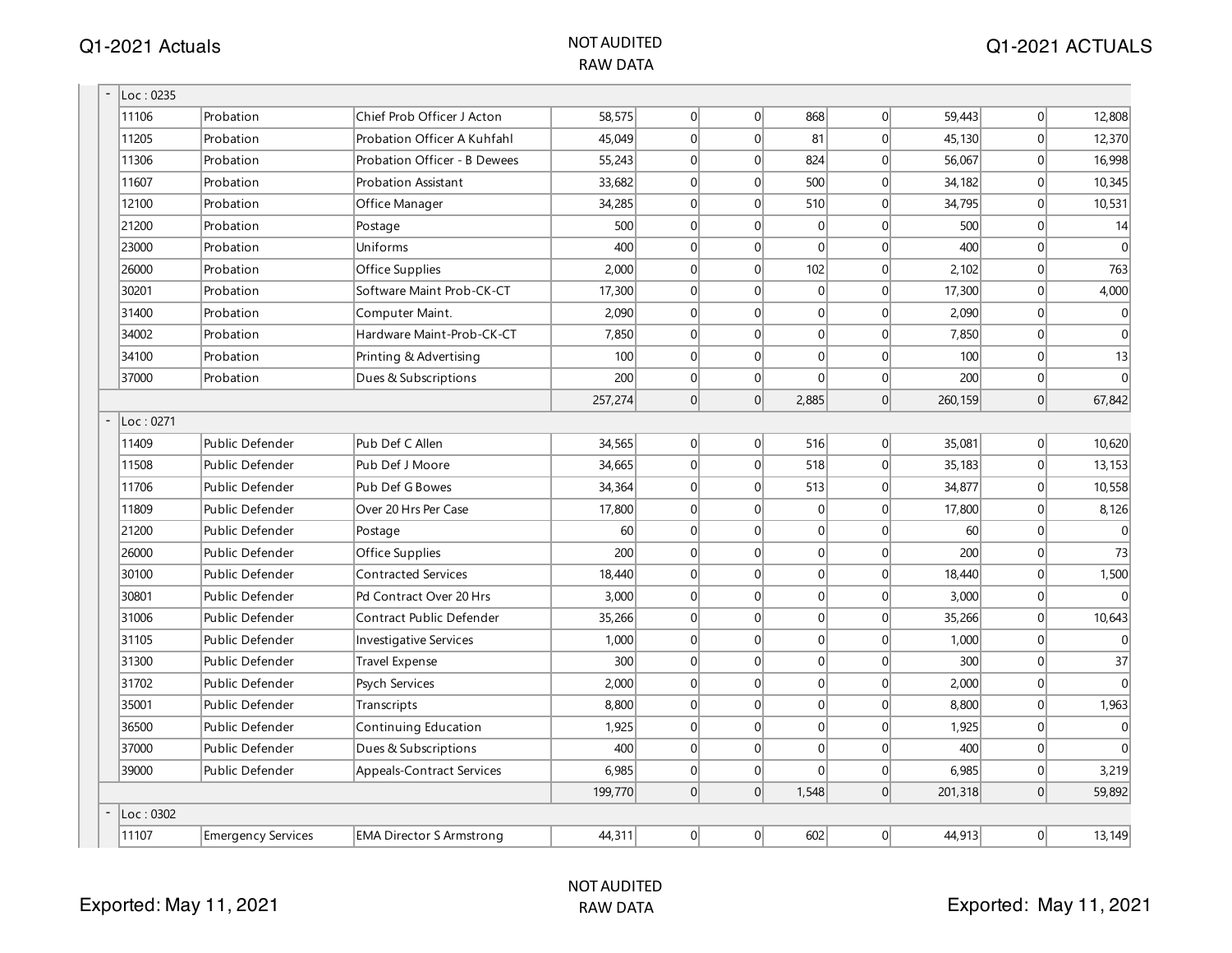| | | | | | | | | | |
|---|---|---|---|---|---|---|---|---|---|
| Loc : 0235 | | | | | | | | | |
| 11106 | Probation | Chief Prob Officer J Acton | 58,575 | 0 | 0 | 868 | 0 | 59,443 | 0 | 12,808 |
| 11205 | Probation | Probation Officer A Kuhfahl | 45,049 | 0 | 0 | 81 | 0 | 45,130 | 0 | 12,370 |
| 11306 | Probation | Probation Officer - B Dewees | 55,243 | 0 | 0 | 824 | 0 | 56,067 | 0 | 16,998 |
| 11607 | Probation | Probation Assistant | 33,682 | 0 | 0 | 500 | 0 | 34,182 | 0 | 10,345 |
| 12100 | Probation | Office Manager | 34,285 | 0 | 0 | 510 | 0 | 34,795 | 0 | 10,531 |
| 21200 | Probation | Postage | 500 | 0 | 0 | 0 | 0 | 500 | 0 | 14 |
| 23000 | Probation | Uniforms | 400 | 0 | 0 | 0 | 0 | 400 | 0 | 0 |
| 26000 | Probation | Office Supplies | 2,000 | 0 | 0 | 102 | 0 | 2,102 | 0 | 763 |
| 30201 | Probation | Software Maint Prob-CK-CT | 17,300 | 0 | 0 | 0 | 0 | 17,300 | 0 | 4,000 |
| 31400 | Probation | Computer Maint. | 2,090 | 0 | 0 | 0 | 0 | 2,090 | 0 | 0 |
| 34002 | Probation | Hardware Maint-Prob-CK-CT | 7,850 | 0 | 0 | 0 | 0 | 7,850 | 0 | 0 |
| 34100 | Probation | Printing & Advertising | 100 | 0 | 0 | 0 | 0 | 100 | 0 | 13 |
| 37000 | Probation | Dues & Subscriptions | 200 | 0 | 0 | 0 | 0 | 200 | 0 | 0 |
| | | | 257,274 | 0 | 0 | 2,885 | 0 | 260,159 | 0 | 67,842 |
| Loc : 0271 | | | | | | | | | | |
| 11409 | Public Defender | Pub Def C Allen | 34,565 | 0 | 0 | 516 | 0 | 35,081 | 0 | 10,620 |
| 11508 | Public Defender | Pub Def J Moore | 34,665 | 0 | 0 | 518 | 0 | 35,183 | 0 | 13,153 |
| 11706 | Public Defender | Pub Def G Bowes | 34,364 | 0 | 0 | 513 | 0 | 34,877 | 0 | 10,558 |
| 11809 | Public Defender | Over 20 Hrs Per Case | 17,800 | 0 | 0 | 0 | 0 | 17,800 | 0 | 8,126 |
| 21200 | Public Defender | Postage | 60 | 0 | 0 | 0 | 0 | 60 | 0 | 0 |
| 26000 | Public Defender | Office Supplies | 200 | 0 | 0 | 0 | 0 | 200 | 0 | 73 |
| 30100 | Public Defender | Contracted Services | 18,440 | 0 | 0 | 0 | 0 | 18,440 | 0 | 1,500 |
| 30801 | Public Defender | Pd Contract Over 20 Hrs | 3,000 | 0 | 0 | 0 | 0 | 3,000 | 0 | 0 |
| 31006 | Public Defender | Contract Public Defender | 35,266 | 0 | 0 | 0 | 0 | 35,266 | 0 | 10,643 |
| 31105 | Public Defender | Investigative Services | 1,000 | 0 | 0 | 0 | 0 | 1,000 | 0 | 0 |
| 31300 | Public Defender | Travel Expense | 300 | 0 | 0 | 0 | 0 | 300 | 0 | 37 |
| 31702 | Public Defender | Psych Services | 2,000 | 0 | 0 | 0 | 0 | 2,000 | 0 | 0 |
| 35001 | Public Defender | Transcripts | 8,800 | 0 | 0 | 0 | 0 | 8,800 | 0 | 1,963 |
| 36500 | Public Defender | Continuing Education | 1,925 | 0 | 0 | 0 | 0 | 1,925 | 0 | 0 |
| 37000 | Public Defender | Dues & Subscriptions | 400 | 0 | 0 | 0 | 0 | 400 | 0 | 0 |
| 39000 | Public Defender | Appeals-Contract Services | 6,985 | 0 | 0 | 0 | 0 | 6,985 | 0 | 3,219 |
| | | | 199,770 | 0 | 0 | 1,548 | 0 | 201,318 | 0 | 59,892 |
| Loc : 0302 | | | | | | | | | | |
| 11107 | Emergency Services | EMA Director S Armstrong | 44,311 | 0 | 0 | 602 | 0 | 44,913 | 0 | 13,149 |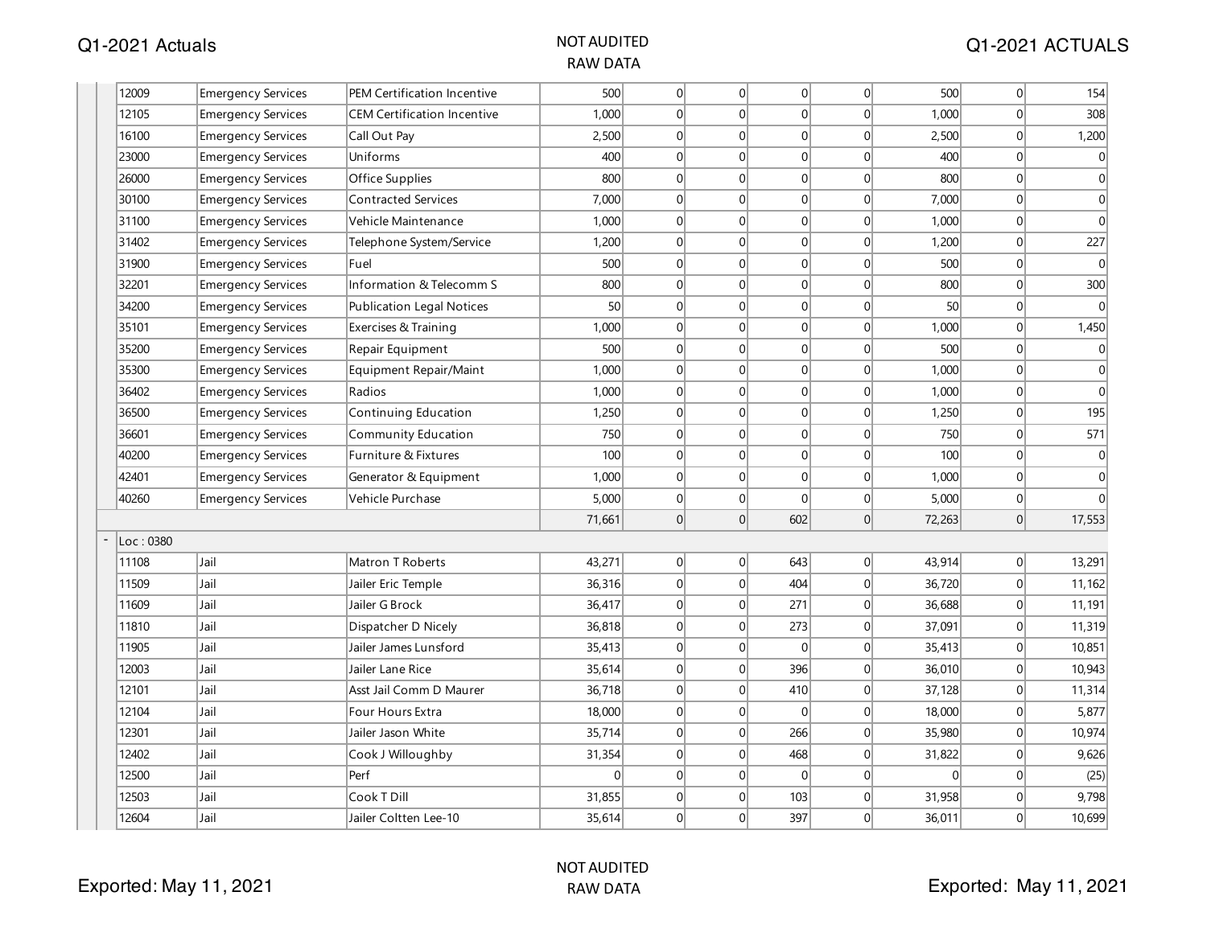| | | | | | | | | | |
|---|---|---|---|---|---|---|---|---|---|
| 12009 | Emergency Services | PEM Certification Incentive | 500 | 0 | 0 | 0 | 0 | 500 | 0 | 154 |
| 12105 | Emergency Services | CEM Certification Incentive | 1,000 | 0 | 0 | 0 | 0 | 1,000 | 0 | 308 |
| 16100 | Emergency Services | Call Out Pay | 2,500 | 0 | 0 | 0 | 0 | 2,500 | 0 | 1,200 |
| 23000 | Emergency Services | Uniforms | 400 | 0 | 0 | 0 | 0 | 400 | 0 | 0 |
| 26000 | Emergency Services | Office Supplies | 800 | 0 | 0 | 0 | 0 | 800 | 0 | 0 |
| 30100 | Emergency Services | Contracted Services | 7,000 | 0 | 0 | 0 | 0 | 7,000 | 0 | 0 |
| 31100 | Emergency Services | Vehicle Maintenance | 1,000 | 0 | 0 | 0 | 0 | 1,000 | 0 | 0 |
| 31402 | Emergency Services | Telephone System/Service | 1,200 | 0 | 0 | 0 | 0 | 1,200 | 0 | 227 |
| 31900 | Emergency Services | Fuel | 500 | 0 | 0 | 0 | 0 | 500 | 0 | 0 |
| 32201 | Emergency Services | Information & Telecomm S | 800 | 0 | 0 | 0 | 0 | 800 | 0 | 300 |
| 34200 | Emergency Services | Publication Legal Notices | 50 | 0 | 0 | 0 | 0 | 50 | 0 | 0 |
| 35101 | Emergency Services | Exercises & Training | 1,000 | 0 | 0 | 0 | 0 | 1,000 | 0 | 1,450 |
| 35200 | Emergency Services | Repair Equipment | 500 | 0 | 0 | 0 | 0 | 500 | 0 | 0 |
| 35300 | Emergency Services | Equipment Repair/Maint | 1,000 | 0 | 0 | 0 | 0 | 1,000 | 0 | 0 |
| 36402 | Emergency Services | Radios | 1,000 | 0 | 0 | 0 | 0 | 1,000 | 0 | 0 |
| 36500 | Emergency Services | Continuing Education | 1,250 | 0 | 0 | 0 | 0 | 1,250 | 0 | 195 |
| 36601 | Emergency Services | Community Education | 750 | 0 | 0 | 0 | 0 | 750 | 0 | 571 |
| 40200 | Emergency Services | Furniture & Fixtures | 100 | 0 | 0 | 0 | 0 | 100 | 0 | 0 |
| 42401 | Emergency Services | Generator & Equipment | 1,000 | 0 | 0 | 0 | 0 | 1,000 | 0 | 0 |
| 40260 | Emergency Services | Vehicle Purchase | 5,000 | 0 | 0 | 0 | 0 | 5,000 | 0 | 0 |
| | | | 71,661 | 0 | 0 | 602 | 0 | 72,263 | 0 | 17,553 |
| Loc : 0380 | | | | | | | | | | |
| 11108 | Jail | Matron T Roberts | 43,271 | 0 | 0 | 643 | 0 | 43,914 | 0 | 13,291 |
| 11509 | Jail | Jailer Eric Temple | 36,316 | 0 | 0 | 404 | 0 | 36,720 | 0 | 11,162 |
| 11609 | Jail | Jailer G Brock | 36,417 | 0 | 0 | 271 | 0 | 36,688 | 0 | 11,191 |
| 11810 | Jail | Dispatcher D Nicely | 36,818 | 0 | 0 | 273 | 0 | 37,091 | 0 | 11,319 |
| 11905 | Jail | Jailer James Lunsford | 35,413 | 0 | 0 | 0 | 0 | 35,413 | 0 | 10,851 |
| 12003 | Jail | Jailer Lane Rice | 35,614 | 0 | 0 | 396 | 0 | 36,010 | 0 | 10,943 |
| 12101 | Jail | Asst Jail Comm D Maurer | 36,718 | 0 | 0 | 410 | 0 | 37,128 | 0 | 11,314 |
| 12104 | Jail | Four Hours Extra | 18,000 | 0 | 0 | 0 | 0 | 18,000 | 0 | 5,877 |
| 12301 | Jail | Jailer Jason White | 35,714 | 0 | 0 | 266 | 0 | 35,980 | 0 | 10,974 |
| 12402 | Jail | Cook J Willoughby | 31,354 | 0 | 0 | 468 | 0 | 31,822 | 0 | 9,626 |
| 12500 | Jail | Perf | 0 | 0 | 0 | 0 | 0 | 0 | 0 | (25) |
| 12503 | Jail | Cook T Dill | 31,855 | 0 | 0 | 103 | 0 | 31,958 | 0 | 9,798 |
| 12604 | Jail | Jailer Coltten Lee-10 | 35,614 | 0 | 0 | 397 | 0 | 36,011 | 0 | 10,699 |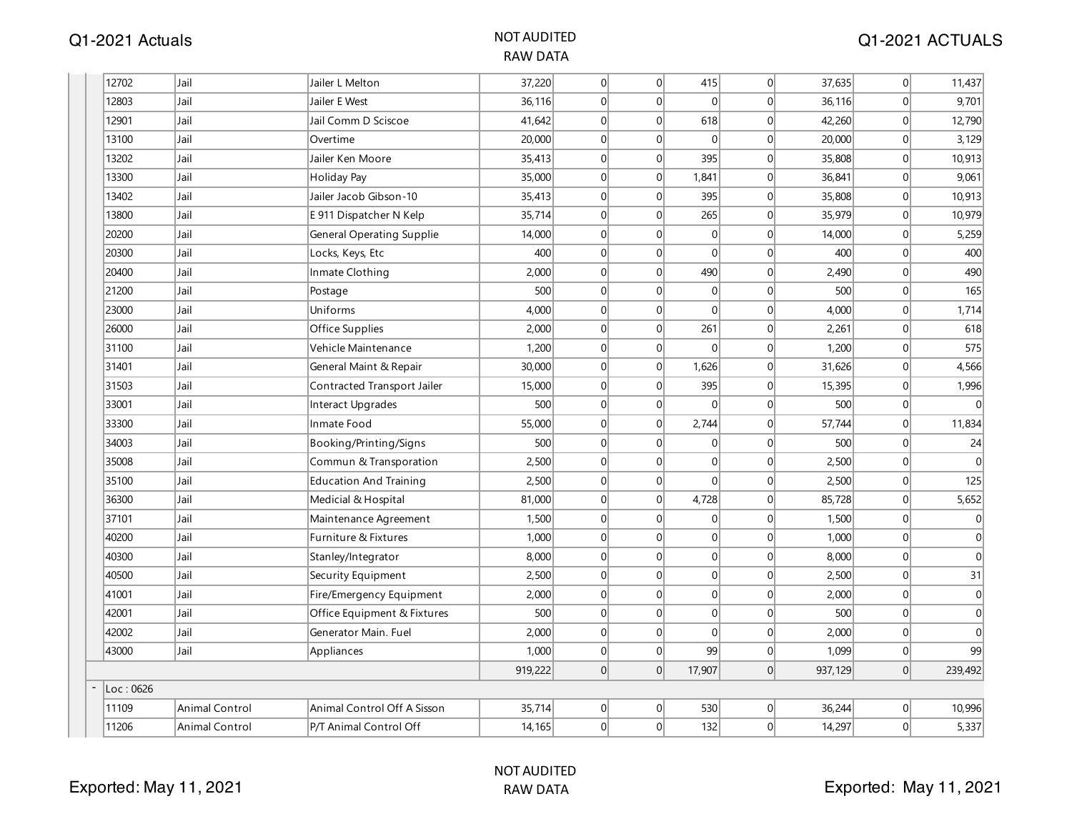| | | | | | | | | | |
|---|---|---|---|---|---|---|---|---|---|
| 12702 | Jail | Jailer L Melton | 37,220 | 0 | 0 | 415 | 0 | 37,635 | 0 | 11,437 |
| 12803 | Jail | Jailer E West | 36,116 | 0 | 0 | 0 | 0 | 36,116 | 0 | 9,701 |
| 12901 | Jail | Jail Comm D Sciscoe | 41,642 | 0 | 0 | 618 | 0 | 42,260 | 0 | 12,790 |
| 13100 | Jail | Overtime | 20,000 | 0 | 0 | 0 | 0 | 20,000 | 0 | 3,129 |
| 13202 | Jail | Jailer Ken Moore | 35,413 | 0 | 0 | 395 | 0 | 35,808 | 0 | 10,913 |
| 13300 | Jail | Holiday Pay | 35,000 | 0 | 0 | 1,841 | 0 | 36,841 | 0 | 9,061 |
| 13402 | Jail | Jailer Jacob Gibson-10 | 35,413 | 0 | 0 | 395 | 0 | 35,808 | 0 | 10,913 |
| 13800 | Jail | E 911 Dispatcher N Kelp | 35,714 | 0 | 0 | 265 | 0 | 35,979 | 0 | 10,979 |
| 20200 | Jail | General Operating Supplie | 14,000 | 0 | 0 | 0 | 0 | 14,000 | 0 | 5,259 |
| 20300 | Jail | Locks, Keys, Etc | 400 | 0 | 0 | 0 | 0 | 400 | 0 | 400 |
| 20400 | Jail | Inmate Clothing | 2,000 | 0 | 0 | 490 | 0 | 2,490 | 0 | 490 |
| 21200 | Jail | Postage | 500 | 0 | 0 | 0 | 0 | 500 | 0 | 165 |
| 23000 | Jail | Uniforms | 4,000 | 0 | 0 | 0 | 0 | 4,000 | 0 | 1,714 |
| 26000 | Jail | Office Supplies | 2,000 | 0 | 0 | 261 | 0 | 2,261 | 0 | 618 |
| 31100 | Jail | Vehicle Maintenance | 1,200 | 0 | 0 | 0 | 0 | 1,200 | 0 | 575 |
| 31401 | Jail | General Maint & Repair | 30,000 | 0 | 0 | 1,626 | 0 | 31,626 | 0 | 4,566 |
| 31503 | Jail | Contracted Transport Jailer | 15,000 | 0 | 0 | 395 | 0 | 15,395 | 0 | 1,996 |
| 33001 | Jail | Interact Upgrades | 500 | 0 | 0 | 0 | 0 | 500 | 0 | 0 |
| 33300 | Jail | Inmate Food | 55,000 | 0 | 0 | 2,744 | 0 | 57,744 | 0 | 11,834 |
| 34003 | Jail | Booking/Printing/Signs | 500 | 0 | 0 | 0 | 0 | 500 | 0 | 24 |
| 35008 | Jail | Commun & Transporation | 2,500 | 0 | 0 | 0 | 0 | 2,500 | 0 | 0 |
| 35100 | Jail | Education And Training | 2,500 | 0 | 0 | 0 | 0 | 2,500 | 0 | 125 |
| 36300 | Jail | Medicial & Hospital | 81,000 | 0 | 0 | 4,728 | 0 | 85,728 | 0 | 5,652 |
| 37101 | Jail | Maintenance Agreement | 1,500 | 0 | 0 | 0 | 0 | 1,500 | 0 | 0 |
| 40200 | Jail | Furniture & Fixtures | 1,000 | 0 | 0 | 0 | 0 | 1,000 | 0 | 0 |
| 40300 | Jail | Stanley/Integrator | 8,000 | 0 | 0 | 0 | 0 | 8,000 | 0 | 0 |
| 40500 | Jail | Security Equipment | 2,500 | 0 | 0 | 0 | 0 | 2,500 | 0 | 31 |
| 41001 | Jail | Fire/Emergency Equipment | 2,000 | 0 | 0 | 0 | 0 | 2,000 | 0 | 0 |
| 42001 | Jail | Office Equipment & Fixtures | 500 | 0 | 0 | 0 | 0 | 500 | 0 | 0 |
| 42002 | Jail | Generator Main. Fuel | 2,000 | 0 | 0 | 0 | 0 | 2,000 | 0 | 0 |
| 43000 | Jail | Appliances | 1,000 | 0 | 0 | 99 | 0 | 1,099 | 0 | 99 |
| | | | 919,222 | 0 | 0 | 17,907 | 0 | 937,129 | 0 | 239,492 |
| Loc : 0626 | | | | | | | | | | |
| 11109 | Animal Control | Animal Control Off A Sisson | 35,714 | 0 | 0 | 530 | 0 | 36,244 | 0 | 10,996 |
| 11206 | Animal Control | P/T Animal Control Off | 14,165 | 0 | 0 | 132 | 0 | 14,297 | 0 | 5,337 |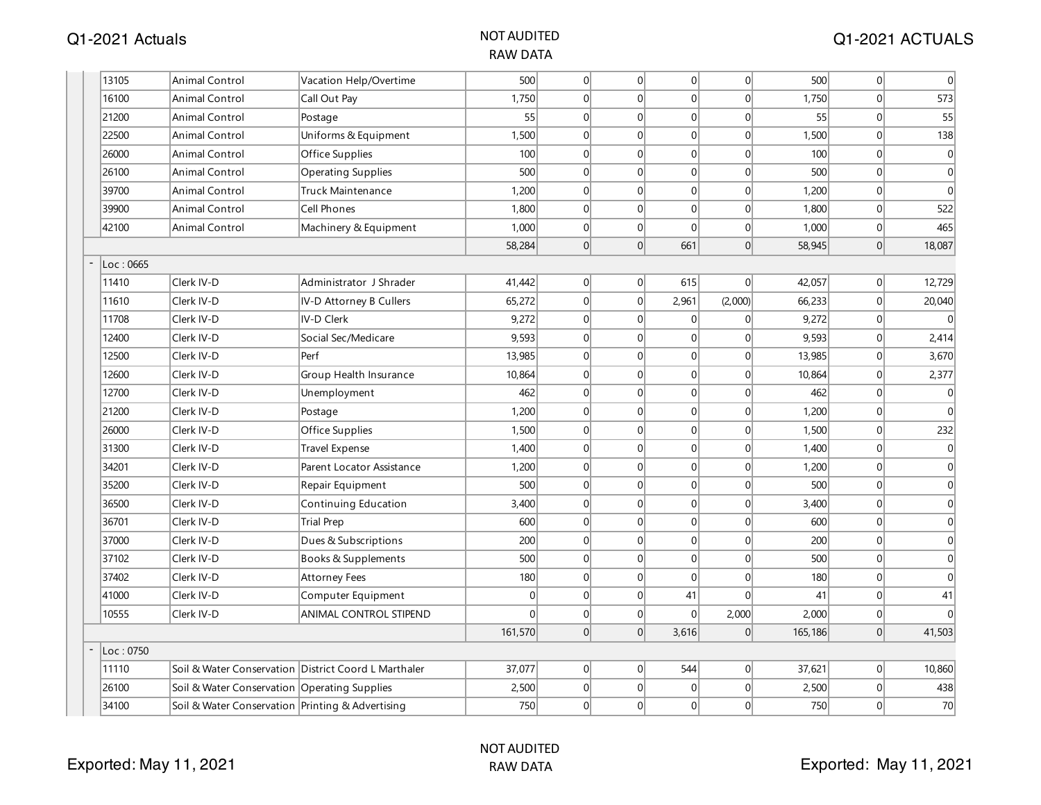| | | | | | | | | | | |
|---|---|---|---|---|---|---|---|---|---|---|
| 13105 | Animal Control | Vacation Help/Overtime | 500 | 0 | 0 | 0 | 0 | 500 | 0 | 0 |
| 16100 | Animal Control | Call Out Pay | 1,750 | 0 | 0 | 0 | 0 | 1,750 | 0 | 573 |
| 21200 | Animal Control | Postage | 55 | 0 | 0 | 0 | 0 | 55 | 0 | 55 |
| 22500 | Animal Control | Uniforms & Equipment | 1,500 | 0 | 0 | 0 | 0 | 1,500 | 0 | 138 |
| 26000 | Animal Control | Office Supplies | 100 | 0 | 0 | 0 | 0 | 100 | 0 | 0 |
| 26100 | Animal Control | Operating Supplies | 500 | 0 | 0 | 0 | 0 | 500 | 0 | 0 |
| 39700 | Animal Control | Truck Maintenance | 1,200 | 0 | 0 | 0 | 0 | 1,200 | 0 | 0 |
| 39900 | Animal Control | Cell Phones | 1,800 | 0 | 0 | 0 | 0 | 1,800 | 0 | 522 |
| 42100 | Animal Control | Machinery & Equipment | 1,000 | 0 | 0 | 0 | 0 | 1,000 | 0 | 465 |
| | | | 58,284 | 0 | 0 | 661 | 0 | 58,945 | 0 | 18,087 |
| Loc : 0665 | | | | | | | | | | |
| 11410 | Clerk IV-D | Administrator J Shrader | 41,442 | 0 | 0 | 615 | 0 | 42,057 | 0 | 12,729 |
| 11610 | Clerk IV-D | IV-D Attorney B Cullers | 65,272 | 0 | 0 | 2,961 | (2,000) | 66,233 | 0 | 20,040 |
| 11708 | Clerk IV-D | IV-D Clerk | 9,272 | 0 | 0 | 0 | 0 | 9,272 | 0 | 0 |
| 12400 | Clerk IV-D | Social Sec/Medicare | 9,593 | 0 | 0 | 0 | 0 | 9,593 | 0 | 2,414 |
| 12500 | Clerk IV-D | Perf | 13,985 | 0 | 0 | 0 | 0 | 13,985 | 0 | 3,670 |
| 12600 | Clerk IV-D | Group Health Insurance | 10,864 | 0 | 0 | 0 | 0 | 10,864 | 0 | 2,377 |
| 12700 | Clerk IV-D | Unemployment | 462 | 0 | 0 | 0 | 0 | 462 | 0 | 0 |
| 21200 | Clerk IV-D | Postage | 1,200 | 0 | 0 | 0 | 0 | 1,200 | 0 | 0 |
| 26000 | Clerk IV-D | Office Supplies | 1,500 | 0 | 0 | 0 | 0 | 1,500 | 0 | 232 |
| 31300 | Clerk IV-D | Travel Expense | 1,400 | 0 | 0 | 0 | 0 | 1,400 | 0 | 0 |
| 34201 | Clerk IV-D | Parent Locator Assistance | 1,200 | 0 | 0 | 0 | 0 | 1,200 | 0 | 0 |
| 35200 | Clerk IV-D | Repair Equipment | 500 | 0 | 0 | 0 | 0 | 500 | 0 | 0 |
| 36500 | Clerk IV-D | Continuing Education | 3,400 | 0 | 0 | 0 | 0 | 3,400 | 0 | 0 |
| 36701 | Clerk IV-D | Trial Prep | 600 | 0 | 0 | 0 | 0 | 600 | 0 | 0 |
| 37000 | Clerk IV-D | Dues & Subscriptions | 200 | 0 | 0 | 0 | 0 | 200 | 0 | 0 |
| 37102 | Clerk IV-D | Books & Supplements | 500 | 0 | 0 | 0 | 0 | 500 | 0 | 0 |
| 37402 | Clerk IV-D | Attorney Fees | 180 | 0 | 0 | 0 | 0 | 180 | 0 | 0 |
| 41000 | Clerk IV-D | Computer Equipment | 0 | 0 | 0 | 41 | 0 | 41 | 0 | 41 |
| 10555 | Clerk IV-D | ANIMAL CONTROL STIPEND | 0 | 0 | 0 | 0 | 2,000 | 2,000 | 0 | 0 |
| | | | 161,570 | 0 | 0 | 3,616 | 0 | 165,186 | 0 | 41,503 |
| Loc : 0750 | | | | | | | | | | |
| 11110 | Soil & Water Conservation | District Coord L Marthaler | 37,077 | 0 | 0 | 544 | 0 | 37,621 | 0 | 10,860 |
| 26100 | Soil & Water Conservation | Operating Supplies | 2,500 | 0 | 0 | 0 | 0 | 2,500 | 0 | 438 |
| 34100 | Soil & Water Conservation | Printing & Advertising | 750 | 0 | 0 | 0 | 0 | 750 | 0 | 70 |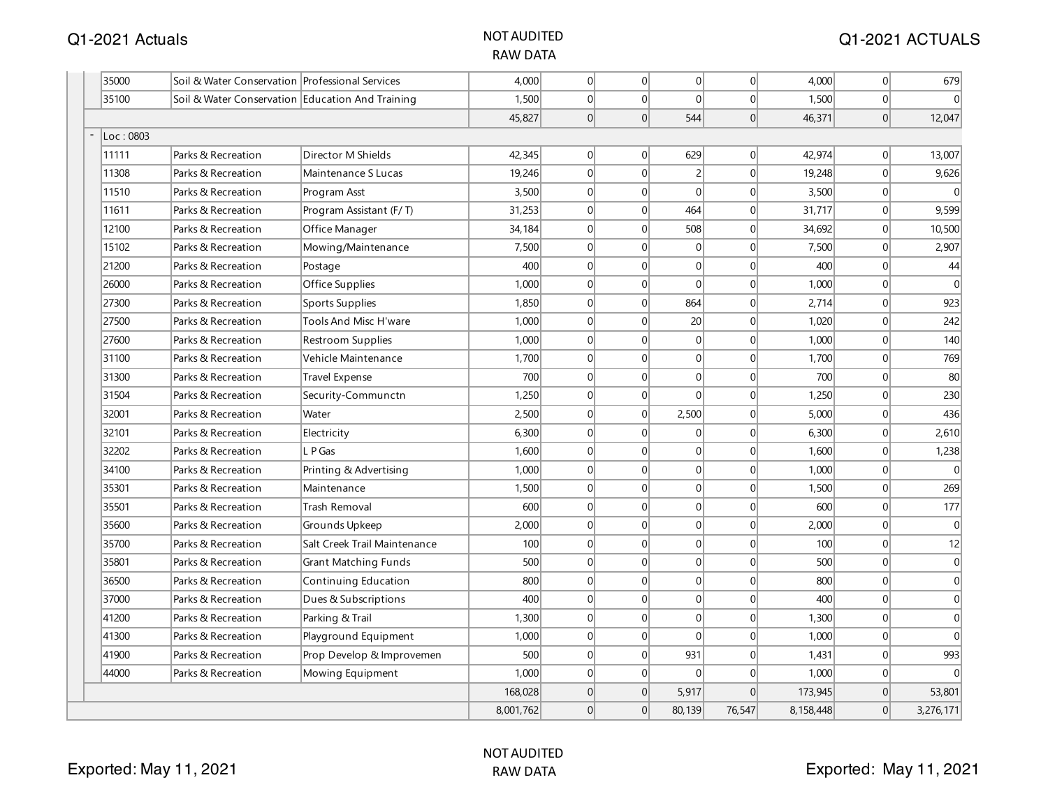| | | | | | | | | | |
|---|---|---|---|---|---|---|---|---|---|
| 35000 | Soil & Water Conservation | Professional Services | 4,000 | 0 | 0 | 0 | 0 | 4,000 | 0 | 679 |
| 35100 | Soil & Water Conservation | Education And Training | 1,500 | 0 | 0 | 0 | 0 | 1,500 | 0 | 0 |
| | | | 45,827 | 0 | 0 | 544 | 0 | 46,371 | 0 | 12,047 |
| Loc : 0803 | | | | | | | | | | |
| 11111 | Parks & Recreation | Director M Shields | 42,345 | 0 | 0 | 629 | 0 | 42,974 | 0 | 13,007 |
| 11308 | Parks & Recreation | Maintenance S Lucas | 19,246 | 0 | 0 | 2 | 0 | 19,248 | 0 | 9,626 |
| 11510 | Parks & Recreation | Program Asst | 3,500 | 0 | 0 | 0 | 0 | 3,500 | 0 | 0 |
| 11611 | Parks & Recreation | Program Assistant (F/ T) | 31,253 | 0 | 0 | 464 | 0 | 31,717 | 0 | 9,599 |
| 12100 | Parks & Recreation | Office Manager | 34,184 | 0 | 0 | 508 | 0 | 34,692 | 0 | 10,500 |
| 15102 | Parks & Recreation | Mowing/Maintenance | 7,500 | 0 | 0 | 0 | 0 | 7,500 | 0 | 2,907 |
| 21200 | Parks & Recreation | Postage | 400 | 0 | 0 | 0 | 0 | 400 | 0 | 44 |
| 26000 | Parks & Recreation | Office Supplies | 1,000 | 0 | 0 | 0 | 0 | 1,000 | 0 | 0 |
| 27300 | Parks & Recreation | Sports Supplies | 1,850 | 0 | 0 | 864 | 0 | 2,714 | 0 | 923 |
| 27500 | Parks & Recreation | Tools And Misc H'ware | 1,000 | 0 | 0 | 20 | 0 | 1,020 | 0 | 242 |
| 27600 | Parks & Recreation | Restroom Supplies | 1,000 | 0 | 0 | 0 | 0 | 1,000 | 0 | 140 |
| 31100 | Parks & Recreation | Vehicle Maintenance | 1,700 | 0 | 0 | 0 | 0 | 1,700 | 0 | 769 |
| 31300 | Parks & Recreation | Travel Expense | 700 | 0 | 0 | 0 | 0 | 700 | 0 | 80 |
| 31504 | Parks & Recreation | Security-Communctn | 1,250 | 0 | 0 | 0 | 0 | 1,250 | 0 | 230 |
| 32001 | Parks & Recreation | Water | 2,500 | 0 | 0 | 2,500 | 0 | 5,000 | 0 | 436 |
| 32101 | Parks & Recreation | Electricity | 6,300 | 0 | 0 | 0 | 0 | 6,300 | 0 | 2,610 |
| 32202 | Parks & Recreation | L P Gas | 1,600 | 0 | 0 | 0 | 0 | 1,600 | 0 | 1,238 |
| 34100 | Parks & Recreation | Printing & Advertising | 1,000 | 0 | 0 | 0 | 0 | 1,000 | 0 | 0 |
| 35301 | Parks & Recreation | Maintenance | 1,500 | 0 | 0 | 0 | 0 | 1,500 | 0 | 269 |
| 35501 | Parks & Recreation | Trash Removal | 600 | 0 | 0 | 0 | 0 | 600 | 0 | 177 |
| 35600 | Parks & Recreation | Grounds Upkeep | 2,000 | 0 | 0 | 0 | 0 | 2,000 | 0 | 0 |
| 35700 | Parks & Recreation | Salt Creek Trail Maintenance | 100 | 0 | 0 | 0 | 0 | 100 | 0 | 12 |
| 35801 | Parks & Recreation | Grant Matching Funds | 500 | 0 | 0 | 0 | 0 | 500 | 0 | 0 |
| 36500 | Parks & Recreation | Continuing Education | 800 | 0 | 0 | 0 | 0 | 800 | 0 | 0 |
| 37000 | Parks & Recreation | Dues & Subscriptions | 400 | 0 | 0 | 0 | 0 | 400 | 0 | 0 |
| 41200 | Parks & Recreation | Parking & Trail | 1,300 | 0 | 0 | 0 | 0 | 1,300 | 0 | 0 |
| 41300 | Parks & Recreation | Playground Equipment | 1,000 | 0 | 0 | 0 | 0 | 1,000 | 0 | 0 |
| 41900 | Parks & Recreation | Prop Develop & Improvemen | 500 | 0 | 0 | 931 | 0 | 1,431 | 0 | 993 |
| 44000 | Parks & Recreation | Mowing Equipment | 1,000 | 0 | 0 | 0 | 0 | 1,000 | 0 | 0 |
| | | | 168,028 | 0 | 0 | 5,917 | 0 | 173,945 | 0 | 53,801 |
| | | | 8,001,762 | 0 | 0 | 80,139 | 76,547 | 8,158,448 | 0 | 3,276,171 |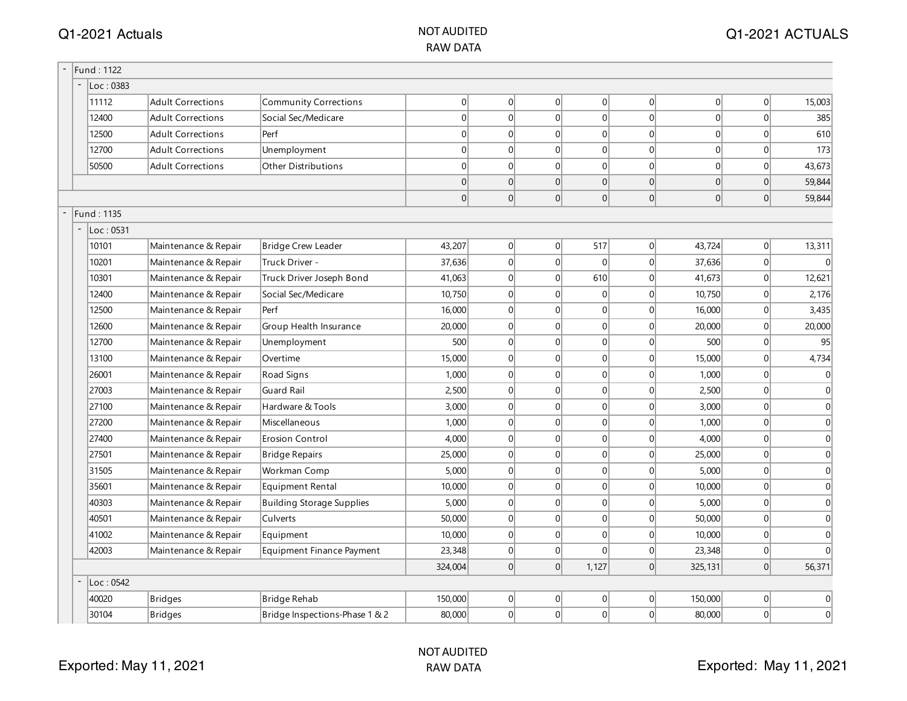| | | | | | | | | | |
|---|---|---|---|---|---|---|---|---|---|
| **Fund : 1122** | | | | | | | | | |
| **Loc : 0383** | | | | | | | | | |
| 11112 | Adult Corrections | Community Corrections | 0 | 0 | 0 | 0 | 0 | 0 | 0 | 15,003 |
| 12400 | Adult Corrections | Social Sec/Medicare | 0 | 0 | 0 | 0 | 0 | 0 | 0 | 385 |
| 12500 | Adult Corrections | Perf | 0 | 0 | 0 | 0 | 0 | 0 | 0 | 610 |
| 12700 | Adult Corrections | Unemployment | 0 | 0 | 0 | 0 | 0 | 0 | 0 | 173 |
| 50500 | Adult Corrections | Other Distributions | 0 | 0 | 0 | 0 | 0 | 0 | 0 | 43,673 |
| | | | 0 | 0 | 0 | 0 | 0 | 0 | 0 | 59,844 |
| | | | 0 | 0 | 0 | 0 | 0 | 0 | 0 | 59,844 |
| **Fund : 1135** | | | | | | | | | |
| **Loc : 0531** | | | | | | | | | |
| 10101 | Maintenance & Repair | Bridge Crew Leader | 43,207 | 0 | 0 | 517 | 0 | 43,724 | 0 | 13,311 |
| 10201 | Maintenance & Repair | Truck Driver - | 37,636 | 0 | 0 | 0 | 0 | 37,636 | 0 | 0 |
| 10301 | Maintenance & Repair | Truck Driver Joseph Bond | 41,063 | 0 | 0 | 610 | 0 | 41,673 | 0 | 12,621 |
| 12400 | Maintenance & Repair | Social Sec/Medicare | 10,750 | 0 | 0 | 0 | 0 | 10,750 | 0 | 2,176 |
| 12500 | Maintenance & Repair | Perf | 16,000 | 0 | 0 | 0 | 0 | 16,000 | 0 | 3,435 |
| 12600 | Maintenance & Repair | Group Health Insurance | 20,000 | 0 | 0 | 0 | 0 | 20,000 | 0 | 20,000 |
| 12700 | Maintenance & Repair | Unemployment | 500 | 0 | 0 | 0 | 0 | 500 | 0 | 95 |
| 13100 | Maintenance & Repair | Overtime | 15,000 | 0 | 0 | 0 | 0 | 15,000 | 0 | 4,734 |
| 26001 | Maintenance & Repair | Road Signs | 1,000 | 0 | 0 | 0 | 0 | 1,000 | 0 | 0 |
| 27003 | Maintenance & Repair | Guard Rail | 2,500 | 0 | 0 | 0 | 0 | 2,500 | 0 | 0 |
| 27100 | Maintenance & Repair | Hardware & Tools | 3,000 | 0 | 0 | 0 | 0 | 3,000 | 0 | 0 |
| 27200 | Maintenance & Repair | Miscellaneous | 1,000 | 0 | 0 | 0 | 0 | 1,000 | 0 | 0 |
| 27400 | Maintenance & Repair | Erosion Control | 4,000 | 0 | 0 | 0 | 0 | 4,000 | 0 | 0 |
| 27501 | Maintenance & Repair | Bridge Repairs | 25,000 | 0 | 0 | 0 | 0 | 25,000 | 0 | 0 |
| 31505 | Maintenance & Repair | Workman Comp | 5,000 | 0 | 0 | 0 | 0 | 5,000 | 0 | 0 |
| 35601 | Maintenance & Repair | Equipment Rental | 10,000 | 0 | 0 | 0 | 0 | 10,000 | 0 | 0 |
| 40303 | Maintenance & Repair | Building Storage Supplies | 5,000 | 0 | 0 | 0 | 0 | 5,000 | 0 | 0 |
| 40501 | Maintenance & Repair | Culverts | 50,000 | 0 | 0 | 0 | 0 | 50,000 | 0 | 0 |
| 41002 | Maintenance & Repair | Equipment | 10,000 | 0 | 0 | 0 | 0 | 10,000 | 0 | 0 |
| 42003 | Maintenance & Repair | Equipment Finance Payment | 23,348 | 0 | 0 | 0 | 0 | 23,348 | 0 | 0 |
| | | | 324,004 | 0 | 0 | 1,127 | 0 | 325,131 | 0 | 56,371 |
| **Loc : 0542** | | | | | | | | | |
| 40020 | Bridges | Bridge Rehab | 150,000 | 0 | 0 | 0 | 0 | 150,000 | 0 | 0 |
| 30104 | Bridges | Bridge Inspections-Phase 1 & 2 | 80,000 | 0 | 0 | 0 | 0 | 80,000 | 0 | 0 |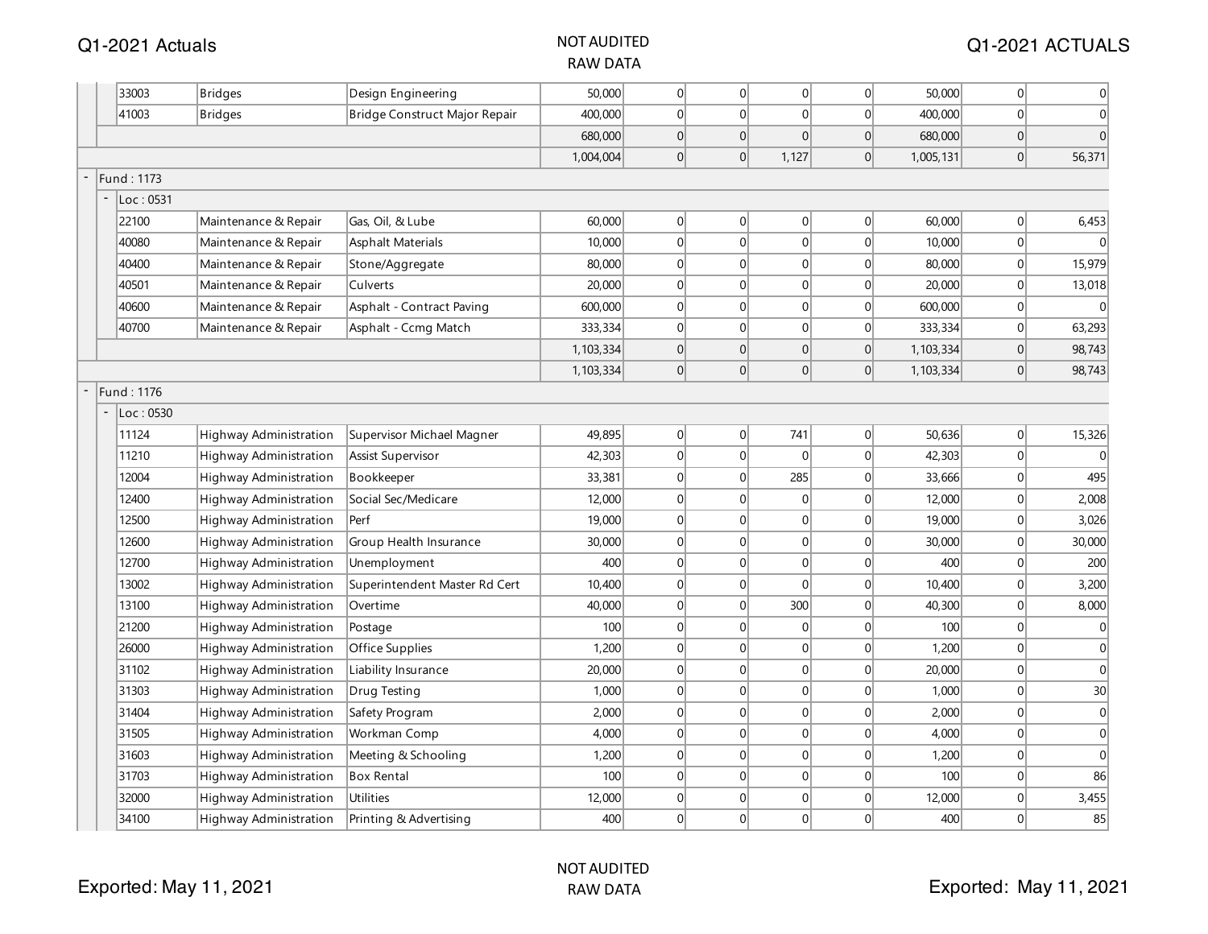| Account | Department | Description | Col 1 | Col 2 | Col 3 | Col 4 | Col 5 | Col 6 | Col 7 | Col 8 |
|---|---|---|---|---|---|---|---|---|---|---|
| 33003 | Bridges | Design Engineering | 50,000 | 0 | 0 | 0 | 0 | 50,000 | 0 | 0 |
| 41003 | Bridges | Bridge Construct Major Repair | 400,000 | 0 | 0 | 0 | 0 | 400,000 | 0 | 0 |
| | | | 680,000 | 0 | 0 | 0 | 0 | 680,000 | 0 | 0 |
| | | | 1,004,004 | 0 | 0 | 1,127 | 0 | 1,005,131 | 0 | 56,371 |
| Fund : 1173 | | | | | | | | | | |
| Loc : 0531 | | | | | | | | | | |
| 22100 | Maintenance & Repair | Gas, Oil, & Lube | 60,000 | 0 | 0 | 0 | 0 | 60,000 | 0 | 6,453 |
| 40080 | Maintenance & Repair | Asphalt Materials | 10,000 | 0 | 0 | 0 | 0 | 10,000 | 0 | 0 |
| 40400 | Maintenance & Repair | Stone/Aggregate | 80,000 | 0 | 0 | 0 | 0 | 80,000 | 0 | 15,979 |
| 40501 | Maintenance & Repair | Culverts | 20,000 | 0 | 0 | 0 | 0 | 20,000 | 0 | 13,018 |
| 40600 | Maintenance & Repair | Asphalt - Contract Paving | 600,000 | 0 | 0 | 0 | 0 | 600,000 | 0 | 0 |
| 40700 | Maintenance & Repair | Asphalt - Ccmg Match | 333,334 | 0 | 0 | 0 | 0 | 333,334 | 0 | 63,293 |
| | | | 1,103,334 | 0 | 0 | 0 | 0 | 1,103,334 | 0 | 98,743 |
| | | | 1,103,334 | 0 | 0 | 0 | 0 | 1,103,334 | 0 | 98,743 |
| Fund : 1176 | | | | | | | | | | |
| Loc : 0530 | | | | | | | | | | |
| 11124 | Highway Administration | Supervisor Michael Magner | 49,895 | 0 | 0 | 741 | 0 | 50,636 | 0 | 15,326 |
| 11210 | Highway Administration | Assist Supervisor | 42,303 | 0 | 0 | 0 | 0 | 42,303 | 0 | 0 |
| 12004 | Highway Administration | Bookkeeper | 33,381 | 0 | 0 | 285 | 0 | 33,666 | 0 | 495 |
| 12400 | Highway Administration | Social Sec/Medicare | 12,000 | 0 | 0 | 0 | 0 | 12,000 | 0 | 2,008 |
| 12500 | Highway Administration | Perf | 19,000 | 0 | 0 | 0 | 0 | 19,000 | 0 | 3,026 |
| 12600 | Highway Administration | Group Health Insurance | 30,000 | 0 | 0 | 0 | 0 | 30,000 | 0 | 30,000 |
| 12700 | Highway Administration | Unemployment | 400 | 0 | 0 | 0 | 0 | 400 | 0 | 200 |
| 13002 | Highway Administration | Superintendent Master Rd Cert | 10,400 | 0 | 0 | 0 | 0 | 10,400 | 0 | 3,200 |
| 13100 | Highway Administration | Overtime | 40,000 | 0 | 0 | 300 | 0 | 40,300 | 0 | 8,000 |
| 21200 | Highway Administration | Postage | 100 | 0 | 0 | 0 | 0 | 100 | 0 | 0 |
| 26000 | Highway Administration | Office Supplies | 1,200 | 0 | 0 | 0 | 0 | 1,200 | 0 | 0 |
| 31102 | Highway Administration | Liability Insurance | 20,000 | 0 | 0 | 0 | 0 | 20,000 | 0 | 0 |
| 31303 | Highway Administration | Drug Testing | 1,000 | 0 | 0 | 0 | 0 | 1,000 | 0 | 30 |
| 31404 | Highway Administration | Safety Program | 2,000 | 0 | 0 | 0 | 0 | 2,000 | 0 | 0 |
| 31505 | Highway Administration | Workman Comp | 4,000 | 0 | 0 | 0 | 0 | 4,000 | 0 | 0 |
| 31603 | Highway Administration | Meeting & Schooling | 1,200 | 0 | 0 | 0 | 0 | 1,200 | 0 | 0 |
| 31703 | Highway Administration | Box Rental | 100 | 0 | 0 | 0 | 0 | 100 | 0 | 86 |
| 32000 | Highway Administration | Utilities | 12,000 | 0 | 0 | 0 | 0 | 12,000 | 0 | 3,455 |
| 34100 | Highway Administration | Printing & Advertising | 400 | 0 | 0 | 0 | 0 | 400 | 0 | 85 |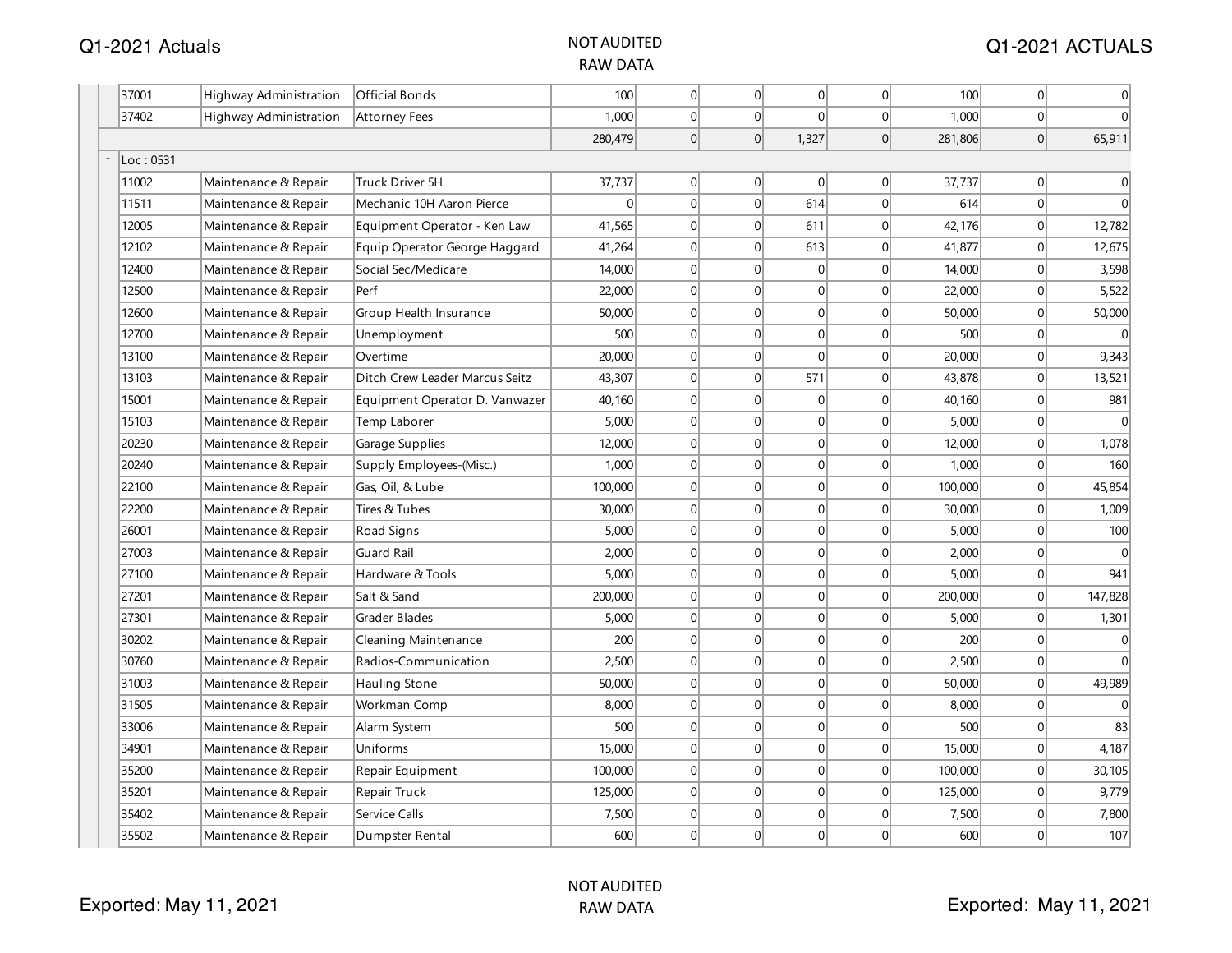| | | | | | | | | | |
|---|---|---|---|---|---|---|---|---|---|
| 37001 | Highway Administration | Official Bonds | 100 | 0 | 0 | 0 | 0 | 100 | 0 | 0 |
| 37402 | Highway Administration | Attorney Fees | 1,000 | 0 | 0 | 0 | 0 | 1,000 | 0 | 0 |
| | | | 280,479 | 0 | 0 | 1,327 | 0 | 281,806 | 0 | 65,911 |
| Loc : 0531 | | | | | | | | | | |
| 11002 | Maintenance & Repair | Truck Driver 5H | 37,737 | 0 | 0 | 0 | 0 | 37,737 | 0 | 0 |
| 11511 | Maintenance & Repair | Mechanic 10H Aaron Pierce | 0 | 0 | 0 | 614 | 0 | 614 | 0 | 0 |
| 12005 | Maintenance & Repair | Equipment Operator - Ken Law | 41,565 | 0 | 0 | 611 | 0 | 42,176 | 0 | 12,782 |
| 12102 | Maintenance & Repair | Equip Operator George Haggard | 41,264 | 0 | 0 | 613 | 0 | 41,877 | 0 | 12,675 |
| 12400 | Maintenance & Repair | Social Sec/Medicare | 14,000 | 0 | 0 | 0 | 0 | 14,000 | 0 | 3,598 |
| 12500 | Maintenance & Repair | Perf | 22,000 | 0 | 0 | 0 | 0 | 22,000 | 0 | 5,522 |
| 12600 | Maintenance & Repair | Group Health Insurance | 50,000 | 0 | 0 | 0 | 0 | 50,000 | 0 | 50,000 |
| 12700 | Maintenance & Repair | Unemployment | 500 | 0 | 0 | 0 | 0 | 500 | 0 | 0 |
| 13100 | Maintenance & Repair | Overtime | 20,000 | 0 | 0 | 0 | 0 | 20,000 | 0 | 9,343 |
| 13103 | Maintenance & Repair | Ditch Crew Leader Marcus Seitz | 43,307 | 0 | 0 | 571 | 0 | 43,878 | 0 | 13,521 |
| 15001 | Maintenance & Repair | Equipment Operator D. Vanwazer | 40,160 | 0 | 0 | 0 | 0 | 40,160 | 0 | 981 |
| 15103 | Maintenance & Repair | Temp Laborer | 5,000 | 0 | 0 | 0 | 0 | 5,000 | 0 | 0 |
| 20230 | Maintenance & Repair | Garage Supplies | 12,000 | 0 | 0 | 0 | 0 | 12,000 | 0 | 1,078 |
| 20240 | Maintenance & Repair | Supply Employees-(Misc.) | 1,000 | 0 | 0 | 0 | 0 | 1,000 | 0 | 160 |
| 22100 | Maintenance & Repair | Gas, Oil, & Lube | 100,000 | 0 | 0 | 0 | 0 | 100,000 | 0 | 45,854 |
| 22200 | Maintenance & Repair | Tires & Tubes | 30,000 | 0 | 0 | 0 | 0 | 30,000 | 0 | 1,009 |
| 26001 | Maintenance & Repair | Road Signs | 5,000 | 0 | 0 | 0 | 0 | 5,000 | 0 | 100 |
| 27003 | Maintenance & Repair | Guard Rail | 2,000 | 0 | 0 | 0 | 0 | 2,000 | 0 | 0 |
| 27100 | Maintenance & Repair | Hardware & Tools | 5,000 | 0 | 0 | 0 | 0 | 5,000 | 0 | 941 |
| 27201 | Maintenance & Repair | Salt & Sand | 200,000 | 0 | 0 | 0 | 0 | 200,000 | 0 | 147,828 |
| 27301 | Maintenance & Repair | Grader Blades | 5,000 | 0 | 0 | 0 | 0 | 5,000 | 0 | 1,301 |
| 30202 | Maintenance & Repair | Cleaning Maintenance | 200 | 0 | 0 | 0 | 0 | 200 | 0 | 0 |
| 30760 | Maintenance & Repair | Radios-Communication | 2,500 | 0 | 0 | 0 | 0 | 2,500 | 0 | 0 |
| 31003 | Maintenance & Repair | Hauling Stone | 50,000 | 0 | 0 | 0 | 0 | 50,000 | 0 | 49,989 |
| 31505 | Maintenance & Repair | Workman Comp | 8,000 | 0 | 0 | 0 | 0 | 8,000 | 0 | 0 |
| 33006 | Maintenance & Repair | Alarm System | 500 | 0 | 0 | 0 | 0 | 500 | 0 | 83 |
| 34901 | Maintenance & Repair | Uniforms | 15,000 | 0 | 0 | 0 | 0 | 15,000 | 0 | 4,187 |
| 35200 | Maintenance & Repair | Repair Equipment | 100,000 | 0 | 0 | 0 | 0 | 100,000 | 0 | 30,105 |
| 35201 | Maintenance & Repair | Repair Truck | 125,000 | 0 | 0 | 0 | 0 | 125,000 | 0 | 9,779 |
| 35402 | Maintenance & Repair | Service Calls | 7,500 | 0 | 0 | 0 | 0 | 7,500 | 0 | 7,800 |
| 35502 | Maintenance & Repair | Dumpster Rental | 600 | 0 | 0 | 0 | 0 | 600 | 0 | 107 |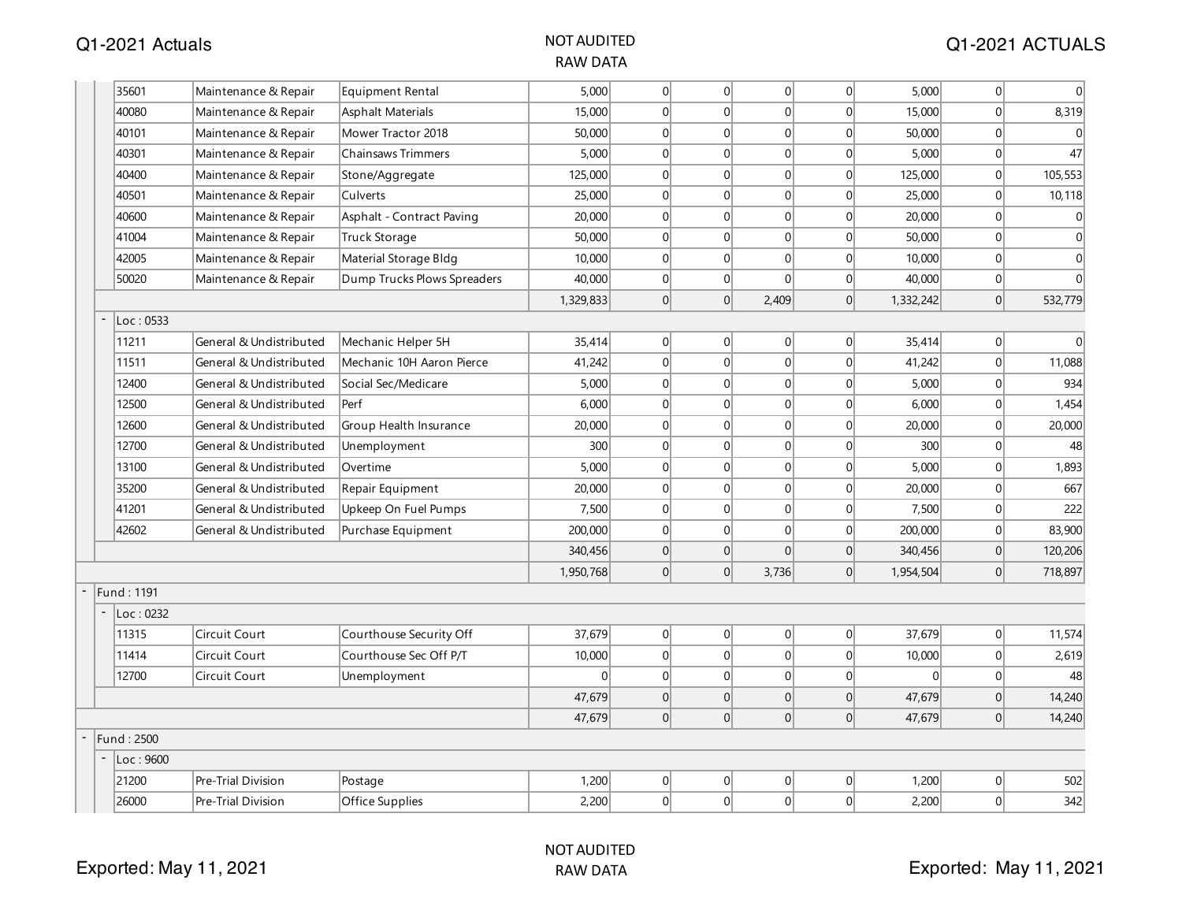| Account | Department | Description | | | | | | | |
|---|---|---|---|---|---|---|---|---|---|
| 35601 | Maintenance & Repair | Equipment Rental | 5,000 | 0 | 0 | 0 | 0 | 5,000 | 0 | 0 |
| 40080 | Maintenance & Repair | Asphalt Materials | 15,000 | 0 | 0 | 0 | 0 | 15,000 | 0 | 8,319 |
| 40101 | Maintenance & Repair | Mower Tractor 2018 | 50,000 | 0 | 0 | 0 | 0 | 50,000 | 0 | 0 |
| 40301 | Maintenance & Repair | Chainsaws Trimmers | 5,000 | 0 | 0 | 0 | 0 | 5,000 | 0 | 47 |
| 40400 | Maintenance & Repair | Stone/Aggregate | 125,000 | 0 | 0 | 0 | 0 | 125,000 | 0 | 105,553 |
| 40501 | Maintenance & Repair | Culverts | 25,000 | 0 | 0 | 0 | 0 | 25,000 | 0 | 10,118 |
| 40600 | Maintenance & Repair | Asphalt - Contract Paving | 20,000 | 0 | 0 | 0 | 0 | 20,000 | 0 | 0 |
| 41004 | Maintenance & Repair | Truck Storage | 50,000 | 0 | 0 | 0 | 0 | 50,000 | 0 | 0 |
| 42005 | Maintenance & Repair | Material Storage Bldg | 10,000 | 0 | 0 | 0 | 0 | 10,000 | 0 | 0 |
| 50020 | Maintenance & Repair | Dump Trucks Plows Spreaders | 40,000 | 0 | 0 | 0 | 0 | 40,000 | 0 | 0 |
| | | | 1,329,833 | 0 | 0 | 2,409 | 0 | 1,332,242 | 0 | 532,779 |
| Loc : 0533 | | | | | | | | | | |
| 11211 | General & Undistributed | Mechanic Helper 5H | 35,414 | 0 | 0 | 0 | 0 | 35,414 | 0 | 0 |
| 11511 | General & Undistributed | Mechanic 10H Aaron Pierce | 41,242 | 0 | 0 | 0 | 0 | 41,242 | 0 | 11,088 |
| 12400 | General & Undistributed | Social Sec/Medicare | 5,000 | 0 | 0 | 0 | 0 | 5,000 | 0 | 934 |
| 12500 | General & Undistributed | Perf | 6,000 | 0 | 0 | 0 | 0 | 6,000 | 0 | 1,454 |
| 12600 | General & Undistributed | Group Health Insurance | 20,000 | 0 | 0 | 0 | 0 | 20,000 | 0 | 20,000 |
| 12700 | General & Undistributed | Unemployment | 300 | 0 | 0 | 0 | 0 | 300 | 0 | 48 |
| 13100 | General & Undistributed | Overtime | 5,000 | 0 | 0 | 0 | 0 | 5,000 | 0 | 1,893 |
| 35200 | General & Undistributed | Repair Equipment | 20,000 | 0 | 0 | 0 | 0 | 20,000 | 0 | 667 |
| 41201 | General & Undistributed | Upkeep On Fuel Pumps | 7,500 | 0 | 0 | 0 | 0 | 7,500 | 0 | 222 |
| 42602 | General & Undistributed | Purchase Equipment | 200,000 | 0 | 0 | 0 | 0 | 200,000 | 0 | 83,900 |
| | | | 340,456 | 0 | 0 | 0 | 0 | 340,456 | 0 | 120,206 |
| | | | 1,950,768 | 0 | 0 | 3,736 | 0 | 1,954,504 | 0 | 718,897 |
| Fund : 1191 | | | | | | | | | | |
| Loc : 0232 | | | | | | | | | | |
| 11315 | Circuit Court | Courthouse Security Off | 37,679 | 0 | 0 | 0 | 0 | 37,679 | 0 | 11,574 |
| 11414 | Circuit Court | Courthouse Sec Off P/T | 10,000 | 0 | 0 | 0 | 0 | 10,000 | 0 | 2,619 |
| 12700 | Circuit Court | Unemployment | 0 | 0 | 0 | 0 | 0 | 0 | 0 | 48 |
| | | | 47,679 | 0 | 0 | 0 | 0 | 47,679 | 0 | 14,240 |
| | | | 47,679 | 0 | 0 | 0 | 0 | 47,679 | 0 | 14,240 |
| Fund : 2500 | | | | | | | | | | |
| Loc : 9600 | | | | | | | | | | |
| 21200 | Pre-Trial Division | Postage | 1,200 | 0 | 0 | 0 | 0 | 1,200 | 0 | 502 |
| 26000 | Pre-Trial Division | Office Supplies | 2,200 | 0 | 0 | 0 | 0 | 2,200 | 0 | 342 |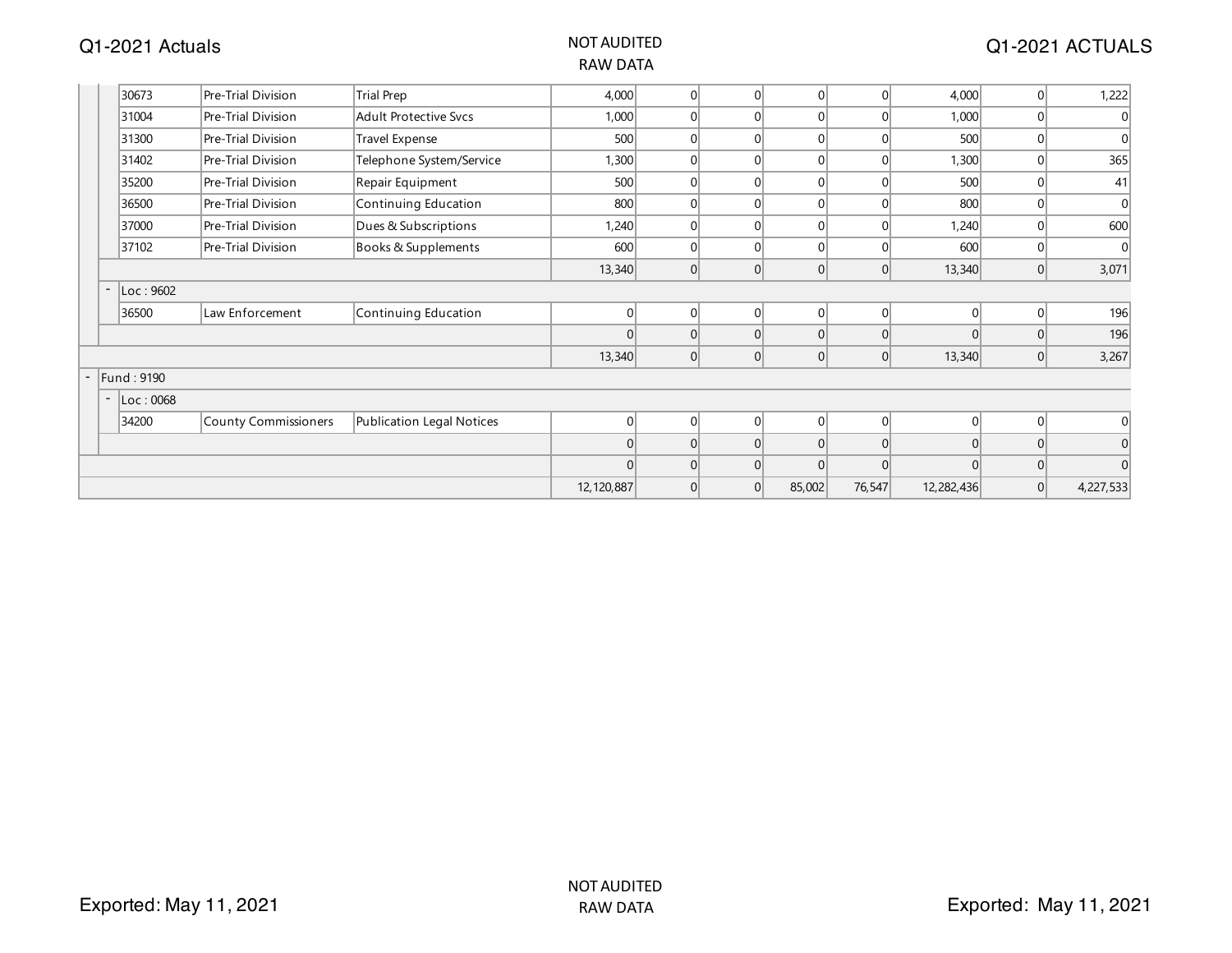| | | | | | | | | | | |
|---|---|---|---|---|---|---|---|---|---|---|
| 30673 | Pre-Trial Division | Trial Prep | 4,000 | 0 | 0 | 0 | 0 | 4,000 | 0 | 1,222 |
| 31004 | Pre-Trial Division | Adult Protective Svcs | 1,000 | 0 | 0 | 0 | 0 | 1,000 | 0 | 0 |
| 31300 | Pre-Trial Division | Travel Expense | 500 | 0 | 0 | 0 | 0 | 500 | 0 | 0 |
| 31402 | Pre-Trial Division | Telephone System/Service | 1,300 | 0 | 0 | 0 | 0 | 1,300 | 0 | 365 |
| 35200 | Pre-Trial Division | Repair Equipment | 500 | 0 | 0 | 0 | 0 | 500 | 0 | 41 |
| 36500 | Pre-Trial Division | Continuing Education | 800 | 0 | 0 | 0 | 0 | 800 | 0 | 0 |
| 37000 | Pre-Trial Division | Dues & Subscriptions | 1,240 | 0 | 0 | 0 | 0 | 1,240 | 0 | 600 |
| 37102 | Pre-Trial Division | Books & Supplements | 600 | 0 | 0 | 0 | 0 | 600 | 0 | 0 |
| | | | 13,340 | 0 | 0 | 0 | 0 | 13,340 | 0 | 3,071 |
| - Loc : 9602 | | | | | | | | | | |
| 36500 | Law Enforcement | Continuing Education | 0 | 0 | 0 | 0 | 0 | 0 | 0 | 196 |
| | | | 0 | 0 | 0 | 0 | 0 | 0 | 0 | 196 |
| | | | 13,340 | 0 | 0 | 0 | 0 | 13,340 | 0 | 3,267 |
| - Fund : 9190 | | | | | | | | | | |
| - Loc : 0068 | | | | | | | | | | |
| 34200 | County Commissioners | Publication Legal Notices | 0 | 0 | 0 | 0 | 0 | 0 | 0 | 0 |
| | | | 0 | 0 | 0 | 0 | 0 | 0 | 0 | 0 |
| | | | 0 | 0 | 0 | 0 | 0 | 0 | 0 | 0 |
| | | | 12,120,887 | 0 | 0 | 85,002 | 76,547 | 12,282,436 | 0 | 4,227,533 |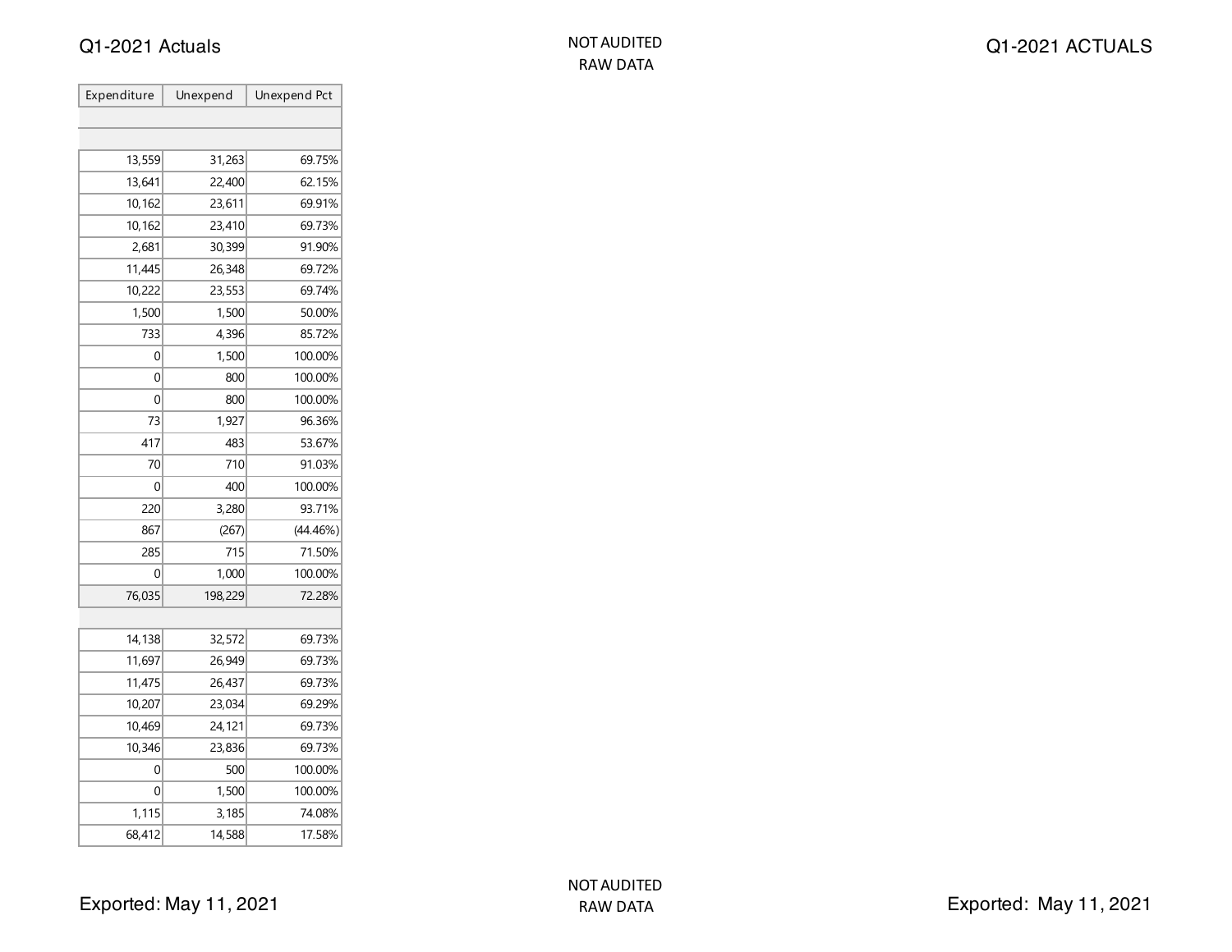| Expenditure | Unexpend | Unexpend Pct |
|---|---|---|
| | | |
| | | |
| 13,559 | 31,263 | 69.75% |
| 13,641 | 22,400 | 62.15% |
| 10,162 | 23,611 | 69.91% |
| 10,162 | 23,410 | 69.73% |
| 2,681 | 30,399 | 91.90% |
| 11,445 | 26,348 | 69.72% |
| 10,222 | 23,553 | 69.74% |
| 1,500 | 1,500 | 50.00% |
| 733 | 4,396 | 85.72% |
| 0 | 1,500 | 100.00% |
| 0 | 800 | 100.00% |
| 0 | 800 | 100.00% |
| 73 | 1,927 | 96.36% |
| 417 | 483 | 53.67% |
| 70 | 710 | 91.03% |
| 0 | 400 | 100.00% |
| 220 | 3,280 | 93.71% |
| 867 | (267) | (44.46%) |
| 285 | 715 | 71.50% |
| 0 | 1,000 | 100.00% |
| 76,035 | 198,229 | 72.28% |
| | | |
| 14,138 | 32,572 | 69.73% |
| 11,697 | 26,949 | 69.73% |
| 11,475 | 26,437 | 69.73% |
| 10,207 | 23,034 | 69.29% |
| 10,469 | 24,121 | 69.73% |
| 10,346 | 23,836 | 69.73% |
| 0 | 500 | 100.00% |
| 0 | 1,500 | 100.00% |
| 1,115 | 3,185 | 74.08% |
| 68,412 | 14,588 | 17.58% |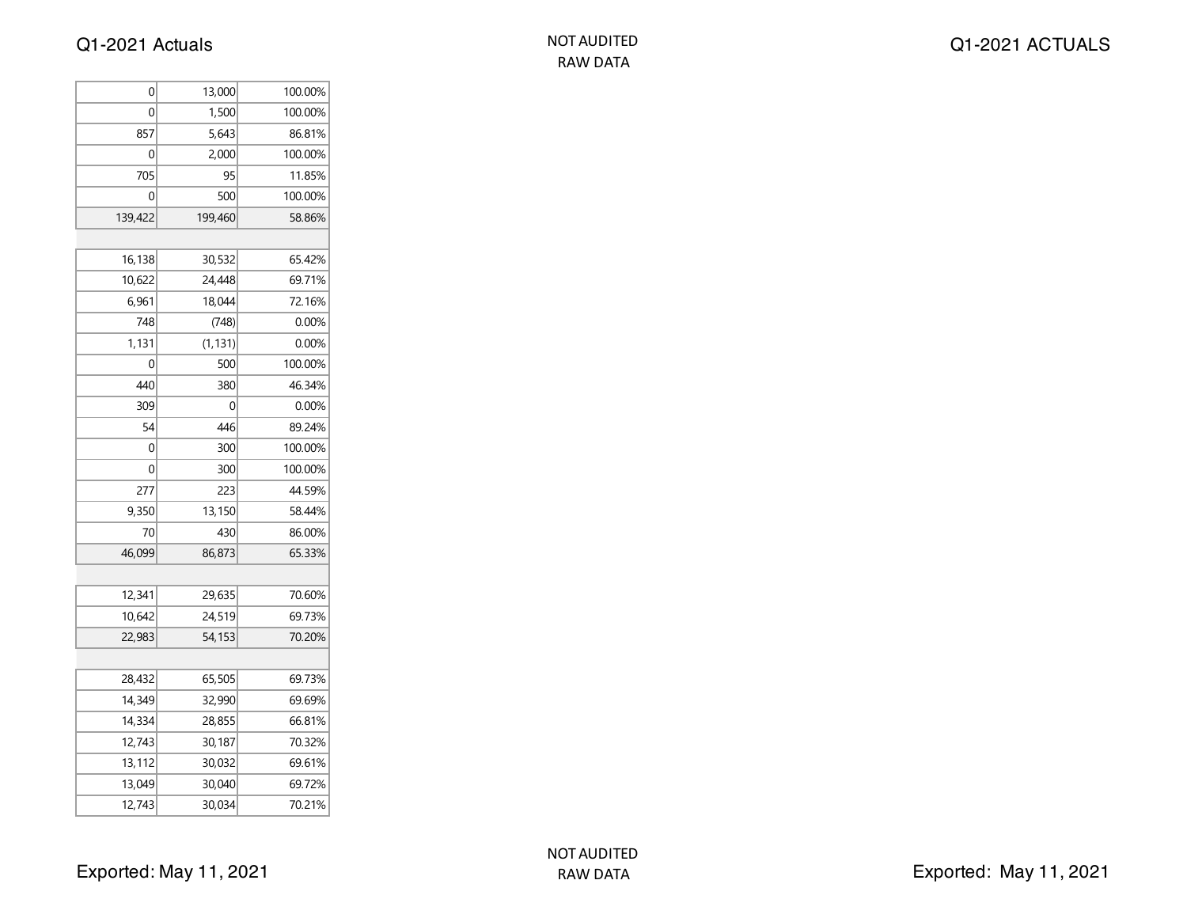|  |  |  |
|---|---|---|
| 0 | 13,000 | 100.00% |
| 0 | 1,500 | 100.00% |
| 857 | 5,643 | 86.81% |
| 0 | 2,000 | 100.00% |
| 705 | 95 | 11.85% |
| 0 | 500 | 100.00% |
| 139,422 | 199,460 | 58.86% |
|  |  |  |
| 16,138 | 30,532 | 65.42% |
| 10,622 | 24,448 | 69.71% |
| 6,961 | 18,044 | 72.16% |
| 748 | (748) | 0.00% |
| 1,131 | (1,131) | 0.00% |
| 0 | 500 | 100.00% |
| 440 | 380 | 46.34% |
| 309 | 0 | 0.00% |
| 54 | 446 | 89.24% |
| 0 | 300 | 100.00% |
| 0 | 300 | 100.00% |
| 277 | 223 | 44.59% |
| 9,350 | 13,150 | 58.44% |
| 70 | 430 | 86.00% |
| 46,099 | 86,873 | 65.33% |
|  |  |  |
| 12,341 | 29,635 | 70.60% |
| 10,642 | 24,519 | 69.73% |
| 22,983 | 54,153 | 70.20% |
|  |  |  |
| 28,432 | 65,505 | 69.73% |
| 14,349 | 32,990 | 69.69% |
| 14,334 | 28,855 | 66.81% |
| 12,743 | 30,187 | 70.32% |
| 13,112 | 30,032 | 69.61% |
| 13,049 | 30,040 | 69.72% |
| 12,743 | 30,034 | 70.21% |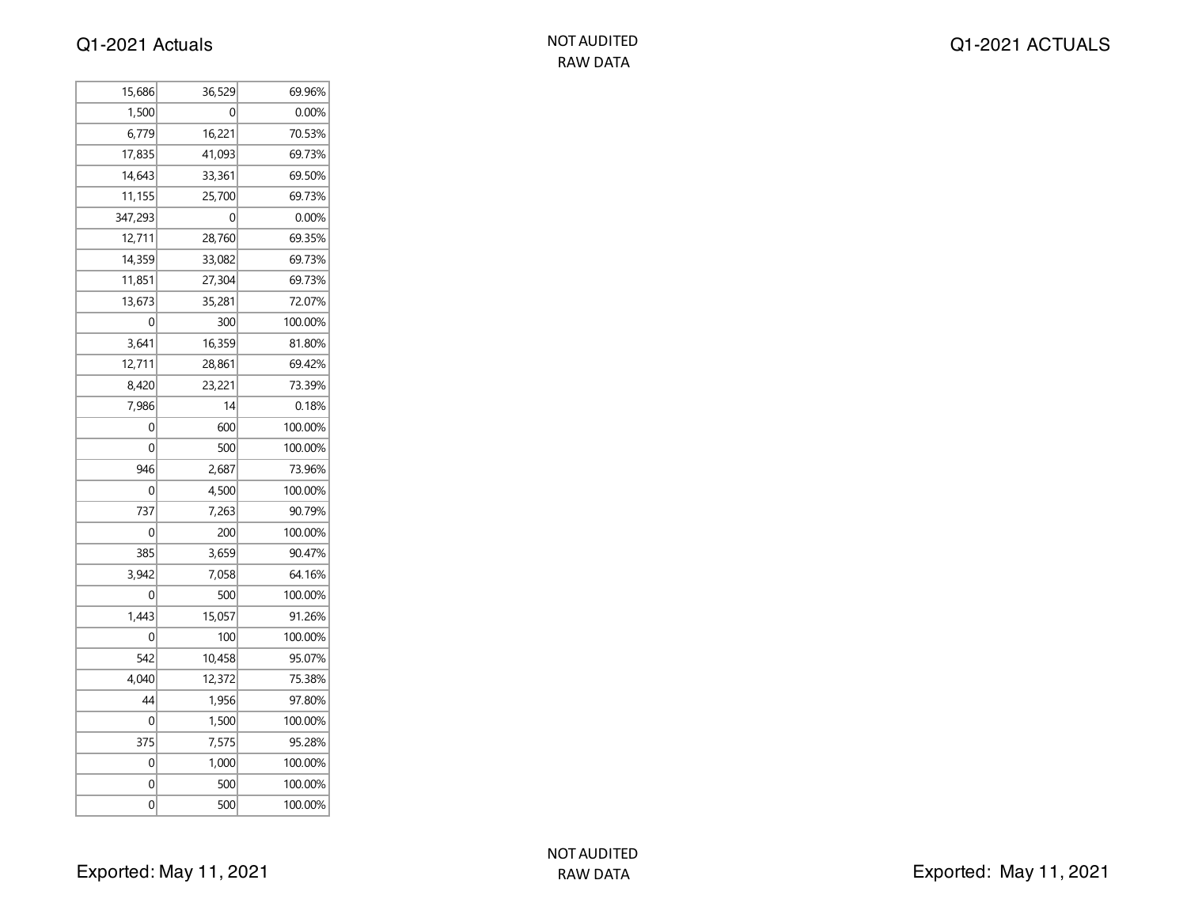| | | |
|---|---|---|
| 15,686 | 36,529 | 69.96% |
| 1,500 | 0 | 0.00% |
| 6,779 | 16,221 | 70.53% |
| 17,835 | 41,093 | 69.73% |
| 14,643 | 33,361 | 69.50% |
| 11,155 | 25,700 | 69.73% |
| 347,293 | 0 | 0.00% |
| 12,711 | 28,760 | 69.35% |
| 14,359 | 33,082 | 69.73% |
| 11,851 | 27,304 | 69.73% |
| 13,673 | 35,281 | 72.07% |
| 0 | 300 | 100.00% |
| 3,641 | 16,359 | 81.80% |
| 12,711 | 28,861 | 69.42% |
| 8,420 | 23,221 | 73.39% |
| 7,986 | 14 | 0.18% |
| 0 | 600 | 100.00% |
| 0 | 500 | 100.00% |
| 946 | 2,687 | 73.96% |
| 0 | 4,500 | 100.00% |
| 737 | 7,263 | 90.79% |
| 0 | 200 | 100.00% |
| 385 | 3,659 | 90.47% |
| 3,942 | 7,058 | 64.16% |
| 0 | 500 | 100.00% |
| 1,443 | 15,057 | 91.26% |
| 0 | 100 | 100.00% |
| 542 | 10,458 | 95.07% |
| 4,040 | 12,372 | 75.38% |
| 44 | 1,956 | 97.80% |
| 0 | 1,500 | 100.00% |
| 375 | 7,575 | 95.28% |
| 0 | 1,000 | 100.00% |
| 0 | 500 | 100.00% |
| 0 | 500 | 100.00% |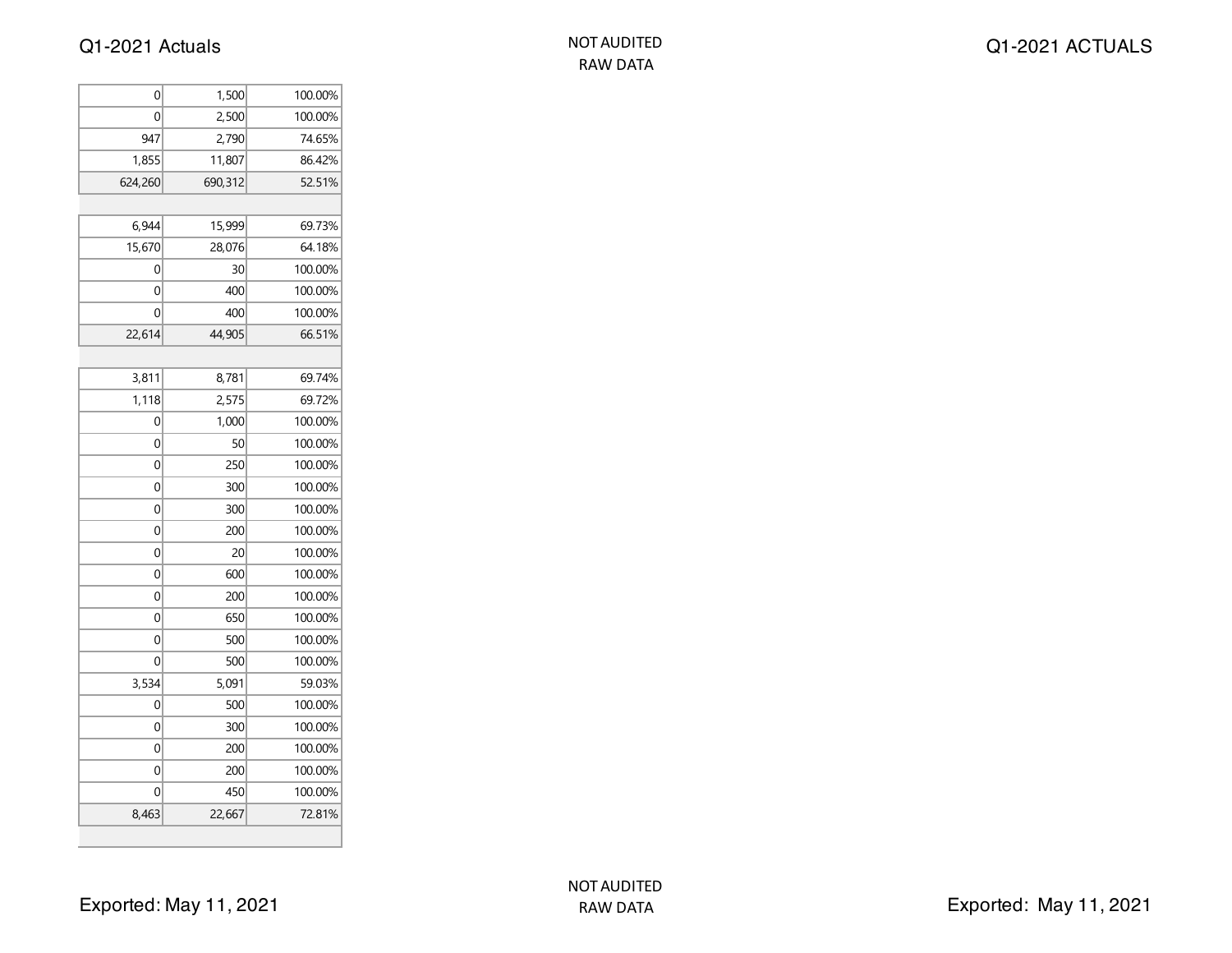| | | |
|---|---|---|
| 0 | 1,500 | 100.00% |
| 0 | 2,500 | 100.00% |
| 947 | 2,790 | 74.65% |
| 1,855 | 11,807 | 86.42% |
| 624,260 | 690,312 | 52.51% |
| | | |
| 6,944 | 15,999 | 69.73% |
| 15,670 | 28,076 | 64.18% |
| 0 | 30 | 100.00% |
| 0 | 400 | 100.00% |
| 0 | 400 | 100.00% |
| 22,614 | 44,905 | 66.51% |
| | | |
| 3,811 | 8,781 | 69.74% |
| 1,118 | 2,575 | 69.72% |
| 0 | 1,000 | 100.00% |
| 0 | 50 | 100.00% |
| 0 | 250 | 100.00% |
| 0 | 300 | 100.00% |
| 0 | 300 | 100.00% |
| 0 | 200 | 100.00% |
| 0 | 20 | 100.00% |
| 0 | 600 | 100.00% |
| 0 | 200 | 100.00% |
| 0 | 650 | 100.00% |
| 0 | 500 | 100.00% |
| 0 | 500 | 100.00% |
| 3,534 | 5,091 | 59.03% |
| 0 | 500 | 100.00% |
| 0 | 300 | 100.00% |
| 0 | 200 | 100.00% |
| 0 | 200 | 100.00% |
| 0 | 450 | 100.00% |
| 8,463 | 22,667 | 72.81% |
| | | |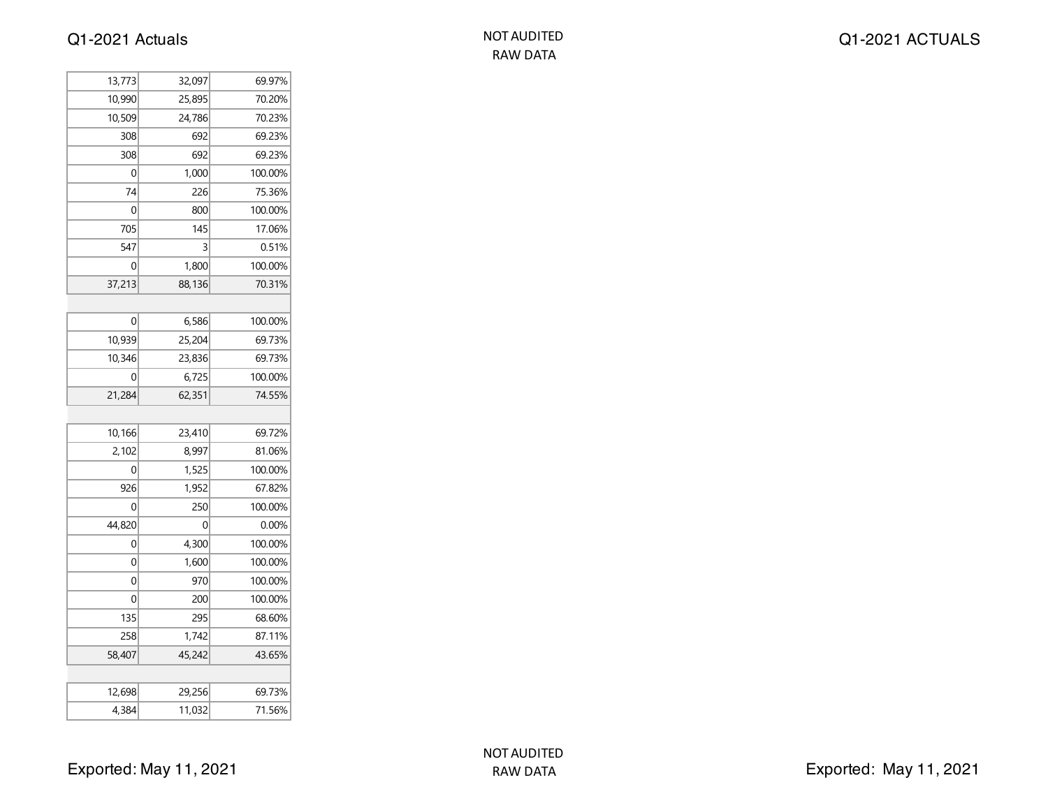| | | |
|---|---|---|
| 13,773 | 32,097 | 69.97% |
| 10,990 | 25,895 | 70.20% |
| 10,509 | 24,786 | 70.23% |
| 308 | 692 | 69.23% |
| 308 | 692 | 69.23% |
| 0 | 1,000 | 100.00% |
| 74 | 226 | 75.36% |
| 0 | 800 | 100.00% |
| 705 | 145 | 17.06% |
| 547 | 3 | 0.51% |
| 0 | 1,800 | 100.00% |
| 37,213 | 88,136 | 70.31% |
| | | |
| 0 | 6,586 | 100.00% |
| 10,939 | 25,204 | 69.73% |
| 10,346 | 23,836 | 69.73% |
| 0 | 6,725 | 100.00% |
| 21,284 | 62,351 | 74.55% |
| | | |
| 10,166 | 23,410 | 69.72% |
| 2,102 | 8,997 | 81.06% |
| 0 | 1,525 | 100.00% |
| 926 | 1,952 | 67.82% |
| 0 | 250 | 100.00% |
| 44,820 | 0 | 0.00% |
| 0 | 4,300 | 100.00% |
| 0 | 1,600 | 100.00% |
| 0 | 970 | 100.00% |
| 0 | 200 | 100.00% |
| 135 | 295 | 68.60% |
| 258 | 1,742 | 87.11% |
| 58,407 | 45,242 | 43.65% |
| | | |
| 12,698 | 29,256 | 69.73% |
| 4,384 | 11,032 | 71.56% |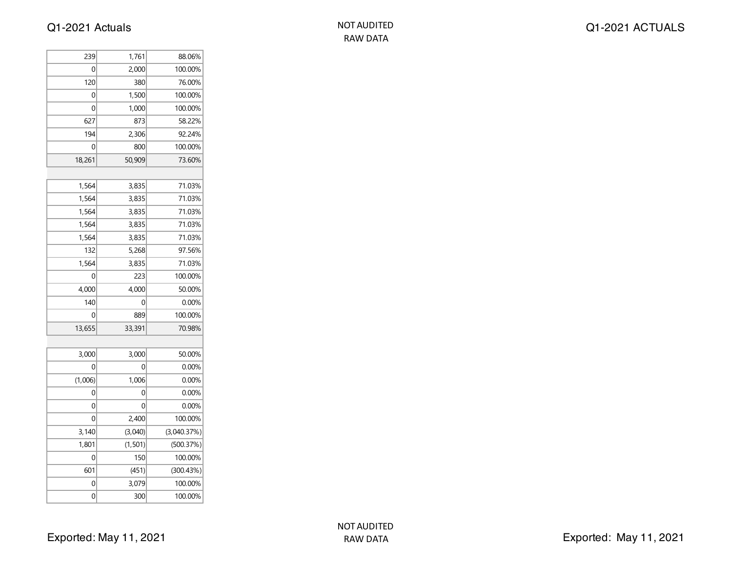| | | |
|---|---|---|
| 239 | 1,761 | 88.06% |
| 0 | 2,000 | 100.00% |
| 120 | 380 | 76.00% |
| 0 | 1,500 | 100.00% |
| 0 | 1,000 | 100.00% |
| 627 | 873 | 58.22% |
| 194 | 2,306 | 92.24% |
| 0 | 800 | 100.00% |
| 18,261 | 50,909 | 73.60% |
| | | |
| 1,564 | 3,835 | 71.03% |
| 1,564 | 3,835 | 71.03% |
| 1,564 | 3,835 | 71.03% |
| 1,564 | 3,835 | 71.03% |
| 1,564 | 3,835 | 71.03% |
| 132 | 5,268 | 97.56% |
| 1,564 | 3,835 | 71.03% |
| 0 | 223 | 100.00% |
| 4,000 | 4,000 | 50.00% |
| 140 | 0 | 0.00% |
| 0 | 889 | 100.00% |
| 13,655 | 33,391 | 70.98% |
| | | |
| 3,000 | 3,000 | 50.00% |
| 0 | 0 | 0.00% |
| (1,006) | 1,006 | 0.00% |
| 0 | 0 | 0.00% |
| 0 | 0 | 0.00% |
| 0 | 2,400 | 100.00% |
| 3,140 | (3,040) | (3,040.37%) |
| 1,801 | (1,501) | (500.37%) |
| 0 | 150 | 100.00% |
| 601 | (451) | (300.43%) |
| 0 | 3,079 | 100.00% |
| 0 | 300 | 100.00% |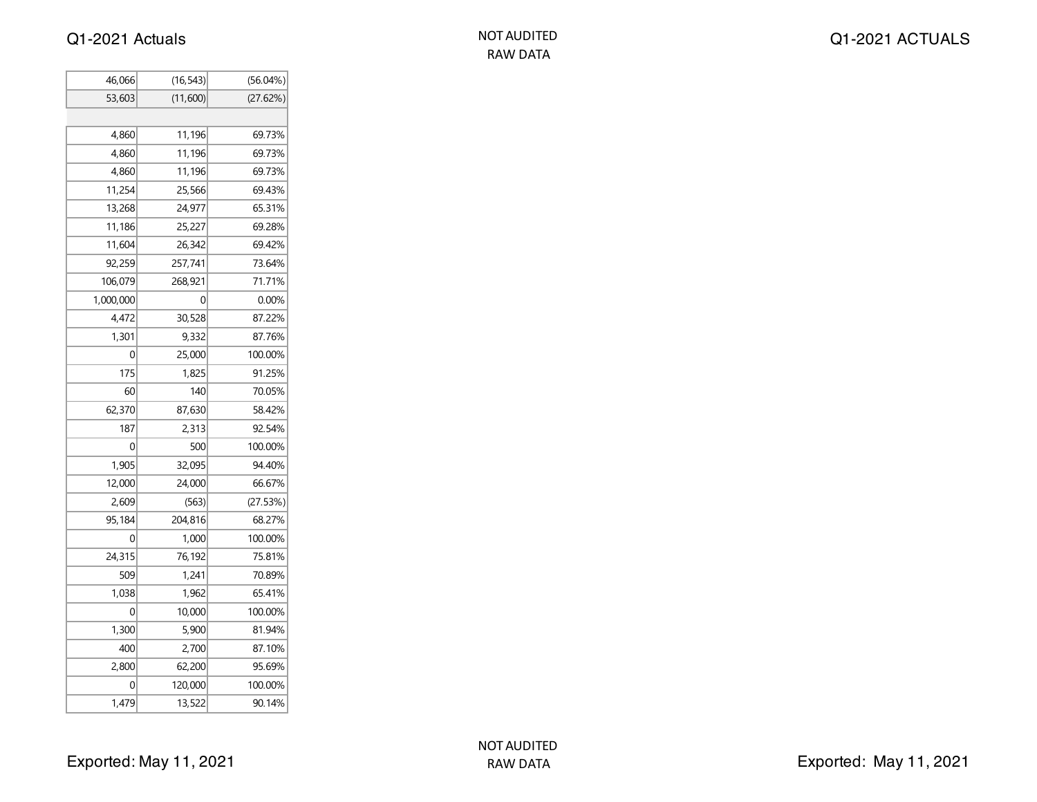| | | |
|---|---|---|
| 46,066 | (16,543) | (56.04%) |
| 53,603 | (11,600) | (27.62%) |
| | | |
| 4,860 | 11,196 | 69.73% |
| 4,860 | 11,196 | 69.73% |
| 4,860 | 11,196 | 69.73% |
| 11,254 | 25,566 | 69.43% |
| 13,268 | 24,977 | 65.31% |
| 11,186 | 25,227 | 69.28% |
| 11,604 | 26,342 | 69.42% |
| 92,259 | 257,741 | 73.64% |
| 106,079 | 268,921 | 71.71% |
| 1,000,000 | 0 | 0.00% |
| 4,472 | 30,528 | 87.22% |
| 1,301 | 9,332 | 87.76% |
| 0 | 25,000 | 100.00% |
| 175 | 1,825 | 91.25% |
| 60 | 140 | 70.05% |
| 62,370 | 87,630 | 58.42% |
| 187 | 2,313 | 92.54% |
| 0 | 500 | 100.00% |
| 1,905 | 32,095 | 94.40% |
| 12,000 | 24,000 | 66.67% |
| 2,609 | (563) | (27.53%) |
| 95,184 | 204,816 | 68.27% |
| 0 | 1,000 | 100.00% |
| 24,315 | 76,192 | 75.81% |
| 509 | 1,241 | 70.89% |
| 1,038 | 1,962 | 65.41% |
| 0 | 10,000 | 100.00% |
| 1,300 | 5,900 | 81.94% |
| 400 | 2,700 | 87.10% |
| 2,800 | 62,200 | 95.69% |
| 0 | 120,000 | 100.00% |
| 1,479 | 13,522 | 90.14% |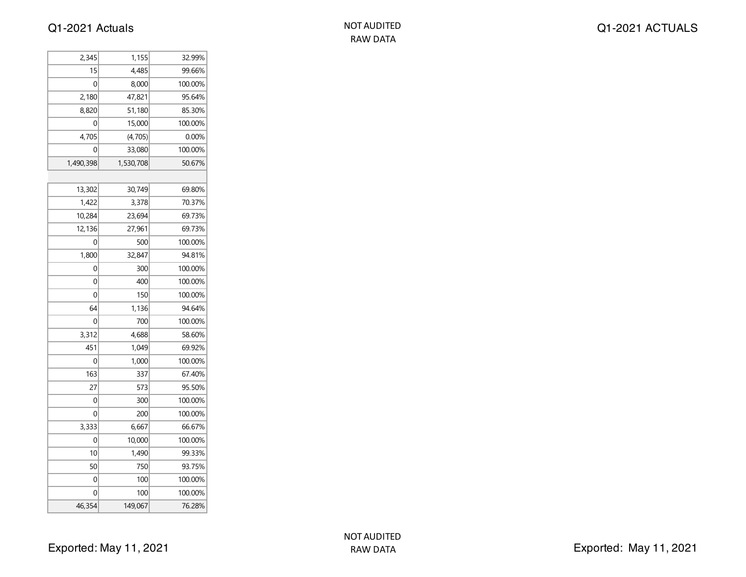| | | |
|---|---|---|
| 2,345 | 1,155 | 32.99% |
| 15 | 4,485 | 99.66% |
| 0 | 8,000 | 100.00% |
| 2,180 | 47,821 | 95.64% |
| 8,820 | 51,180 | 85.30% |
| 0 | 15,000 | 100.00% |
| 4,705 | (4,705) | 0.00% |
| 0 | 33,080 | 100.00% |
| 1,490,398 | 1,530,708 | 50.67% |
| | | |
| 13,302 | 30,749 | 69.80% |
| 1,422 | 3,378 | 70.37% |
| 10,284 | 23,694 | 69.73% |
| 12,136 | 27,961 | 69.73% |
| 0 | 500 | 100.00% |
| 1,800 | 32,847 | 94.81% |
| 0 | 300 | 100.00% |
| 0 | 400 | 100.00% |
| 0 | 150 | 100.00% |
| 64 | 1,136 | 94.64% |
| 0 | 700 | 100.00% |
| 3,312 | 4,688 | 58.60% |
| 451 | 1,049 | 69.92% |
| 0 | 1,000 | 100.00% |
| 163 | 337 | 67.40% |
| 27 | 573 | 95.50% |
| 0 | 300 | 100.00% |
| 0 | 200 | 100.00% |
| 3,333 | 6,667 | 66.67% |
| 0 | 10,000 | 100.00% |
| 10 | 1,490 | 99.33% |
| 50 | 750 | 93.75% |
| 0 | 100 | 100.00% |
| 0 | 100 | 100.00% |
| 46,354 | 149,067 | 76.28% |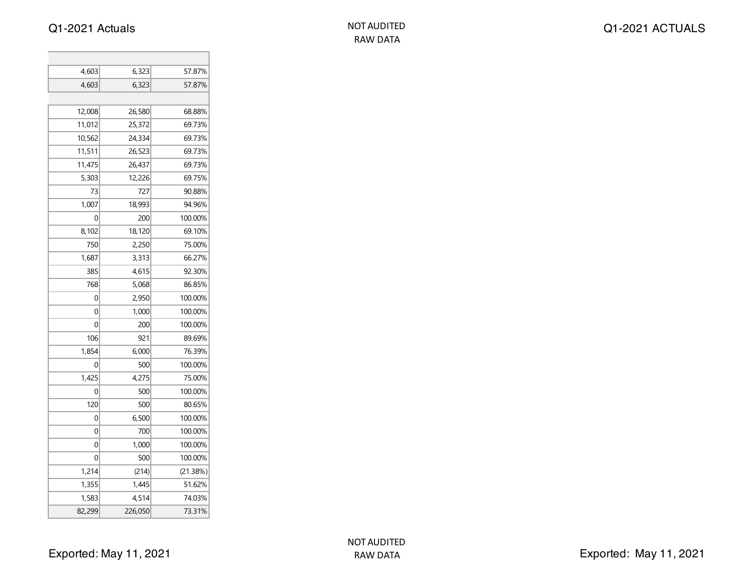| | | |
|---|---|---|
| 4,603 | 6,323 | 57.87% |
| 4,603 | 6,323 | 57.87% |
| | | |
| 12,008 | 26,580 | 68.88% |
| 11,012 | 25,372 | 69.73% |
| 10,562 | 24,334 | 69.73% |
| 11,511 | 26,523 | 69.73% |
| 11,475 | 26,437 | 69.73% |
| 5,303 | 12,226 | 69.75% |
| 73 | 727 | 90.88% |
| 1,007 | 18,993 | 94.96% |
| 0 | 200 | 100.00% |
| 8,102 | 18,120 | 69.10% |
| 750 | 2,250 | 75.00% |
| 1,687 | 3,313 | 66.27% |
| 385 | 4,615 | 92.30% |
| 768 | 5,068 | 86.85% |
| 0 | 2,950 | 100.00% |
| 0 | 1,000 | 100.00% |
| 0 | 200 | 100.00% |
| 106 | 921 | 89.69% |
| 1,854 | 6,000 | 76.39% |
| 0 | 500 | 100.00% |
| 1,425 | 4,275 | 75.00% |
| 0 | 500 | 100.00% |
| 120 | 500 | 80.65% |
| 0 | 6,500 | 100.00% |
| 0 | 700 | 100.00% |
| 0 | 1,000 | 100.00% |
| 0 | 500 | 100.00% |
| 1,214 | (214) | (21.38%) |
| 1,355 | 1,445 | 51.62% |
| 1,583 | 4,514 | 74.03% |
| 82,299 | 226,050 | 73.31% |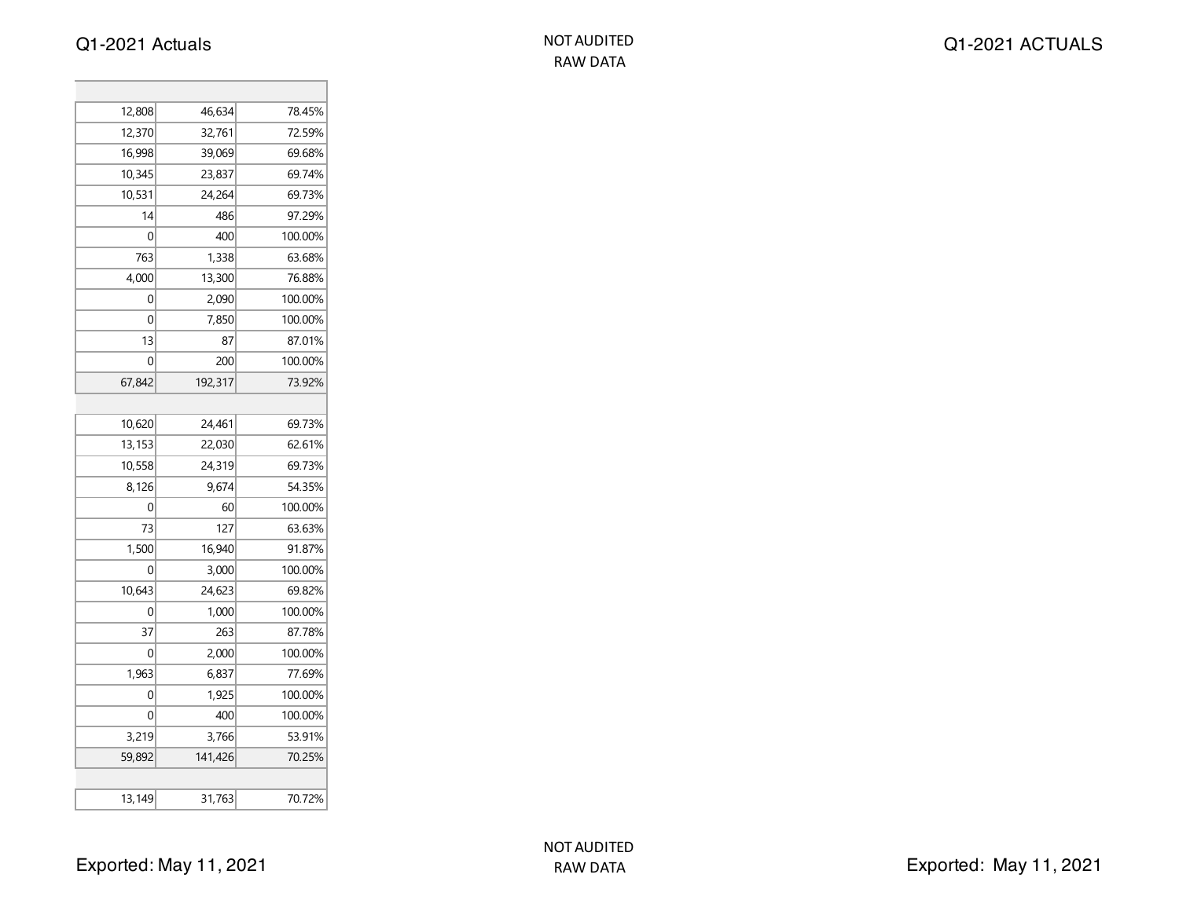| | | |
|---|---|---|
| | | |
| 12,808 | 46,634 | 78.45% |
| 12,370 | 32,761 | 72.59% |
| 16,998 | 39,069 | 69.68% |
| 10,345 | 23,837 | 69.74% |
| 10,531 | 24,264 | 69.73% |
| 14 | 486 | 97.29% |
| 0 | 400 | 100.00% |
| 763 | 1,338 | 63.68% |
| 4,000 | 13,300 | 76.88% |
| 0 | 2,090 | 100.00% |
| 0 | 7,850 | 100.00% |
| 13 | 87 | 87.01% |
| 0 | 200 | 100.00% |
| 67,842 | 192,317 | 73.92% |
| | | |
| 10,620 | 24,461 | 69.73% |
| 13,153 | 22,030 | 62.61% |
| 10,558 | 24,319 | 69.73% |
| 8,126 | 9,674 | 54.35% |
| 0 | 60 | 100.00% |
| 73 | 127 | 63.63% |
| 1,500 | 16,940 | 91.87% |
| 0 | 3,000 | 100.00% |
| 10,643 | 24,623 | 69.82% |
| 0 | 1,000 | 100.00% |
| 37 | 263 | 87.78% |
| 0 | 2,000 | 100.00% |
| 1,963 | 6,837 | 77.69% |
| 0 | 1,925 | 100.00% |
| 0 | 400 | 100.00% |
| 3,219 | 3,766 | 53.91% |
| 59,892 | 141,426 | 70.25% |
| | | |
| 13,149 | 31,763 | 70.72% |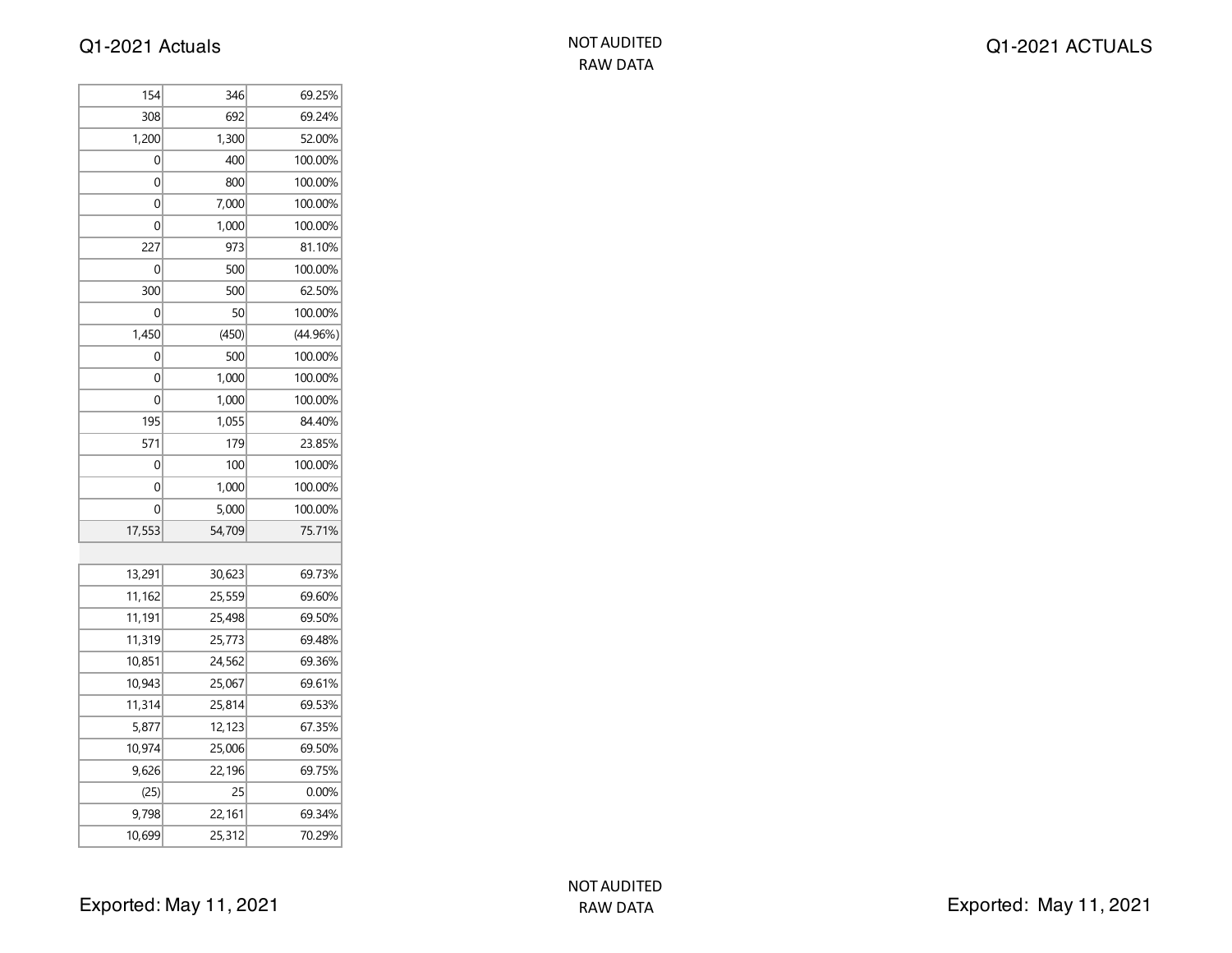| | | |
|---|---|---|
| 154 | 346 | 69.25% |
| 308 | 692 | 69.24% |
| 1,200 | 1,300 | 52.00% |
| 0 | 400 | 100.00% |
| 0 | 800 | 100.00% |
| 0 | 7,000 | 100.00% |
| 0 | 1,000 | 100.00% |
| 227 | 973 | 81.10% |
| 0 | 500 | 100.00% |
| 300 | 500 | 62.50% |
| 0 | 50 | 100.00% |
| 1,450 | (450) | (44.96%) |
| 0 | 500 | 100.00% |
| 0 | 1,000 | 100.00% |
| 0 | 1,000 | 100.00% |
| 195 | 1,055 | 84.40% |
| 571 | 179 | 23.85% |
| 0 | 100 | 100.00% |
| 0 | 1,000 | 100.00% |
| 0 | 5,000 | 100.00% |
| 17,553 | 54,709 | 75.71% |
| | | |
| 13,291 | 30,623 | 69.73% |
| 11,162 | 25,559 | 69.60% |
| 11,191 | 25,498 | 69.50% |
| 11,319 | 25,773 | 69.48% |
| 10,851 | 24,562 | 69.36% |
| 10,943 | 25,067 | 69.61% |
| 11,314 | 25,814 | 69.53% |
| 5,877 | 12,123 | 67.35% |
| 10,974 | 25,006 | 69.50% |
| 9,626 | 22,196 | 69.75% |
| (25) | 25 | 0.00% |
| 9,798 | 22,161 | 69.34% |
| 10,699 | 25,312 | 70.29% |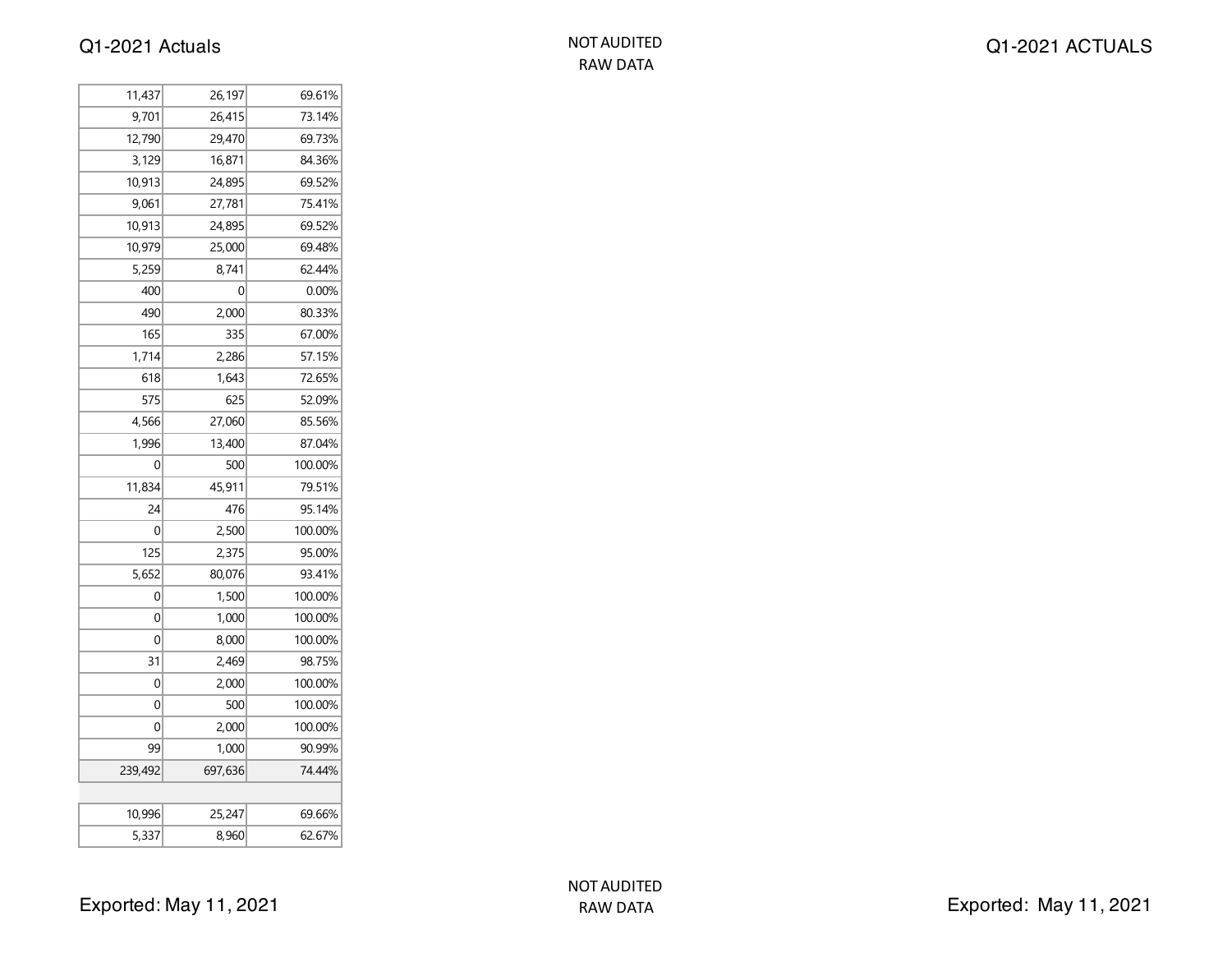| | | |
|---|---|---|
| 11,437 | 26,197 | 69.61% |
| 9,701 | 26,415 | 73.14% |
| 12,790 | 29,470 | 69.73% |
| 3,129 | 16,871 | 84.36% |
| 10,913 | 24,895 | 69.52% |
| 9,061 | 27,781 | 75.41% |
| 10,913 | 24,895 | 69.52% |
| 10,979 | 25,000 | 69.48% |
| 5,259 | 8,741 | 62.44% |
| 400 | 0 | 0.00% |
| 490 | 2,000 | 80.33% |
| 165 | 335 | 67.00% |
| 1,714 | 2,286 | 57.15% |
| 618 | 1,643 | 72.65% |
| 575 | 625 | 52.09% |
| 4,566 | 27,060 | 85.56% |
| 1,996 | 13,400 | 87.04% |
| 0 | 500 | 100.00% |
| 11,834 | 45,911 | 79.51% |
| 24 | 476 | 95.14% |
| 0 | 2,500 | 100.00% |
| 125 | 2,375 | 95.00% |
| 5,652 | 80,076 | 93.41% |
| 0 | 1,500 | 100.00% |
| 0 | 1,000 | 100.00% |
| 0 | 8,000 | 100.00% |
| 31 | 2,469 | 98.75% |
| 0 | 2,000 | 100.00% |
| 0 | 500 | 100.00% |
| 0 | 2,000 | 100.00% |
| 99 | 1,000 | 90.99% |
| 239,492 | 697,636 | 74.44% |
| | | |
| 10,996 | 25,247 | 69.66% |
| 5,337 | 8,960 | 62.67% |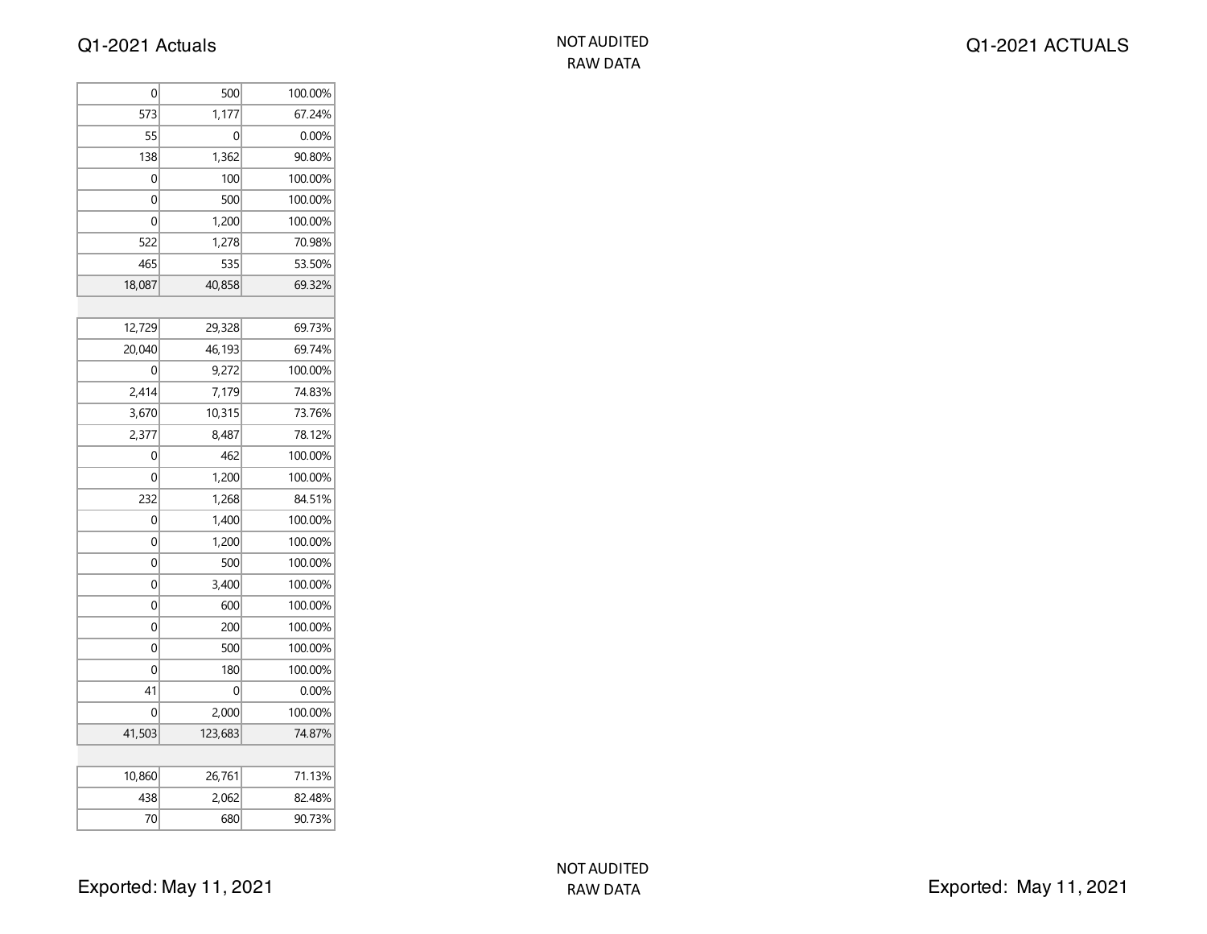NOT AUDITED
RAW DATA

| | | |
|---|---|---|
| 0 | 500 | 100.00% |
| 573 | 1,177 | 67.24% |
| 55 | 0 | 0.00% |
| 138 | 1,362 | 90.80% |
| 0 | 100 | 100.00% |
| 0 | 500 | 100.00% |
| 0 | 1,200 | 100.00% |
| 522 | 1,278 | 70.98% |
| 465 | 535 | 53.50% |
| 18,087 | 40,858 | 69.32% |
| | | |
| 12,729 | 29,328 | 69.73% |
| 20,040 | 46,193 | 69.74% |
| 0 | 9,272 | 100.00% |
| 2,414 | 7,179 | 74.83% |
| 3,670 | 10,315 | 73.76% |
| 2,377 | 8,487 | 78.12% |
| 0 | 462 | 100.00% |
| 0 | 1,200 | 100.00% |
| 232 | 1,268 | 84.51% |
| 0 | 1,400 | 100.00% |
| 0 | 1,200 | 100.00% |
| 0 | 500 | 100.00% |
| 0 | 3,400 | 100.00% |
| 0 | 600 | 100.00% |
| 0 | 200 | 100.00% |
| 0 | 500 | 100.00% |
| 0 | 180 | 100.00% |
| 41 | 0 | 0.00% |
| 0 | 2,000 | 100.00% |
| 41,503 | 123,683 | 74.87% |
| | | |
| 10,860 | 26,761 | 71.13% |
| 438 | 2,062 | 82.48% |
| 70 | 680 | 90.73% |

NOT AUDITED
RAW DATA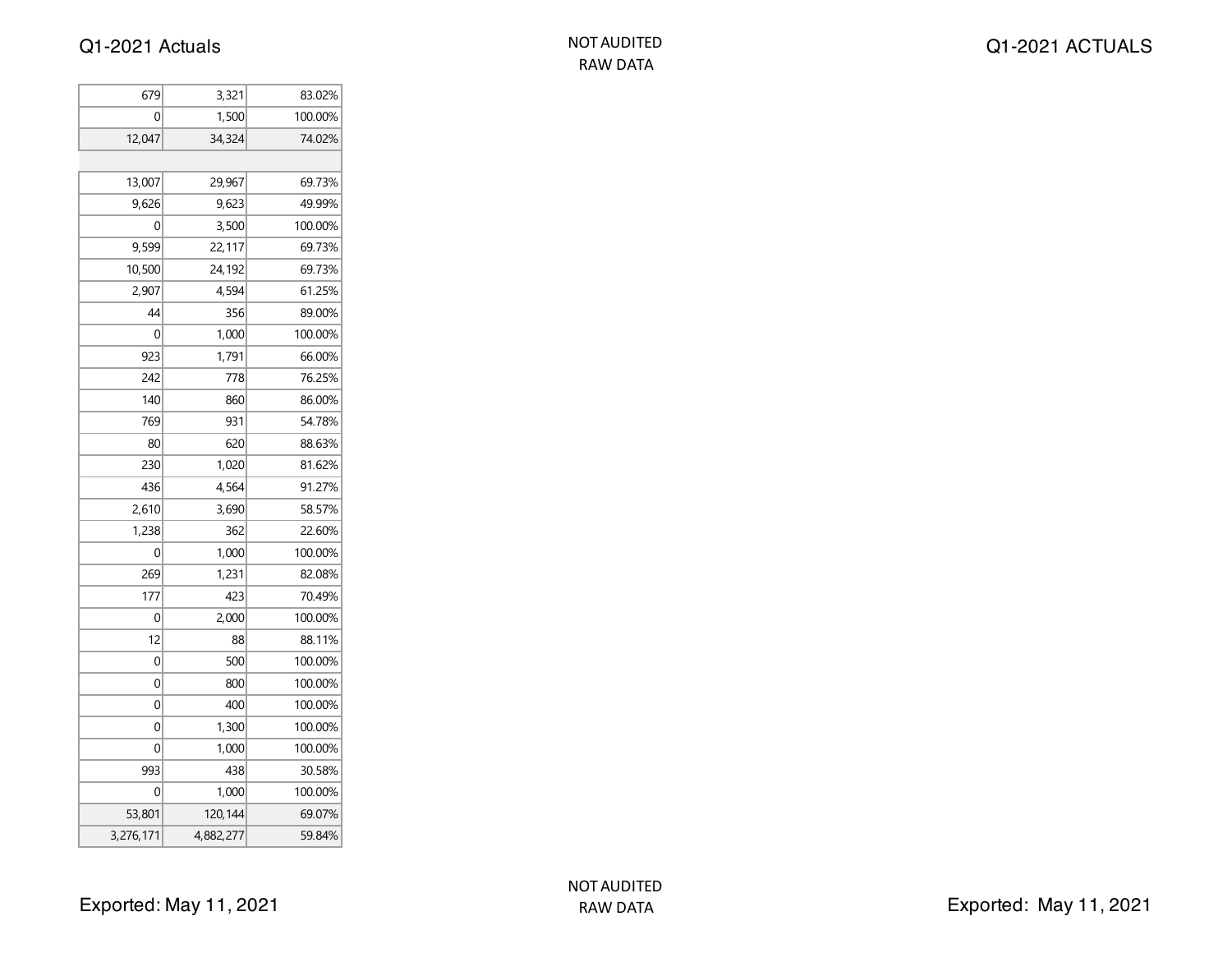| | | |
|---|---|---|
| 679 | 3,321 | 83.02% |
| 0 | 1,500 | 100.00% |
| 12,047 | 34,324 | 74.02% |
| | | |
| 13,007 | 29,967 | 69.73% |
| 9,626 | 9,623 | 49.99% |
| 0 | 3,500 | 100.00% |
| 9,599 | 22,117 | 69.73% |
| 10,500 | 24,192 | 69.73% |
| 2,907 | 4,594 | 61.25% |
| 44 | 356 | 89.00% |
| 0 | 1,000 | 100.00% |
| 923 | 1,791 | 66.00% |
| 242 | 778 | 76.25% |
| 140 | 860 | 86.00% |
| 769 | 931 | 54.78% |
| 80 | 620 | 88.63% |
| 230 | 1,020 | 81.62% |
| 436 | 4,564 | 91.27% |
| 2,610 | 3,690 | 58.57% |
| 1,238 | 362 | 22.60% |
| 0 | 1,000 | 100.00% |
| 269 | 1,231 | 82.08% |
| 177 | 423 | 70.49% |
| 0 | 2,000 | 100.00% |
| 12 | 88 | 88.11% |
| 0 | 500 | 100.00% |
| 0 | 800 | 100.00% |
| 0 | 400 | 100.00% |
| 0 | 1,300 | 100.00% |
| 0 | 1,000 | 100.00% |
| 993 | 438 | 30.58% |
| 0 | 1,000 | 100.00% |
| 53,801 | 120,144 | 69.07% |
| 3,276,171 | 4,882,277 | 59.84% |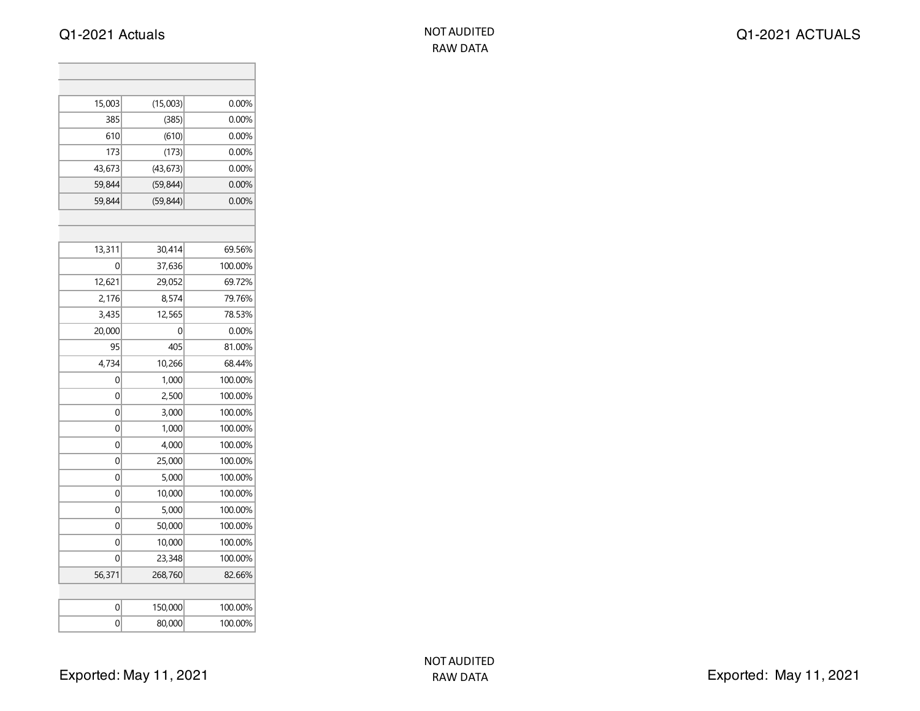Q1-2021 Actuals

NOT AUDITED
RAW DATA

Q1-2021 ACTUALS

| | | |
|---|---|---|
| | | |
| | | |
| 15,003 | (15,003) | 0.00% |
| 385 | (385) | 0.00% |
| 610 | (610) | 0.00% |
| 173 | (173) | 0.00% |
| 43,673 | (43,673) | 0.00% |
| 59,844 | (59,844) | 0.00% |
| 59,844 | (59,844) | 0.00% |
| | | |
| | | |
| 13,311 | 30,414 | 69.56% |
| 0 | 37,636 | 100.00% |
| 12,621 | 29,052 | 69.72% |
| 2,176 | 8,574 | 79.76% |
| 3,435 | 12,565 | 78.53% |
| 20,000 | 0 | 0.00% |
| 95 | 405 | 81.00% |
| 4,734 | 10,266 | 68.44% |
| 0 | 1,000 | 100.00% |
| 0 | 2,500 | 100.00% |
| 0 | 3,000 | 100.00% |
| 0 | 1,000 | 100.00% |
| 0 | 4,000 | 100.00% |
| 0 | 25,000 | 100.00% |
| 0 | 5,000 | 100.00% |
| 0 | 10,000 | 100.00% |
| 0 | 5,000 | 100.00% |
| 0 | 50,000 | 100.00% |
| 0 | 10,000 | 100.00% |
| 0 | 23,348 | 100.00% |
| 56,371 | 268,760 | 82.66% |
| | | |
| 0 | 150,000 | 100.00% |
| 0 | 80,000 | 100.00% |

Exported: May 11, 2021

NOT AUDITED
RAW DATA

Exported: May 11, 2021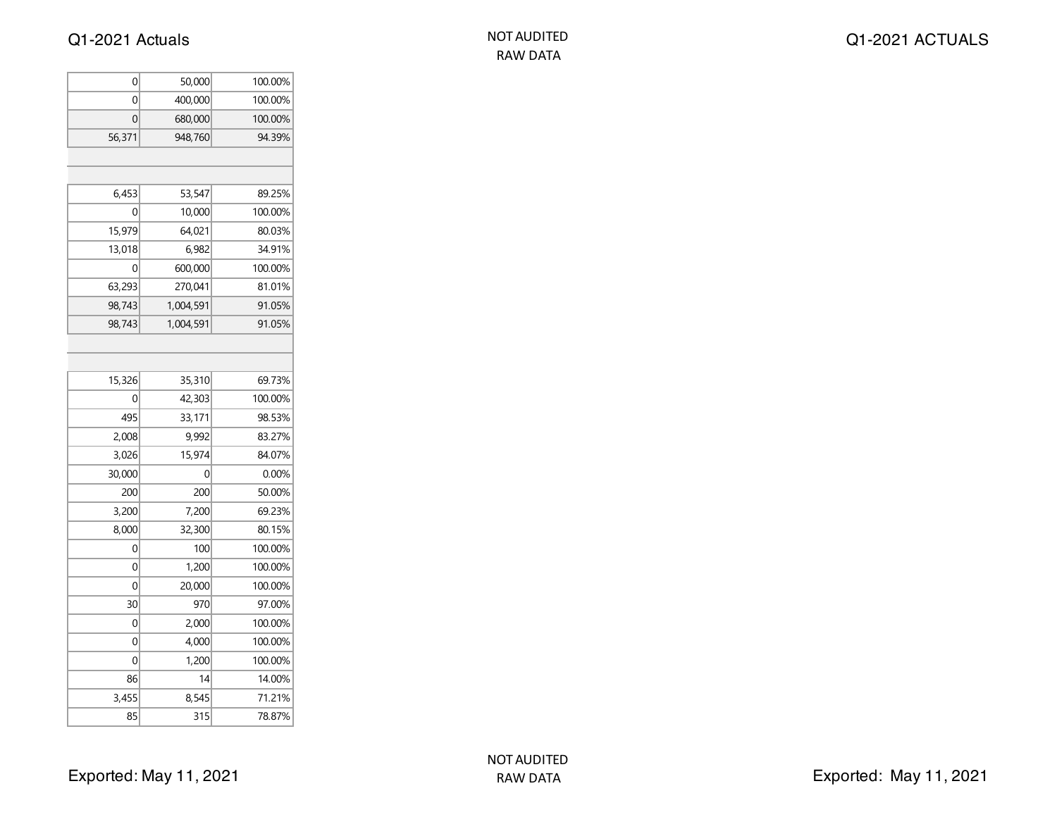| | | |
|---|---|---|
| 0 | 50,000 | 100.00% |
| 0 | 400,000 | 100.00% |
| 0 | 680,000 | 100.00% |
| 56,371 | 948,760 | 94.39% |
| | | |
| | | |
| 6,453 | 53,547 | 89.25% |
| 0 | 10,000 | 100.00% |
| 15,979 | 64,021 | 80.03% |
| 13,018 | 6,982 | 34.91% |
| 0 | 600,000 | 100.00% |
| 63,293 | 270,041 | 81.01% |
| 98,743 | 1,004,591 | 91.05% |
| 98,743 | 1,004,591 | 91.05% |
| | | |
| | | |
| 15,326 | 35,310 | 69.73% |
| 0 | 42,303 | 100.00% |
| 495 | 33,171 | 98.53% |
| 2,008 | 9,992 | 83.27% |
| 3,026 | 15,974 | 84.07% |
| 30,000 | 0 | 0.00% |
| 200 | 200 | 50.00% |
| 3,200 | 7,200 | 69.23% |
| 8,000 | 32,300 | 80.15% |
| 0 | 100 | 100.00% |
| 0 | 1,200 | 100.00% |
| 0 | 20,000 | 100.00% |
| 30 | 970 | 97.00% |
| 0 | 2,000 | 100.00% |
| 0 | 4,000 | 100.00% |
| 0 | 1,200 | 100.00% |
| 86 | 14 | 14.00% |
| 3,455 | 8,545 | 71.21% |
| 85 | 315 | 78.87% |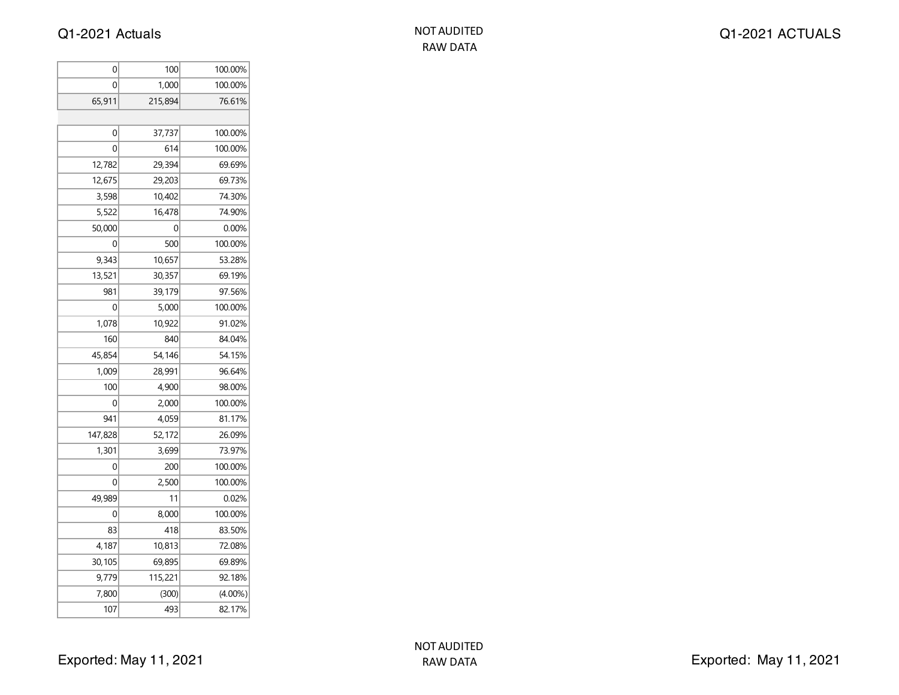| | | |
|---|---|---|
| 0 | 100 | 100.00% |
| 0 | 1,000 | 100.00% |
| 65,911 | 215,894 | 76.61% |
| | | |
| 0 | 37,737 | 100.00% |
| 0 | 614 | 100.00% |
| 12,782 | 29,394 | 69.69% |
| 12,675 | 29,203 | 69.73% |
| 3,598 | 10,402 | 74.30% |
| 5,522 | 16,478 | 74.90% |
| 50,000 | 0 | 0.00% |
| 0 | 500 | 100.00% |
| 9,343 | 10,657 | 53.28% |
| 13,521 | 30,357 | 69.19% |
| 981 | 39,179 | 97.56% |
| 0 | 5,000 | 100.00% |
| 1,078 | 10,922 | 91.02% |
| 160 | 840 | 84.04% |
| 45,854 | 54,146 | 54.15% |
| 1,009 | 28,991 | 96.64% |
| 100 | 4,900 | 98.00% |
| 0 | 2,000 | 100.00% |
| 941 | 4,059 | 81.17% |
| 147,828 | 52,172 | 26.09% |
| 1,301 | 3,699 | 73.97% |
| 0 | 200 | 100.00% |
| 0 | 2,500 | 100.00% |
| 49,989 | 11 | 0.02% |
| 0 | 8,000 | 100.00% |
| 83 | 418 | 83.50% |
| 4,187 | 10,813 | 72.08% |
| 30,105 | 69,895 | 69.89% |
| 9,779 | 115,221 | 92.18% |
| 7,800 | (300) | (4.00%) |
| 107 | 493 | 82.17% |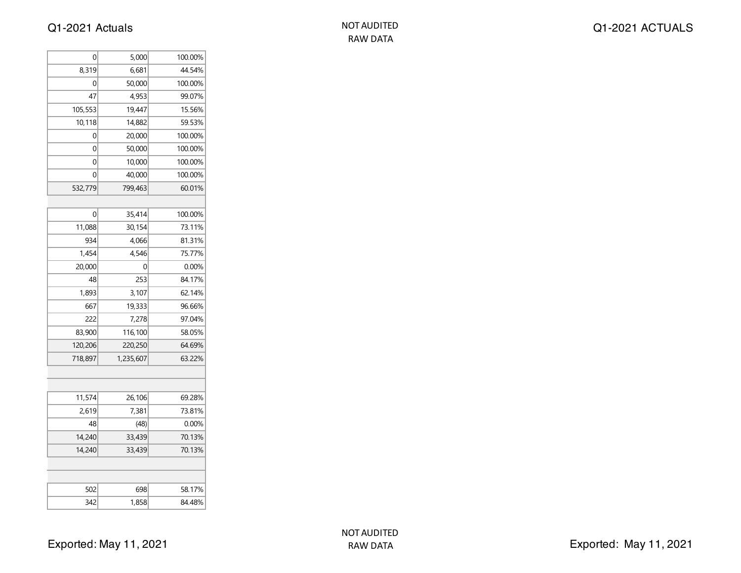| | | |
|---|---|---|
| 0 | 5,000 | 100.00% |
| 8,319 | 6,681 | 44.54% |
| 0 | 50,000 | 100.00% |
| 47 | 4,953 | 99.07% |
| 105,553 | 19,447 | 15.56% |
| 10,118 | 14,882 | 59.53% |
| 0 | 20,000 | 100.00% |
| 0 | 50,000 | 100.00% |
| 0 | 10,000 | 100.00% |
| 0 | 40,000 | 100.00% |
| 532,779 | 799,463 | 60.01% |
| | | |
| 0 | 35,414 | 100.00% |
| 11,088 | 30,154 | 73.11% |
| 934 | 4,066 | 81.31% |
| 1,454 | 4,546 | 75.77% |
| 20,000 | 0 | 0.00% |
| 48 | 253 | 84.17% |
| 1,893 | 3,107 | 62.14% |
| 667 | 19,333 | 96.66% |
| 222 | 7,278 | 97.04% |
| 83,900 | 116,100 | 58.05% |
| 120,206 | 220,250 | 64.69% |
| 718,897 | 1,235,607 | 63.22% |
| | | |
| | | |
| 11,574 | 26,106 | 69.28% |
| 2,619 | 7,381 | 73.81% |
| 48 | (48) | 0.00% |
| 14,240 | 33,439 | 70.13% |
| 14,240 | 33,439 | 70.13% |
| | | |
| | | |
| 502 | 698 | 58.17% |
| 342 | 1,858 | 84.48% |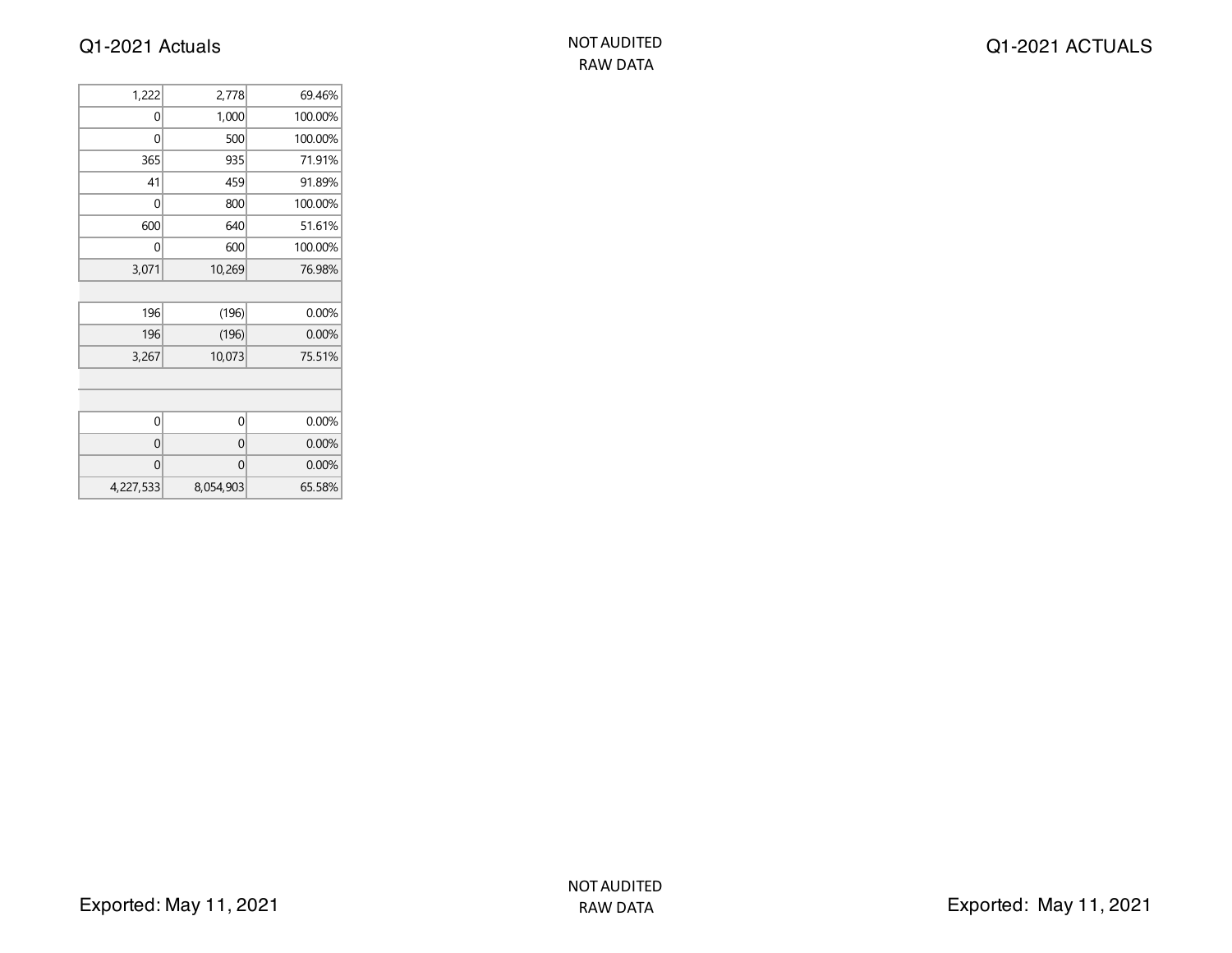| | | |
|---|---|---|
| 1,222 | 2,778 | 69.46% |
| 0 | 1,000 | 100.00% |
| 0 | 500 | 100.00% |
| 365 | 935 | 71.91% |
| 41 | 459 | 91.89% |
| 0 | 800 | 100.00% |
| 600 | 640 | 51.61% |
| 0 | 600 | 100.00% |
| 3,071 | 10,269 | 76.98% |
| | | |
| 196 | (196) | 0.00% |
| 196 | (196) | 0.00% |
| 3,267 | 10,073 | 75.51% |
| | | |
| | | |
| 0 | 0 | 0.00% |
| 0 | 0 | 0.00% |
| 0 | 0 | 0.00% |
| 4,227,533 | 8,054,903 | 65.58% |